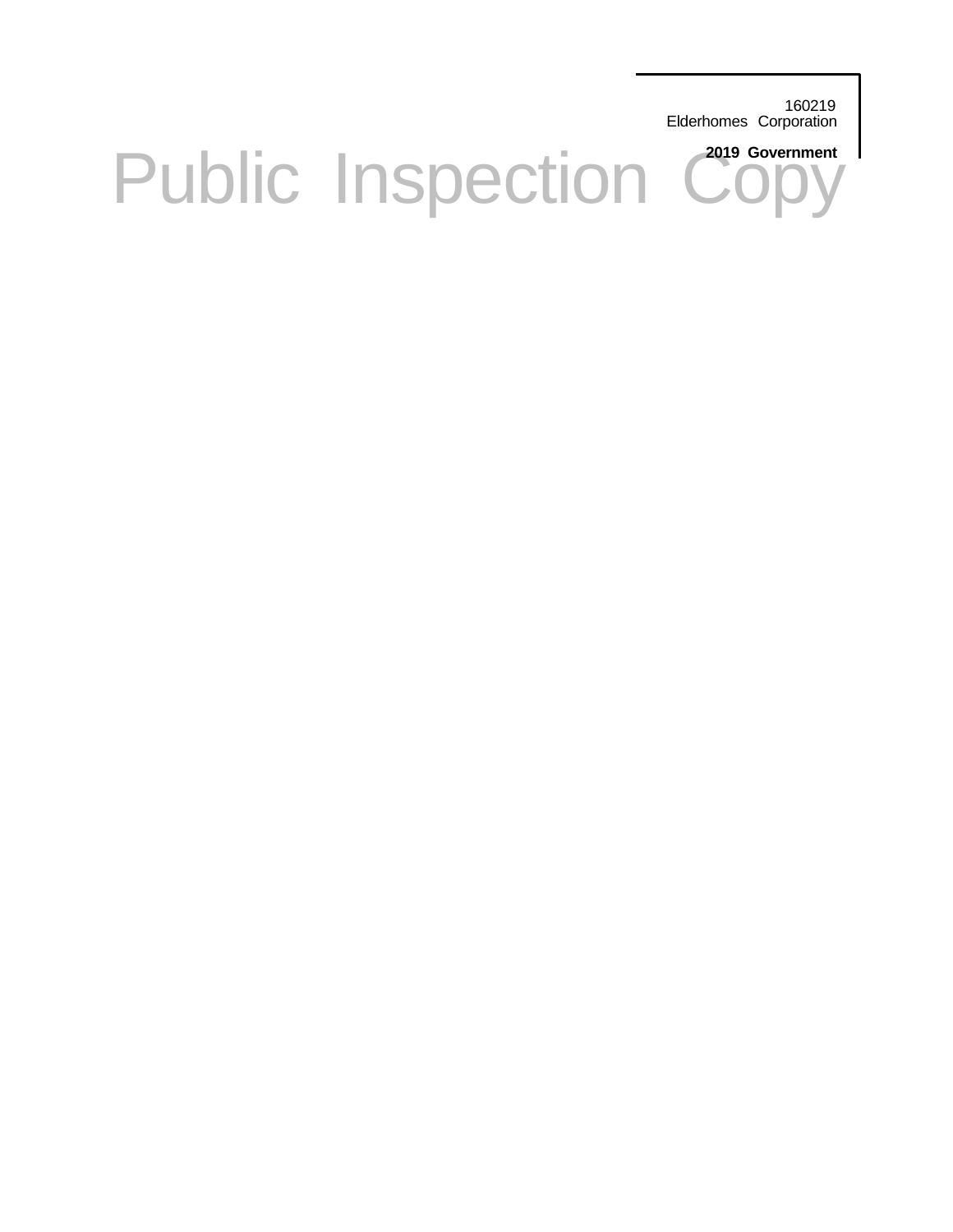160219
Elderhomes Corporation

**2019 Government**

# Public Inspection Copy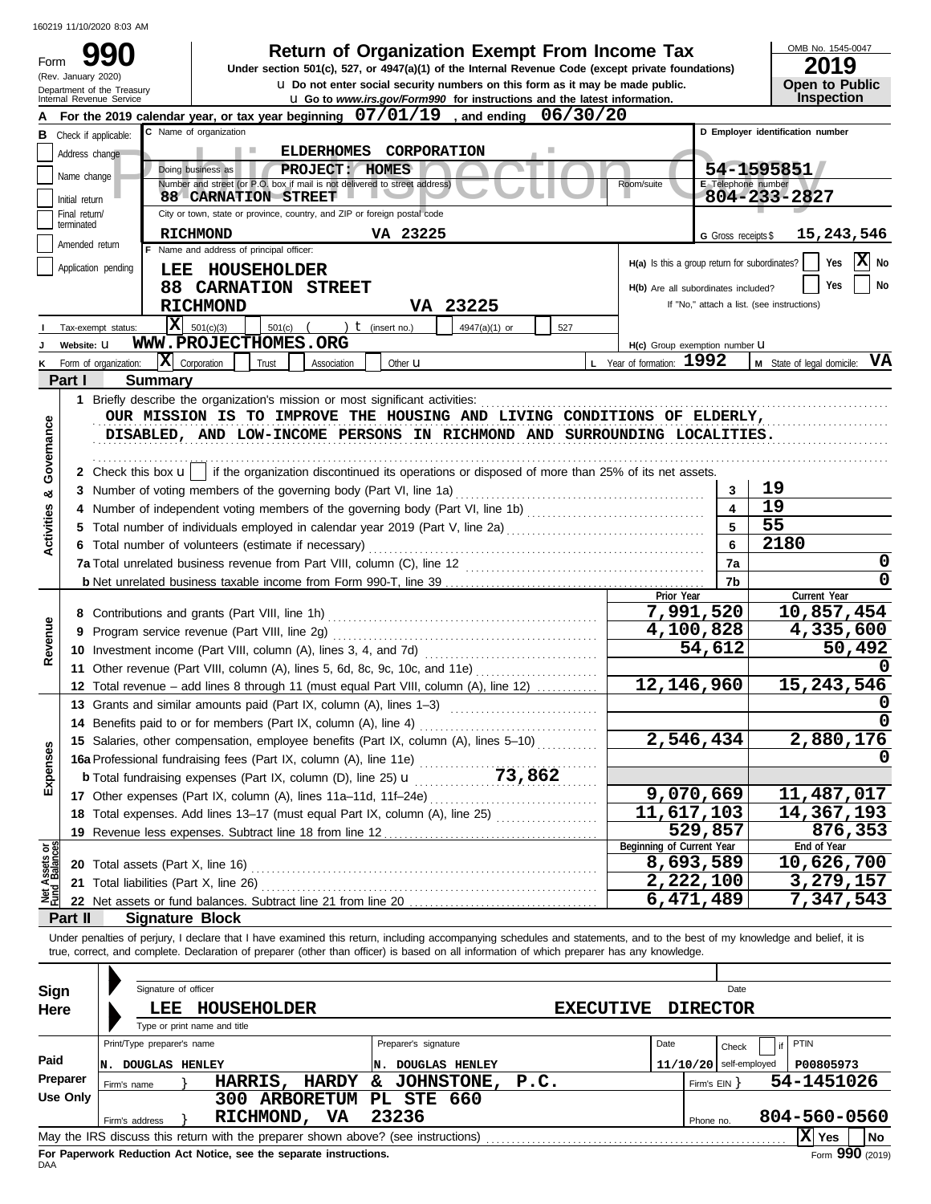160219 11/10/2020 8:03 AM

# Form 990

## Return of Organization Exempt From Income Tax

Under section 501(c), 527, or 4947(a)(1) of the Internal Revenue Code (except private foundations)

u Do not enter social security numbers on this form as it may be made public.

u Go to www.irs.gov/Form990 for instructions and the latest information.

(Rev. January 2020)
Department of the Treasury
Internal Revenue Service

OMB No. 1545-0047
**2019**
**Open to Public Inspection**

**A** For the 2019 calendar year, or tax year beginning **07/01/19**, and ending **06/30/20**

**B** Check if applicable:
- Address change
- Name change
- Initial return
- Final return/terminated
- Amended return
- Application pending

**C** Name of organization: **ELDERHOMES CORPORATION**

Doing business as: **PROJECT: HOMES**

Number and street (or P.O. box if mail is not delivered to street address): **88 CARNATION STREET** Room/suite

City or town, state or province, country, and ZIP or foreign postal code: **RICHMOND VA 23225**

**D** Employer identification number: **54-1595851**

**E** Telephone number: **804-233-2827**

**G** Gross receipts $ **15,243,546**

**F** Name and address of principal officer:
**LEE HOUSEHOLDER**
**88 CARNATION STREET**
**RICHMOND VA 23225**

**H(a)** Is this a group return for subordinates? Yes [ ] No [X]

**H(b)** Are all subordinates included? Yes [ ] No [ ]
If "No," attach a list. (see instructions)

**I** Tax-exempt status: [X] 501(c)(3) [ ] 501(c) ( ) t (insert no.) [ ] 4947(a)(1) or [ ] 527

**J** Website: u **WWW.PROJECTHOMES.ORG**

**H(c)** Group exemption number u

**K** Form of organization: [X] Corporation [ ] Trust [ ] Association [ ] Other u

**L** Year of formation: **1992**

**M** State of legal domicile: **VA**

## Part I Summary

### Activities & Governance

1 Briefly describe the organization's mission or most significant activities:
OUR MISSION IS TO IMPROVE THE HOUSING AND LIVING CONDITIONS OF ELDERLY, DISABLED, AND LOW-INCOME PERSONS IN RICHMOND AND SURROUNDING LOCALITIES.

2 Check this box u [ ] if the organization discontinued its operations or disposed of more than 25% of its net assets.

| | | | |
|---|---|---|---|
| 3 | Number of voting members of the governing body (Part VI, line 1a) | 3 | 19 |
| 4 | Number of independent voting members of the governing body (Part VI, line 1b) | 4 | 19 |
| 5 | Total number of individuals employed in calendar year 2019 (Part V, line 2a) | 5 | 55 |
| 6 | Total number of volunteers (estimate if necessary) | 6 | 2180 |
| 7a | Total unrelated business revenue from Part VIII, column (C), line 12 | 7a | 0 |
| b | Net unrelated business taxable income from Form 990-T, line 39 | 7b | 0 |

### Revenue

| | | Prior Year | Current Year |
|---|---|---|---|
| 8 | Contributions and grants (Part VIII, line 1h) | 7,991,520 | 10,857,454 |
| 9 | Program service revenue (Part VIII, line 2g) | 4,100,828 | 4,335,600 |
| 10 | Investment income (Part VIII, column (A), lines 3, 4, and 7d) | 54,612 | 50,492 |
| 11 | Other revenue (Part VIII, column (A), lines 5, 6d, 8c, 9c, 10c, and 11e) | | 0 |
| 12 | Total revenue – add lines 8 through 11 (must equal Part VIII, column (A), line 12) | 12,146,960 | 15,243,546 |

### Expenses

| | | Prior Year | Current Year |
|---|---|---|---|
| 13 | Grants and similar amounts paid (Part IX, column (A), lines 1–3) | | 0 |
| 14 | Benefits paid to or for members (Part IX, column (A), line 4) | | 0 |
| 15 | Salaries, other compensation, employee benefits (Part IX, column (A), lines 5–10) | 2,546,434 | 2,880,176 |
| 16a | Professional fundraising fees (Part IX, column (A), line 11e) | | 0 |
| b | Total fundraising expenses (Part IX, column (D), line 25) u 73,862 | | |
| 17 | Other expenses (Part IX, column (A), lines 11a–11d, 11f–24e) | 9,070,669 | 11,487,017 |
| 18 | Total expenses. Add lines 13–17 (must equal Part IX, column (A), line 25) | 11,617,103 | 14,367,193 |
| 19 | Revenue less expenses. Subtract line 18 from line 12 | 529,857 | 876,353 |

### Net Assets or Fund Balances

| | | Beginning of Current Year | End of Year |
|---|---|---|---|
| 20 | Total assets (Part X, line 16) | 8,693,589 | 10,626,700 |
| 21 | Total liabilities (Part X, line 26) | 2,222,100 | 3,279,157 |
| 22 | Net assets or fund balances. Subtract line 21 from line 20 | 6,471,489 | 7,347,543 |

## Part II Signature Block

Under penalties of perjury, I declare that I have examined this return, including accompanying schedules and statements, and to the best of my knowledge and belief, it is true, correct, and complete. Declaration of preparer (other than officer) is based on all information of which preparer has any knowledge.

**Sign Here**

Signature of officer — Date

**LEE HOUSEHOLDER** — **EXECUTIVE DIRECTOR**
Type or print name and title

**Paid Preparer Use Only**

| Print/Type preparer's name | Preparer's signature | Date | Check if self-employed | PTIN |
|---|---|---|---|---|
| N. DOUGLAS HENLEY | N. DOUGLAS HENLEY | 11/10/20 | | P00805973 |

Firm's name } **HARRIS, HARDY & JOHNSTONE, P.C.** — Firm's EIN } **54-1451026**

Firm's address } **300 ARBORETUM PL STE 660, RICHMOND, VA 23236** — Phone no. **804-560-0560**

May the IRS discuss this return with the preparer shown above? (see instructions) [X] Yes [ ] No

**For Paperwork Reduction Act Notice, see the separate instructions.**

DAA

Form **990** (2019)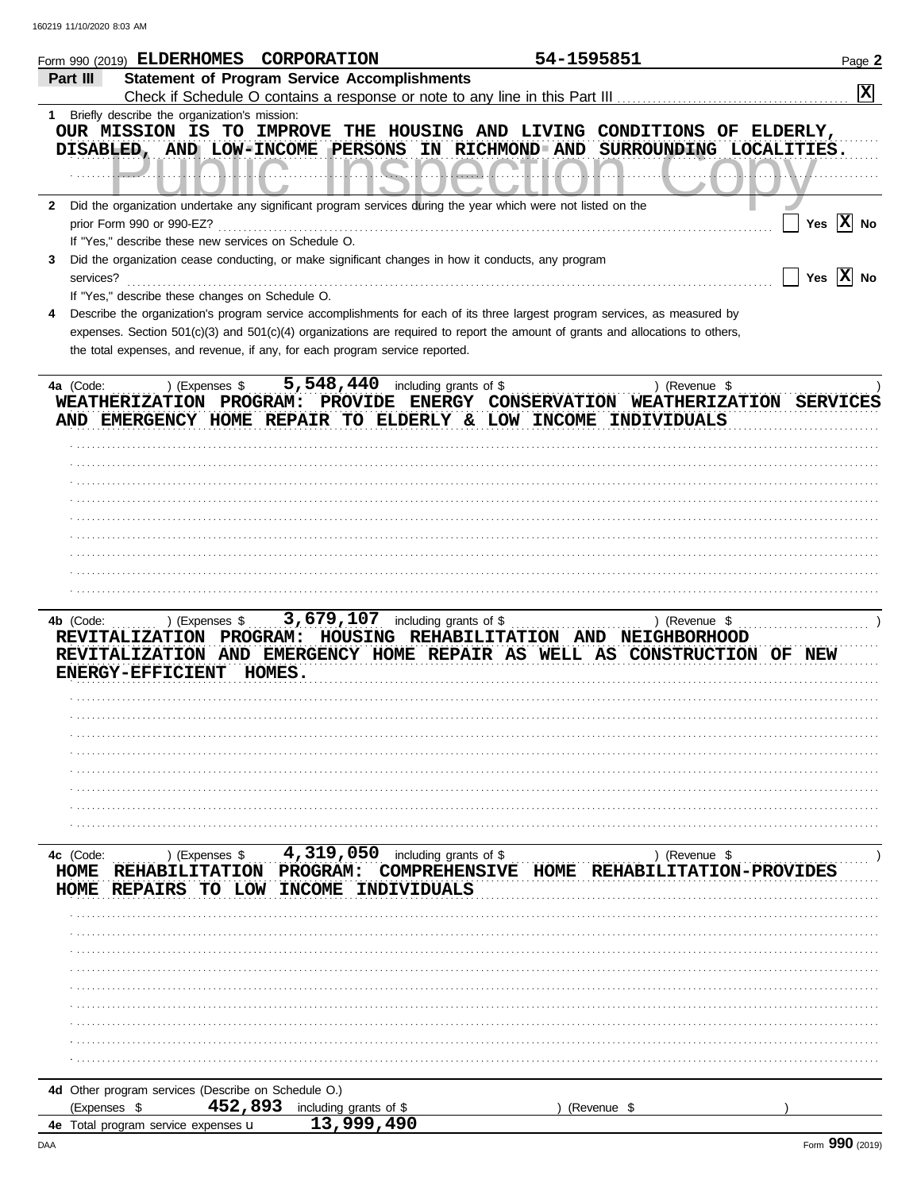Form 990 (2019) ELDERHOMES CORPORATION 54-1595851 Page 2

## Part III Statement of Program Service Accomplishments

Check if Schedule O contains a response or note to any line in this Part III ... [X]

**1** Briefly describe the organization's mission:

OUR MISSION IS TO IMPROVE THE HOUSING AND LIVING CONDITIONS OF ELDERLY, DISABLED, AND LOW-INCOME PERSONS IN RICHMOND AND SURROUNDING LOCALITIES.

**2** Did the organization undertake any significant program services during the year which were not listed on the prior Form 990 or 990-EZ? [ ] Yes [X] No

If "Yes," describe these new services on Schedule O.

**3** Did the organization cease conducting, or make significant changes in how it conducts, any program services? [ ] Yes [X] No

If "Yes," describe these changes on Schedule O.

**4** Describe the organization's program service accomplishments for each of its three largest program services, as measured by expenses. Section 501(c)(3) and 501(c)(4) organizations are required to report the amount of grants and allocations to others, the total expenses, and revenue, if any, for each program service reported.

**4a** (Code: ) (Expenses $ 5,548,440 including grants of $ ) (Revenue $ )

WEATHERIZATION PROGRAM: PROVIDE ENERGY CONSERVATION WEATHERIZATION SERVICES AND EMERGENCY HOME REPAIR TO ELDERLY & LOW INCOME INDIVIDUALS

**4b** (Code: ) (Expenses $ 3,679,107 including grants of $ ) (Revenue $ )

REVITALIZATION PROGRAM: HOUSING REHABILITATION AND NEIGHBORHOOD REVITALIZATION AND EMERGENCY HOME REPAIR AS WELL AS CONSTRUCTION OF NEW ENERGY-EFFICIENT HOMES.

**4c** (Code: ) (Expenses $ 4,319,050 including grants of $ ) (Revenue $ )

HOME REHABILITATION PROGRAM: COMPREHENSIVE HOME REHABILITATION-PROVIDES HOME REPAIRS TO LOW INCOME INDIVIDUALS

**4d** Other program services (Describe on Schedule O.)

(Expenses $ 452,893 including grants of $ ) (Revenue $ )

**4e** Total program service expenses ► 13,999,490

Form **990** (2019)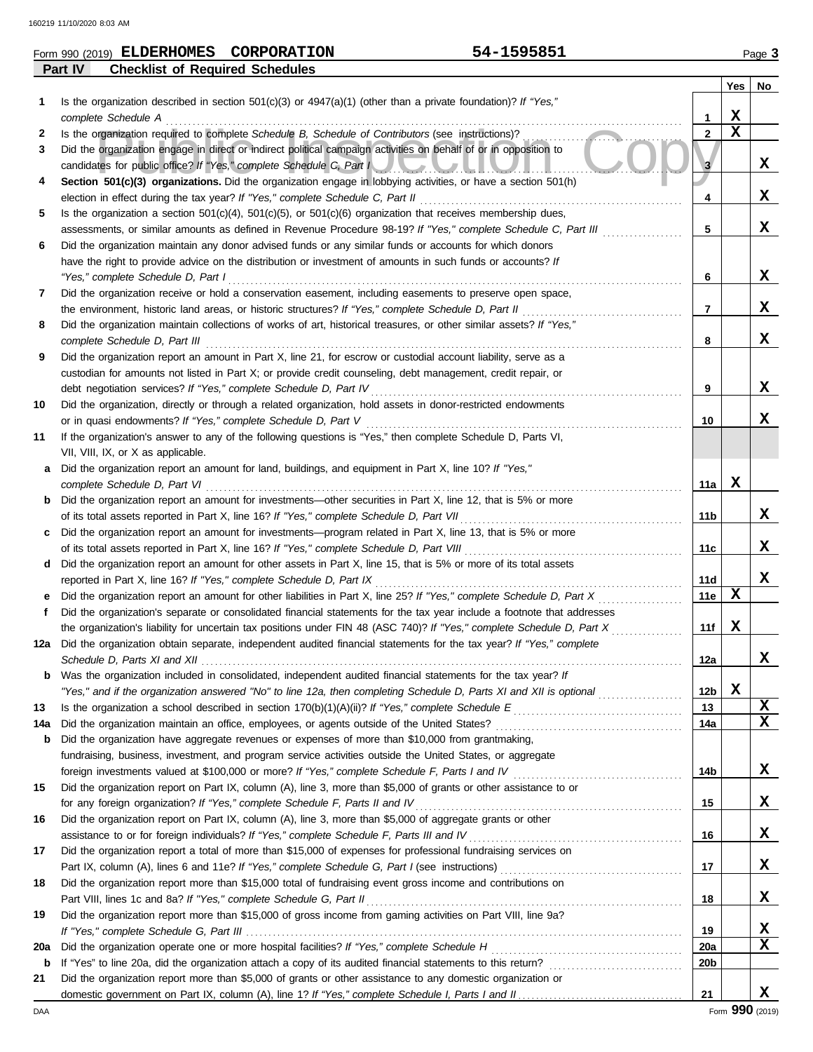Form 990 (2019) **ELDERHOMES CORPORATION** **54-1595851**

## Part IV Checklist of Required Schedules

| | | | Yes | No |
|---|---|---|---|---|
| **1** | Is the organization described in section 501(c)(3) or 4947(a)(1) (other than a private foundation)? *If "Yes," complete Schedule A* | 1 | X | |
| **2** | Is the organization required to complete *Schedule B, Schedule of Contributors* (see instructions)? | 2 | X | |
| **3** | Did the organization engage in direct or indirect political campaign activities on behalf of or in opposition to candidates for public office? *If "Yes," complete Schedule C, Part I* | 3 | | X |
| **4** | **Section 501(c)(3) organizations.** Did the organization engage in lobbying activities, or have a section 501(h) election in effect during the tax year? *If "Yes," complete Schedule C, Part II* | 4 | | X |
| **5** | Is the organization a section 501(c)(4), 501(c)(5), or 501(c)(6) organization that receives membership dues, assessments, or similar amounts as defined in Revenue Procedure 98-19? *If "Yes," complete Schedule C, Part III* | 5 | | X |
| **6** | Did the organization maintain any donor advised funds or any similar funds or accounts for which donors have the right to provide advice on the distribution or investment of amounts in such funds or accounts? *If "Yes," complete Schedule D, Part I* | 6 | | X |
| **7** | Did the organization receive or hold a conservation easement, including easements to preserve open space, the environment, historic land areas, or historic structures? *If "Yes," complete Schedule D, Part II* | 7 | | X |
| **8** | Did the organization maintain collections of works of art, historical treasures, or other similar assets? *If "Yes," complete Schedule D, Part III* | 8 | | X |
| **9** | Did the organization report an amount in Part X, line 21, for escrow or custodial account liability, serve as a custodian for amounts not listed in Part X; or provide credit counseling, debt management, credit repair, or debt negotiation services? *If "Yes," complete Schedule D, Part IV* | 9 | | X |
| **10** | Did the organization, directly or through a related organization, hold assets in donor-restricted endowments or in quasi endowments? *If "Yes," complete Schedule D, Part V* | 10 | | X |
| **11** | If the organization's answer to any of the following questions is "Yes," then complete Schedule D, Parts VI, VII, VIII, IX, or X as applicable. | | | |
| **a** | Did the organization report an amount for land, buildings, and equipment in Part X, line 10? *If "Yes," complete Schedule D, Part VI* | 11a | X | |
| **b** | Did the organization report an amount for investments—other securities in Part X, line 12, that is 5% or more of its total assets reported in Part X, line 16? *If "Yes," complete Schedule D, Part VII* | 11b | | X |
| **c** | Did the organization report an amount for investments—program related in Part X, line 13, that is 5% or more of its total assets reported in Part X, line 16? *If "Yes," complete Schedule D, Part VIII* | 11c | | X |
| **d** | Did the organization report an amount for other assets in Part X, line 15, that is 5% or more of its total assets reported in Part X, line 16? *If "Yes," complete Schedule D, Part IX* | 11d | | X |
| **e** | Did the organization report an amount for other liabilities in Part X, line 25? *If "Yes," complete Schedule D, Part X* | 11e | X | |
| **f** | Did the organization's separate or consolidated financial statements for the tax year include a footnote that addresses the organization's liability for uncertain tax positions under FIN 48 (ASC 740)? *If "Yes," complete Schedule D, Part X* | 11f | X | |
| **12a** | Did the organization obtain separate, independent audited financial statements for the tax year? *If "Yes," complete Schedule D, Parts XI and XII* | 12a | | X |
| **b** | Was the organization included in consolidated, independent audited financial statements for the tax year? *If "Yes," and if the organization answered "No" to line 12a, then completing Schedule D, Parts XI and XII is optional* | 12b | X | |
| **13** | Is the organization a school described in section 170(b)(1)(A)(ii)? *If "Yes," complete Schedule E* | 13 | | X |
| **14a** | Did the organization maintain an office, employees, or agents outside of the United States? | 14a | | X |
| **b** | Did the organization have aggregate revenues or expenses of more than $10,000 from grantmaking, fundraising, business, investment, and program service activities outside the United States, or aggregate foreign investments valued at $100,000 or more? *If "Yes," complete Schedule F, Parts I and IV* | 14b | | X |
| **15** | Did the organization report on Part IX, column (A), line 3, more than $5,000 of grants or other assistance to or for any foreign organization? *If "Yes," complete Schedule F, Parts II and IV* | 15 | | X |
| **16** | Did the organization report on Part IX, column (A), line 3, more than $5,000 of aggregate grants or other assistance to or for foreign individuals? *If "Yes," complete Schedule F, Parts III and IV* | 16 | | X |
| **17** | Did the organization report a total of more than $15,000 of expenses for professional fundraising services on Part IX, column (A), lines 6 and 11e? *If "Yes," complete Schedule G, Part I* (see instructions) | 17 | | X |
| **18** | Did the organization report more than $15,000 total of fundraising event gross income and contributions on Part VIII, lines 1c and 8a? *If "Yes," complete Schedule G, Part II* | 18 | | X |
| **19** | Did the organization report more than $15,000 of gross income from gaming activities on Part VIII, line 9a? *If "Yes," complete Schedule G, Part III* | 19 | | X |
| **20a** | Did the organization operate one or more hospital facilities? *If "Yes," complete Schedule H* | 20a | | X |
| **b** | If "Yes" to line 20a, did the organization attach a copy of its audited financial statements to this return? | 20b | | |
| **21** | Did the organization report more than $5,000 of grants or other assistance to any domestic organization or domestic government on Part IX, column (A), line 1? *If "Yes," complete Schedule I, Parts I and II* | 21 | | X |

Form **990** (2019)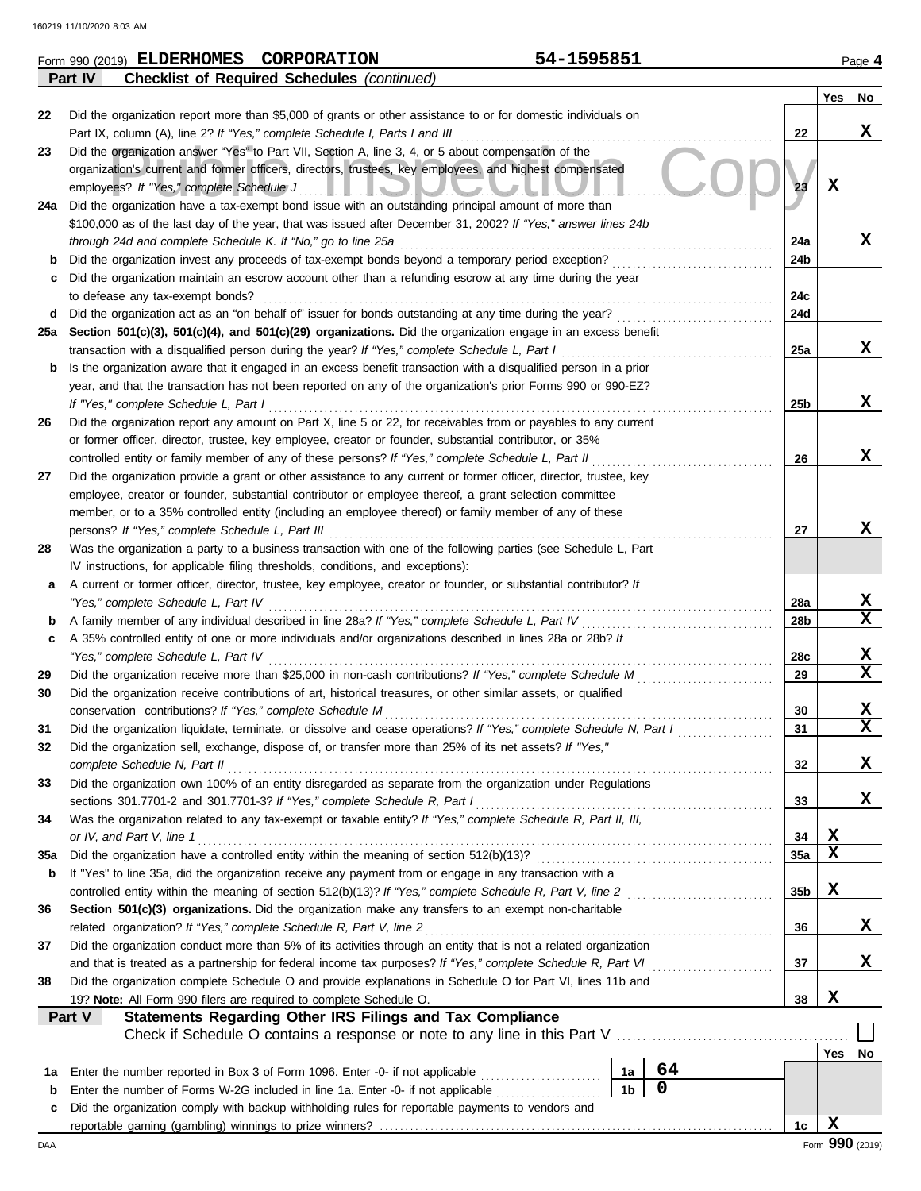Form 990 (2019) **ELDERHOMES CORPORATION** **54-1595851** Page **4**

**Part IV** **Checklist of Required Schedules** *(continued)*

| | | | Yes | No |
|---|---|---|---|---|
| 22 | Did the organization report more than $5,000 of grants or other assistance to or for domestic individuals on Part IX, column (A), line 2? *If "Yes," complete Schedule I, Parts I and III* | 22 | | X |
| 23 | Did the organization answer "Yes" to Part VII, Section A, line 3, 4, or 5 about compensation of the organization's current and former officers, directors, trustees, key employees, and highest compensated employees? *If "Yes," complete Schedule J* | 23 | X | |
| 24a | Did the organization have a tax-exempt bond issue with an outstanding principal amount of more than $100,000 as of the last day of the year, that was issued after December 31, 2002? *If "Yes," answer lines 24b through 24d and complete Schedule K. If "No," go to line 25a* | 24a | | X |
| b | Did the organization invest any proceeds of tax-exempt bonds beyond a temporary period exception? | 24b | | |
| c | Did the organization maintain an escrow account other than a refunding escrow at any time during the year to defease any tax-exempt bonds? | 24c | | |
| d | Did the organization act as an "on behalf of" issuer for bonds outstanding at any time during the year? | 24d | | |
| 25a | **Section 501(c)(3), 501(c)(4), and 501(c)(29) organizations.** Did the organization engage in an excess benefit transaction with a disqualified person during the year? *If "Yes," complete Schedule L, Part I* | 25a | | X |
| b | Is the organization aware that it engaged in an excess benefit transaction with a disqualified person in a prior year, and that the transaction has not been reported on any of the organization's prior Forms 990 or 990-EZ? *If "Yes," complete Schedule L, Part I* | 25b | | X |
| 26 | Did the organization report any amount on Part X, line 5 or 22, for receivables from or payables to any current or former officer, director, trustee, key employee, creator or founder, substantial contributor, or 35% controlled entity or family member of any of these persons? *If "Yes," complete Schedule L, Part II* | 26 | | X |
| 27 | Did the organization provide a grant or other assistance to any current or former officer, director, trustee, key employee, creator or founder, substantial contributor or employee thereof, a grant selection committee member, or to a 35% controlled entity (including an employee thereof) or family member of any of these persons? *If "Yes," complete Schedule L, Part III* | 27 | | X |
| 28 | Was the organization a party to a business transaction with one of the following parties (see Schedule L, Part IV instructions, for applicable filing thresholds, conditions, and exceptions): | | | |
| a | A current or former officer, director, trustee, key employee, creator or founder, or substantial contributor? *If "Yes," complete Schedule L, Part IV* | 28a | | X |
| b | A family member of any individual described in line 28a? *If "Yes," complete Schedule L, Part IV* | 28b | | X |
| c | A 35% controlled entity of one or more individuals and/or organizations described in lines 28a or 28b? *If "Yes," complete Schedule L, Part IV* | 28c | | X |
| 29 | Did the organization receive more than $25,000 in non-cash contributions? *If "Yes," complete Schedule M* | 29 | | X |
| 30 | Did the organization receive contributions of art, historical treasures, or other similar assets, or qualified conservation contributions? *If "Yes," complete Schedule M* | 30 | | X |
| 31 | Did the organization liquidate, terminate, or dissolve and cease operations? *If "Yes," complete Schedule N, Part I* | 31 | | X |
| 32 | Did the organization sell, exchange, dispose of, or transfer more than 25% of its net assets? *If "Yes," complete Schedule N, Part II* | 32 | | X |
| 33 | Did the organization own 100% of an entity disregarded as separate from the organization under Regulations sections 301.7701-2 and 301.7701-3? *If "Yes," complete Schedule R, Part I* | 33 | | X |
| 34 | Was the organization related to any tax-exempt or taxable entity? *If "Yes," complete Schedule R, Part II, III, or IV, and Part V, line 1* | 34 | X | |
| 35a | Did the organization have a controlled entity within the meaning of section 512(b)(13)? | 35a | X | |
| b | If "Yes" to line 35a, did the organization receive any payment from or engage in any transaction with a controlled entity within the meaning of section 512(b)(13)? *If "Yes," complete Schedule R, Part V, line 2* | 35b | X | |
| 36 | **Section 501(c)(3) organizations.** Did the organization make any transfers to an exempt non-charitable related organization? *If "Yes," complete Schedule R, Part V, line 2* | 36 | | X |
| 37 | Did the organization conduct more than 5% of its activities through an entity that is not a related organization and that is treated as a partnership for federal income tax purposes? *If "Yes," complete Schedule R, Part VI* | 37 | | X |
| 38 | Did the organization complete Schedule O and provide explanations in Schedule O for Part VI, lines 11b and 19? **Note:** All Form 990 filers are required to complete Schedule O. | 38 | X | |

**Part V** **Statements Regarding Other IRS Filings and Tax Compliance**

Check if Schedule O contains a response or note to any line in this Part V ☐

| | | | | | Yes | No |
|---|---|---|---|---|---|---|
| 1a | Enter the number reported in Box 3 of Form 1096. Enter -0- if not applicable | 1a | 64 | | | |
| b | Enter the number of Forms W-2G included in line 1a. Enter -0- if not applicable | 1b | 0 | | | |
| c | Did the organization comply with backup withholding rules for reportable payments to vendors and reportable gaming (gambling) winnings to prize winners? | | | 1c | X | |

DAA Form **990** (2019)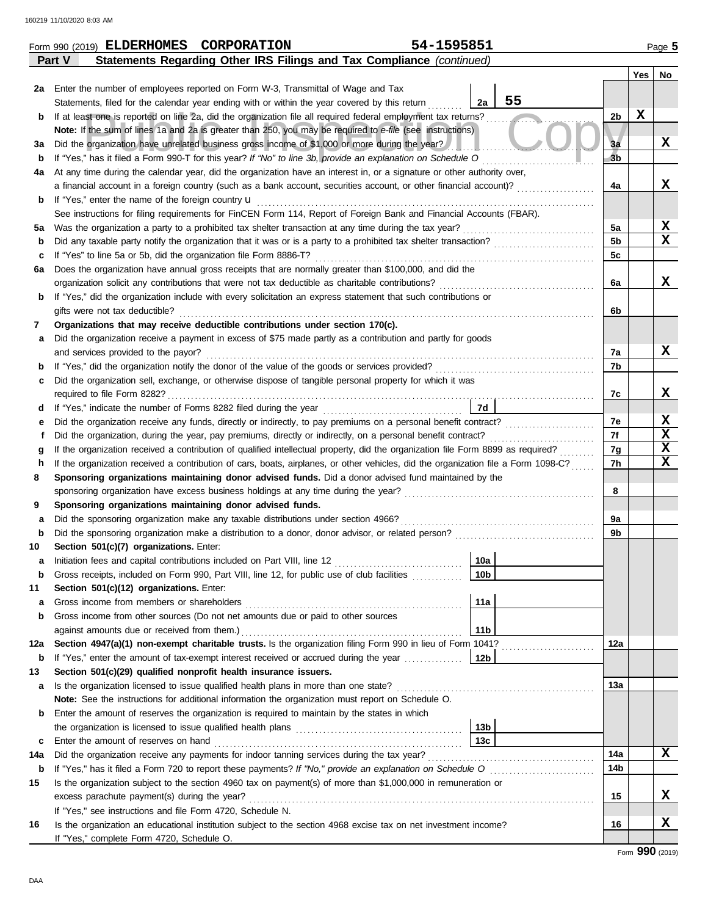Form 990 (2019) **ELDERHOMES CORPORATION** **54-1595851** Page **5**

## Part V Statements Regarding Other IRS Filings and Tax Compliance *(continued)*

| | | | | Yes | No |
|---|---|---|---|---|---|
| **2a** | Enter the number of employees reported on Form W-3, Transmittal of Wage and Tax Statements, filed for the calendar year ending with or within the year covered by this return | 2a: 55 | | | |
| **b** | If at least one is reported on line 2a, did the organization file all required federal employment tax returns? | | 2b | X | |
| | **Note:** If the sum of lines 1a and 2a is greater than 250, you may be required to *e-file* (see instructions) | | | | |
| **3a** | Did the organization have unrelated business gross income of $1,000 or more during the year? | | 3a | | X |
| **b** | If "Yes," has it filed a Form 990-T for this year? *If "No" to line 3b, provide an explanation on Schedule O* | | 3b | | |
| **4a** | At any time during the calendar year, did the organization have an interest in, or a signature or other authority over, a financial account in a foreign country (such as a bank account, securities account, or other financial account)? | | 4a | | X |
| **b** | If "Yes," enter the name of the foreign country u | | | | |
| | See instructions for filing requirements for FinCEN Form 114, Report of Foreign Bank and Financial Accounts (FBAR). | | | | |
| **5a** | Was the organization a party to a prohibited tax shelter transaction at any time during the tax year? | | 5a | | X |
| **b** | Did any taxable party notify the organization that it was or is a party to a prohibited tax shelter transaction? | | 5b | | X |
| **c** | If "Yes" to line 5a or 5b, did the organization file Form 8886-T? | | 5c | | |
| **6a** | Does the organization have annual gross receipts that are normally greater than $100,000, and did the organization solicit any contributions that were not tax deductible as charitable contributions? | | 6a | | X |
| **b** | If "Yes," did the organization include with every solicitation an express statement that such contributions or gifts were not tax deductible? | | 6b | | |
| **7** | **Organizations that may receive deductible contributions under section 170(c).** | | | | |
| **a** | Did the organization receive a payment in excess of $75 made partly as a contribution and partly for goods and services provided to the payor? | | 7a | | X |
| **b** | If "Yes," did the organization notify the donor of the value of the goods or services provided? | | 7b | | |
| **c** | Did the organization sell, exchange, or otherwise dispose of tangible personal property for which it was required to file Form 8282? | | 7c | | X |
| **d** | If "Yes," indicate the number of Forms 8282 filed during the year | 7d | | | |
| **e** | Did the organization receive any funds, directly or indirectly, to pay premiums on a personal benefit contract? | | 7e | | X |
| **f** | Did the organization, during the year, pay premiums, directly or indirectly, on a personal benefit contract? | | 7f | | X |
| **g** | If the organization received a contribution of qualified intellectual property, did the organization file Form 8899 as required? | | 7g | | X |
| **h** | If the organization received a contribution of cars, boats, airplanes, or other vehicles, did the organization file a Form 1098-C? | | 7h | | X |
| **8** | **Sponsoring organizations maintaining donor advised funds.** Did a donor advised fund maintained by the sponsoring organization have excess business holdings at any time during the year? | | 8 | | |
| **9** | **Sponsoring organizations maintaining donor advised funds.** | | | | |
| **a** | Did the sponsoring organization make any taxable distributions under section 4966? | | 9a | | |
| **b** | Did the sponsoring organization make a distribution to a donor, donor advisor, or related person? | | 9b | | |
| **10** | **Section 501(c)(7) organizations.** Enter: | | | | |
| **a** | Initiation fees and capital contributions included on Part VIII, line 12 | 10a | | | |
| **b** | Gross receipts, included on Form 990, Part VIII, line 12, for public use of club facilities | 10b | | | |
| **11** | **Section 501(c)(12) organizations.** Enter: | | | | |
| **a** | Gross income from members or shareholders | 11a | | | |
| **b** | Gross income from other sources (Do not net amounts due or paid to other sources against amounts due or received from them.) | 11b | | | |
| **12a** | **Section 4947(a)(1) non-exempt charitable trusts.** Is the organization filing Form 990 in lieu of Form 1041? | | 12a | | |
| **b** | If "Yes," enter the amount of tax-exempt interest received or accrued during the year | 12b | | | |
| **13** | **Section 501(c)(29) qualified nonprofit health insurance issuers.** | | | | |
| **a** | Is the organization licensed to issue qualified health plans in more than one state? | | 13a | | |
| | **Note:** See the instructions for additional information the organization must report on Schedule O. | | | | |
| **b** | Enter the amount of reserves the organization is required to maintain by the states in which the organization is licensed to issue qualified health plans | 13b | | | |
| **c** | Enter the amount of reserves on hand | 13c | | | |
| **14a** | Did the organization receive any payments for indoor tanning services during the tax year? | | 14a | | X |
| **b** | If "Yes," has it filed a Form 720 to report these payments? *If "No," provide an explanation on Schedule O* | | 14b | | |
| **15** | Is the organization subject to the section 4960 tax on payment(s) of more than $1,000,000 in remuneration or excess parachute payment(s) during the year? | | 15 | | X |
| | If "Yes," see instructions and file Form 4720, Schedule N. | | | | |
| **16** | Is the organization an educational institution subject to the section 4968 excise tax on net investment income? | | 16 | | X |
| | If "Yes," complete Form 4720, Schedule O. | | | | |

Form **990** (2019)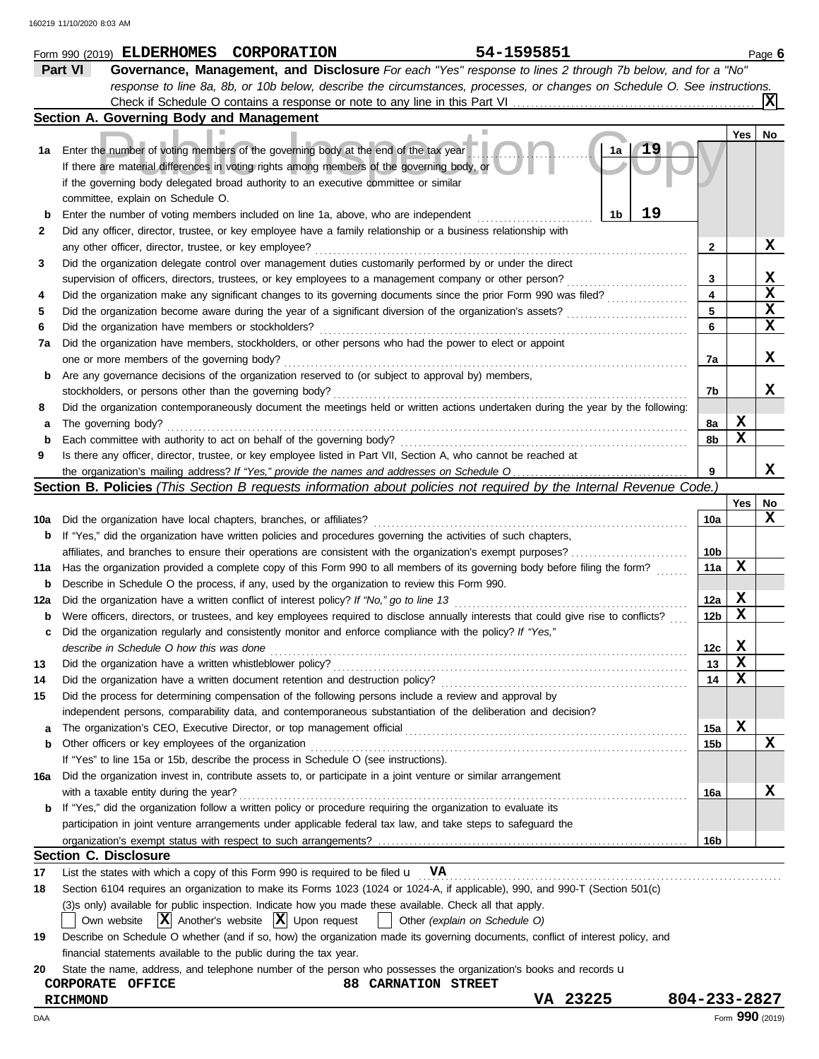Form 990 (2019) **ELDERHOMES CORPORATION** **54-1595851** Page **6**

## Part VI Governance, Management, and Disclosure

*For each "Yes" response to lines 2 through 7b below, and for a "No" response to line 8a, 8b, or 10b below, describe the circumstances, processes, or changes on Schedule O. See instructions.*

Check if Schedule O contains a response or note to any line in this Part VI ... **[X]**

### Section A. Governing Body and Management

| | | | | Yes | No |
|---|---|---|---|---|---|
| **1a** | Enter the number of voting members of the governing body at the end of the tax year. If there are material differences in voting rights among members of the governing body, or if the governing body delegated broad authority to an executive committee or similar committee, explain on Schedule O. | 1a: **19** | | | |
| **b** | Enter the number of voting members included on line 1a, above, who are independent | 1b: **19** | | | |
| **2** | Did any officer, director, trustee, or key employee have a family relationship or a business relationship with any other officer, director, trustee, or key employee? | | 2 | | X |
| **3** | Did the organization delegate control over management duties customarily performed by or under the direct supervision of officers, directors, trustees, or key employees to a management company or other person? | | 3 | | X |
| **4** | Did the organization make any significant changes to its governing documents since the prior Form 990 was filed? | | 4 | | X |
| **5** | Did the organization become aware during the year of a significant diversion of the organization's assets? | | 5 | | X |
| **6** | Did the organization have members or stockholders? | | 6 | | X |
| **7a** | Did the organization have members, stockholders, or other persons who had the power to elect or appoint one or more members of the governing body? | | 7a | | X |
| **b** | Are any governance decisions of the organization reserved to (or subject to approval by) members, stockholders, or persons other than the governing body? | | 7b | | X |
| **8** | Did the organization contemporaneously document the meetings held or written actions undertaken during the year by the following: | | | | |
| **a** | The governing body? | | 8a | X | |
| **b** | Each committee with authority to act on behalf of the governing body? | | 8b | X | |
| **9** | Is there any officer, director, trustee, or key employee listed in Part VII, Section A, who cannot be reached at the organization's mailing address? *If "Yes," provide the names and addresses on Schedule O* | | 9 | | X |

### Section B. Policies *(This Section B requests information about policies not required by the Internal Revenue Code.)*

| | | | Yes | No |
|---|---|---|---|---|
| **10a** | Did the organization have local chapters, branches, or affiliates? | 10a | | X |
| **b** | If "Yes," did the organization have written policies and procedures governing the activities of such chapters, affiliates, and branches to ensure their operations are consistent with the organization's exempt purposes? | 10b | | |
| **11a** | Has the organization provided a complete copy of this Form 990 to all members of its governing body before filing the form? | 11a | X | |
| **b** | Describe in Schedule O the process, if any, used by the organization to review this Form 990. | | | |
| **12a** | Did the organization have a written conflict of interest policy? *If "No," go to line 13* | 12a | X | |
| **b** | Were officers, directors, or trustees, and key employees required to disclose annually interests that could give rise to conflicts? | 12b | X | |
| **c** | Did the organization regularly and consistently monitor and enforce compliance with the policy? *If "Yes," describe in Schedule O how this was done* | 12c | X | |
| **13** | Did the organization have a written whistleblower policy? | 13 | X | |
| **14** | Did the organization have a written document retention and destruction policy? | 14 | X | |
| **15** | Did the process for determining compensation of the following persons include a review and approval by independent persons, comparability data, and contemporaneous substantiation of the deliberation and decision? | | | |
| **a** | The organization's CEO, Executive Director, or top management official | 15a | X | |
| **b** | Other officers or key employees of the organization | 15b | | X |
| | If "Yes" to line 15a or 15b, describe the process in Schedule O (see instructions). | | | |
| **16a** | Did the organization invest in, contribute assets to, or participate in a joint venture or similar arrangement with a taxable entity during the year? | 16a | | X |
| **b** | If "Yes," did the organization follow a written policy or procedure requiring the organization to evaluate its participation in joint venture arrangements under applicable federal tax law, and take steps to safeguard the organization's exempt status with respect to such arrangements? | 16b | | |

### Section C. Disclosure

**17** List the states with which a copy of this Form 990 is required to be filed u **VA**

**18** Section 6104 requires an organization to make its Forms 1023 (1024 or 1024-A, if applicable), 990, and 990-T (Section 501(c)(3)s only) available for public inspection. Indicate how you made these available. Check all that apply.

[ ] Own website [X] Another's website [X] Upon request [ ] Other *(explain on Schedule O)*

**19** Describe on Schedule O whether (and if so, how) the organization made its governing documents, conflict of interest policy, and financial statements available to the public during the tax year.

**20** State the name, address, and telephone number of the person who possesses the organization's books and records u

**CORPORATE OFFICE** **88 CARNATION STREET**
**RICHMOND** **VA 23225** **804-233-2827**

Form **990** (2019)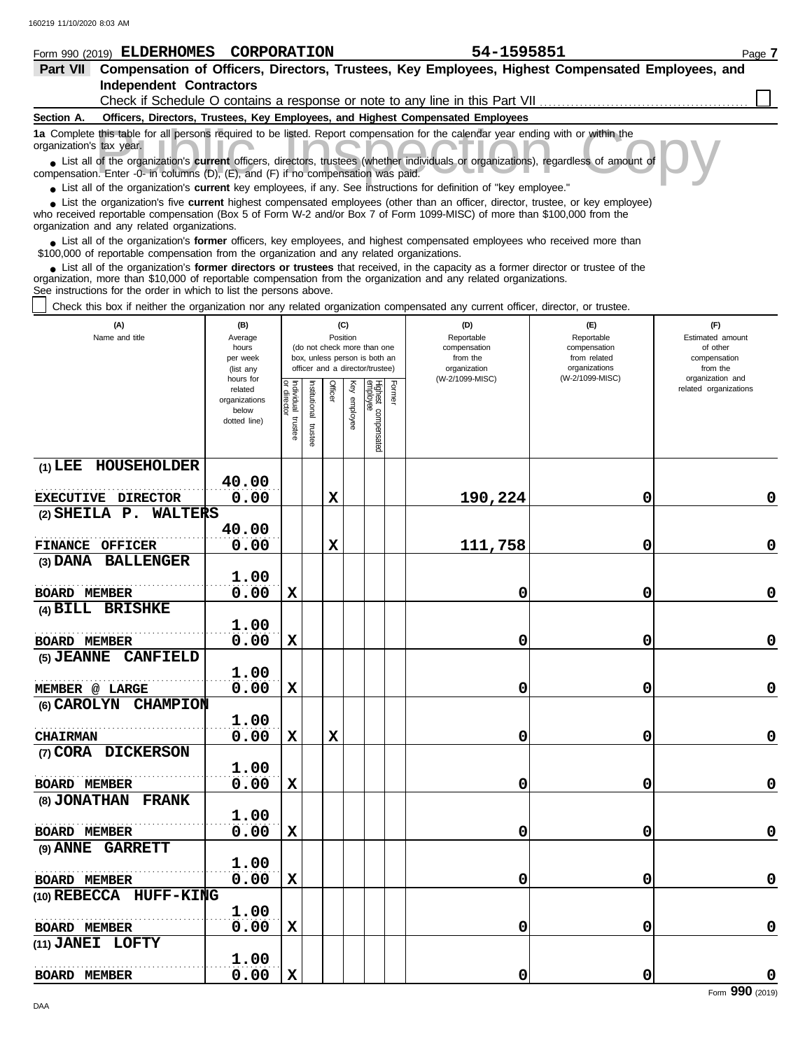Form 990 (2019) **ELDERHOMES CORPORATION** **54-1595851** Page **7**

## Part VII Compensation of Officers, Directors, Trustees, Key Employees, Highest Compensated Employees, and Independent Contractors

Check if Schedule O contains a response or note to any line in this Part VII ☐

**Section A. Officers, Directors, Trustees, Key Employees, and Highest Compensated Employees**

**1a** Complete this table for all persons required to be listed. Report compensation for the calendar year ending with or within the organization's tax year.

- List all of the organization's **current** officers, directors, trustees (whether individuals or organizations), regardless of amount of compensation. Enter -0- in columns (D), (E), and (F) if no compensation was paid.
- List all of the organization's **current** key employees, if any. See instructions for definition of "key employee."
- List the organization's five **current** highest compensated employees (other than an officer, director, trustee, or key employee) who received reportable compensation (Box 5 of Form W-2 and/or Box 7 of Form 1099-MISC) of more than $100,000 from the organization and any related organizations.
- List all of the organization's **former** officers, key employees, and highest compensated employees who received more than $100,000 of reportable compensation from the organization and any related organizations.
- List all of the organization's **former directors or trustees** that received, in the capacity as a former director or trustee of the organization, more than $10,000 of reportable compensation from the organization and any related organizations.

See instructions for the order in which to list the persons above.

☐ Check this box if neither the organization nor any related organization compensated any current officer, director, or trustee.

| (A) Name and title | (B) Average hours per week (list any hours for related organizations below dotted line) | (C) Position: Individual trustee or director | Institutional trustee | Officer | Key employee | Highest compensated employee | Former | (D) Reportable compensation from the organization (W-2/1099-MISC) | (E) Reportable compensation from related organizations (W-2/1099-MISC) | (F) Estimated amount of other compensation from the organization and related organizations |
|---|---|---|---|---|---|---|---|---|---|---|
| (1) LEE HOUSEHOLDER<br>EXECUTIVE DIRECTOR | 40.00<br>0.00 | | | X | | | | 190,224 | 0 | 0 |
| (2) SHEILA P. WALTERS<br>FINANCE OFFICER | 40.00<br>0.00 | | | X | | | | 111,758 | 0 | 0 |
| (3) DANA BALLENGER<br>BOARD MEMBER | 1.00<br>0.00 | X | | | | | | 0 | 0 | 0 |
| (4) BILL BRISHKE<br>BOARD MEMBER | 1.00<br>0.00 | X | | | | | | 0 | 0 | 0 |
| (5) JEANNE CANFIELD<br>MEMBER @ LARGE | 1.00<br>0.00 | X | | | | | | 0 | 0 | 0 |
| (6) CAROLYN CHAMPION<br>CHAIRMAN | 1.00<br>0.00 | X | | X | | | | 0 | 0 | 0 |
| (7) CORA DICKERSON<br>BOARD MEMBER | 1.00<br>0.00 | X | | | | | | 0 | 0 | 0 |
| (8) JONATHAN FRANK<br>BOARD MEMBER | 1.00<br>0.00 | X | | | | | | 0 | 0 | 0 |
| (9) ANNE GARRETT<br>BOARD MEMBER | 1.00<br>0.00 | X | | | | | | 0 | 0 | 0 |
| (10) REBECCA HUFF-KING<br>BOARD MEMBER | 1.00<br>0.00 | X | | | | | | 0 | 0 | 0 |
| (11) JANEI LOFTY<br>BOARD MEMBER | 1.00<br>0.00 | X | | | | | | 0 | 0 | 0 |

Form **990** (2019)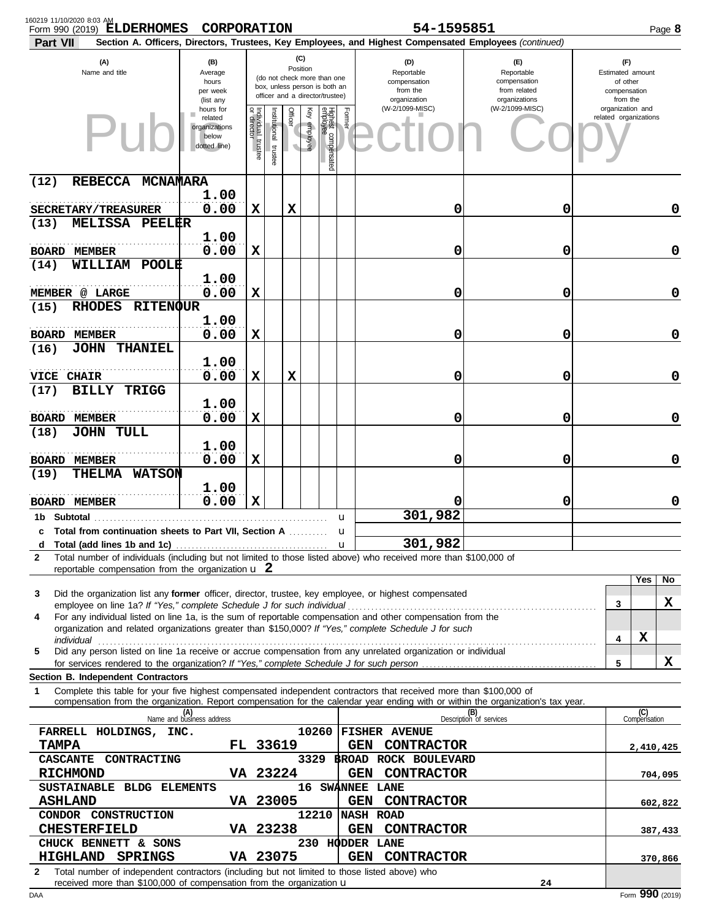Form 990 (2019) ELDERHOMES CORPORATION 54-1595851

**Part VII Section A. Officers, Directors, Trustees, Key Employees, and Highest Compensated Employees** *(continued)*

| (A) Name and title | (B) Average hours per week (list any hours for related organizations below dotted line) | (C) Individual trustee or director | Institutional trustee | Officer | Key employee | Highest compensated employee | Former | (D) Reportable compensation from the organization (W-2/1099-MISC) | (E) Reportable compensation from related organizations (W-2/1099-MISC) | (F) Estimated amount of other compensation from the organization and related organizations |
|---|---|---|---|---|---|---|---|---|---|---|
| (12) REBECCA MCNAMARA<br>SECRETARY/TREASURER | 1.00<br>0.00 | X | | X | | | | 0 | 0 | 0 |
| (13) MELISSA PEELER<br>BOARD MEMBER | 1.00<br>0.00 | X | | | | | | 0 | 0 | 0 |
| (14) WILLIAM POOLE<br>MEMBER @ LARGE | 1.00<br>0.00 | X | | | | | | 0 | 0 | 0 |
| (15) RHODES RITENOUR<br>BOARD MEMBER | 1.00<br>0.00 | X | | | | | | 0 | 0 | 0 |
| (16) JOHN THANIEL<br>VICE CHAIR | 1.00<br>0.00 | X | | X | | | | 0 | 0 | 0 |
| (17) BILLY TRIGG<br>BOARD MEMBER | 1.00<br>0.00 | X | | | | | | 0 | 0 | 0 |
| (18) JOHN TULL<br>BOARD MEMBER | 1.00<br>0.00 | X | | | | | | 0 | 0 | 0 |
| (19) THELMA WATSON<br>BOARD MEMBER | 1.00<br>0.00 | X | | | | | | 0 | 0 | 0 |
| 1b Subtotal | | | | | | | | 301,982 | | |
| c Total from continuation sheets to Part VII, Section A | | | | | | | | | | |
| d Total (add lines 1b and 1c) | | | | | | | | 301,982 | | |

**2** Total number of individuals (including but not limited to those listed above) who received more than $100,000 of reportable compensation from the organization u 2

| | | Yes | No |
|---|---|---|---|
| **3** Did the organization list any **former** officer, director, trustee, key employee, or highest compensated employee on line 1a? *If "Yes," complete Schedule J for such individual* | 3 | | X |
| **4** For any individual listed on line 1a, is the sum of reportable compensation and other compensation from the organization and related organizations greater than $150,000? *If "Yes," complete Schedule J for such individual* | 4 | X | |
| **5** Did any person listed on line 1a receive or accrue compensation from any unrelated organization or individual for services rendered to the organization? *If "Yes," complete Schedule J for such person* | 5 | | X |

**Section B. Independent Contractors**

**1** Complete this table for your five highest compensated independent contractors that received more than $100,000 of compensation from the organization. Report compensation for the calendar year ending with or within the organization's tax year.

| (A) Name and business address | (B) Description of services | (C) Compensation |
|---|---|---|
| FARRELL HOLDINGS, INC. 10260 FISHER AVENUE TAMPA FL 33619 | GEN CONTRACTOR | 2,410,425 |
| CASCANTE CONTRACTING 3329 BROAD ROCK BOULEVARD RICHMOND VA 23224 | GEN CONTRACTOR | 704,095 |
| SUSTAINABLE BLDG ELEMENTS 16 SWANNEE LANE ASHLAND VA 23005 | GEN CONTRACTOR | 602,822 |
| CONDOR CONSTRUCTION 12210 NASH ROAD CHESTERFIELD VA 23238 | GEN CONTRACTOR | 387,433 |
| CHUCK BENNETT & SONS 230 HODDER LANE HIGHLAND SPRINGS VA 23075 | GEN CONTRACTOR | 370,866 |

**2** Total number of independent contractors (including but not limited to those listed above) who received more than $100,000 of compensation from the organization u 24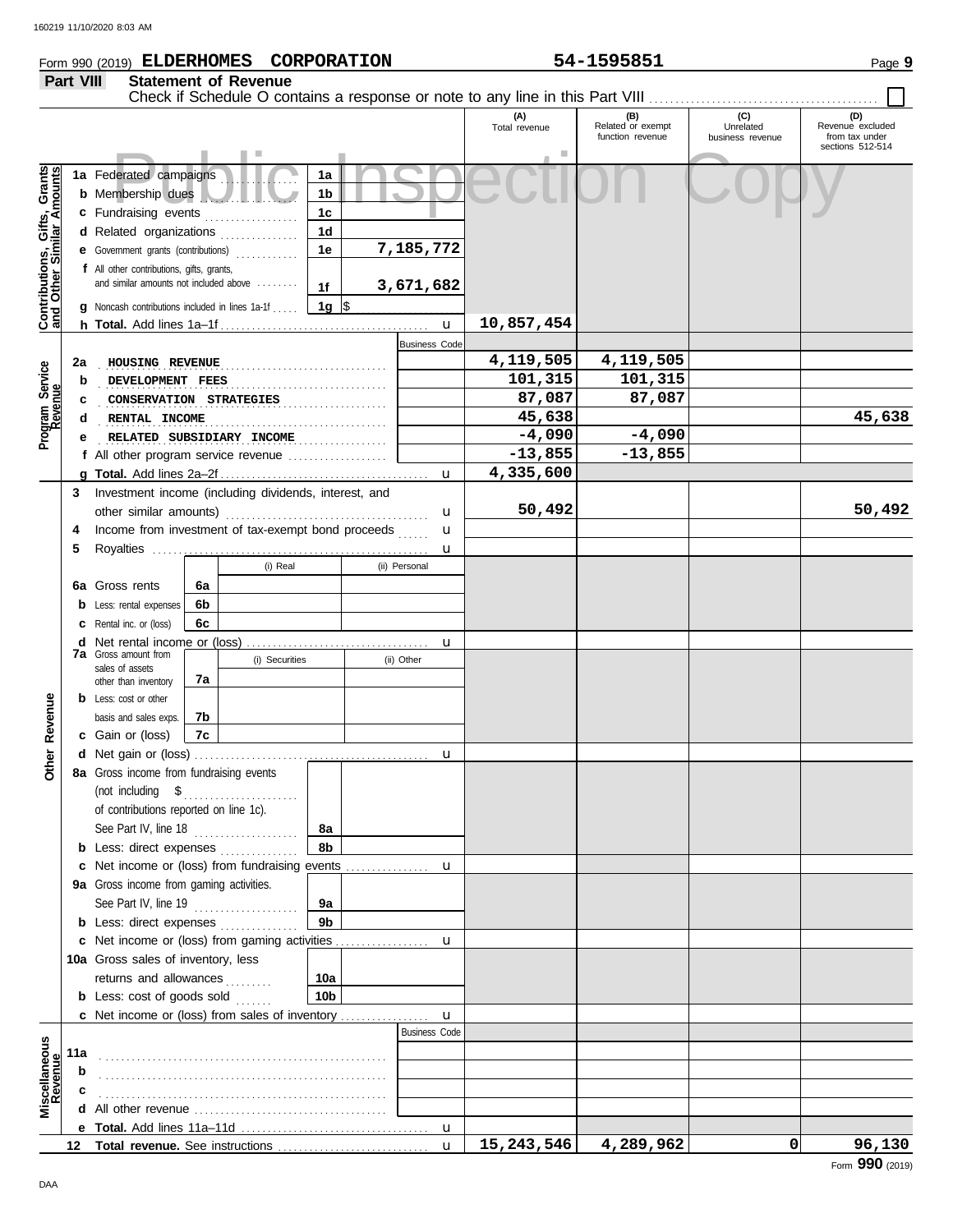Form 990 (2019) **ELDERHOMES CORPORATION** **54-1595851** Page **9**

## Part VIII Statement of Revenue

Check if Schedule O contains a response or note to any line in this Part VIII ☐

| | | | | (A) Total revenue | (B) Related or exempt function revenue | (C) Unrelated business revenue | (D) Revenue excluded from tax under sections 512-514 |
|---|---|---|---|---|---|---|---|
| **Contributions, Gifts, Grants and Other Similar Amounts** | 1a Federated campaigns | 1a | | | | | |
| | b Membership dues | 1b | | | | | |
| | c Fundraising events | 1c | | | | | |
| | d Related organizations | 1d | | | | | |
| | e Government grants (contributions) | 1e | 7,185,772 | | | | |
| | f All other contributions, gifts, grants, and similar amounts not included above | 1f | 3,671,682 | | | | |
| | g Noncash contributions included in lines 1a-1f | 1g | $ | | | | |
| | h **Total.** Add lines 1a–1f | | | 10,857,454 | | | |
| **Program Service Revenue** | | | Business Code | | | | |
| | 2a HOUSING REVENUE | | | 4,119,505 | 4,119,505 | | |
| | b DEVELOPMENT FEES | | | 101,315 | 101,315 | | |
| | c CONSERVATION STRATEGIES | | | 87,087 | 87,087 | | |
| | d RENTAL INCOME | | | 45,638 | | | 45,638 |
| | e RELATED SUBSIDIARY INCOME | | | -4,090 | -4,090 | | |
| | f All other program service revenue | | | -13,855 | -13,855 | | |
| | g **Total.** Add lines 2a–2f | | | 4,335,600 | | | |
| **Other Revenue** | 3 Investment income (including dividends, interest, and other similar amounts) | | | 50,492 | | | 50,492 |
| | 4 Income from investment of tax-exempt bond proceeds | | | | | | |
| | 5 Royalties | | | | | | |
| | | | (i) Real / (ii) Personal | | | | |
| | 6a Gross rents | 6a | | | | | |
| | b Less: rental expenses | 6b | | | | | |
| | c Rental inc. or (loss) | 6c | | | | | |
| | d Net rental income or (loss) | | | | | | |
| | | | (i) Securities / (ii) Other | | | | |
| | 7a Gross amount from sales of assets other than inventory | 7a | | | | | |
| | b Less: cost or other basis and sales exps. | 7b | | | | | |
| | c Gain or (loss) | 7c | | | | | |
| | d Net gain or (loss) | | | | | | |
| | 8a Gross income from fundraising events (not including $ of contributions reported on line 1c). See Part IV, line 18 | 8a | | | | | |
| | b Less: direct expenses | 8b | | | | | |
| | c Net income or (loss) from fundraising events | | | | | | |
| | 9a Gross income from gaming activities. See Part IV, line 19 | 9a | | | | | |
| | b Less: direct expenses | 9b | | | | | |
| | c Net income or (loss) from gaming activities | | | | | | |
| | 10a Gross sales of inventory, less returns and allowances | 10a | | | | | |
| | b Less: cost of goods sold | 10b | | | | | |
| | c Net income or (loss) from sales of inventory | | | | | | |
| **Miscellaneous Revenue** | | | Business Code | | | | |
| | 11a | | | | | | |
| | b | | | | | | |
| | c | | | | | | |
| | d All other revenue | | | | | | |
| | e **Total.** Add lines 11a–11d | | | | | | |
| | 12 **Total revenue.** See instructions | | | 15,243,546 | 4,289,962 | 0 | 96,130 |

Form **990** (2019)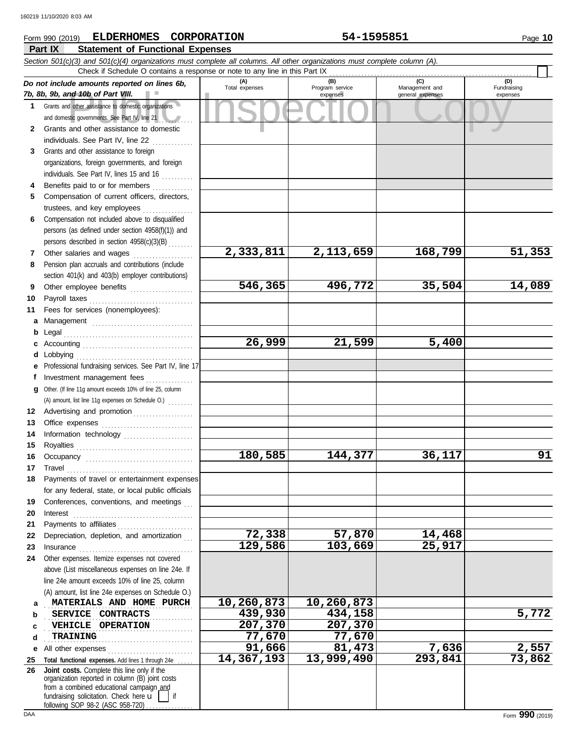Form 990 (2019) **ELDERHOMES CORPORATION** **54-1595851** Page **10**

## Part IX Statement of Functional Expenses

*Section 501(c)(3) and 501(c)(4) organizations must complete all columns. All other organizations must complete column (A).*

Check if Schedule O contains a response or note to any line in this Part IX

| *Do not include amounts reported on lines 6b, 7b, 8b, 9b, and 10b of Part VIII.* | (A) Total expenses | (B) Program service expenses | (C) Management and general expenses | (D) Fundraising expenses |
|---|---|---|---|---|
| **1** Grants and other assistance to domestic organizations and domestic governments. See Part IV, line 21 | | | | |
| **2** Grants and other assistance to domestic individuals. See Part IV, line 22 | | | | |
| **3** Grants and other assistance to foreign organizations, foreign governments, and foreign individuals. See Part IV, lines 15 and 16 | | | | |
| **4** Benefits paid to or for members | | | | |
| **5** Compensation of current officers, directors, trustees, and key employees | | | | |
| **6** Compensation not included above to disqualified persons (as defined under section 4958(f)(1)) and persons described in section 4958(c)(3)(B) | | | | |
| **7** Other salaries and wages | 2,333,811 | 2,113,659 | 168,799 | 51,353 |
| **8** Pension plan accruals and contributions (include section 401(k) and 403(b) employer contributions) | | | | |
| **9** Other employee benefits | 546,365 | 496,772 | 35,504 | 14,089 |
| **10** Payroll taxes | | | | |
| **11** Fees for services (nonemployees): | | | | |
| **a** Management | | | | |
| **b** Legal | | | | |
| **c** Accounting | 26,999 | 21,599 | 5,400 | |
| **d** Lobbying | | | | |
| **e** Professional fundraising services. See Part IV, line 17 | | | | |
| **f** Investment management fees | | | | |
| **g** Other. (If line 11g amount exceeds 10% of line 25, column (A) amount, list line 11g expenses on Schedule O.) | | | | |
| **12** Advertising and promotion | | | | |
| **13** Office expenses | | | | |
| **14** Information technology | | | | |
| **15** Royalties | | | | |
| **16** Occupancy | 180,585 | 144,377 | 36,117 | 91 |
| **17** Travel | | | | |
| **18** Payments of travel or entertainment expenses for any federal, state, or local public officials | | | | |
| **19** Conferences, conventions, and meetings | | | | |
| **20** Interest | | | | |
| **21** Payments to affiliates | | | | |
| **22** Depreciation, depletion, and amortization | 72,338 | 57,870 | 14,468 | |
| **23** Insurance | 129,586 | 103,669 | 25,917 | |
| **24** Other expenses. Itemize expenses not covered above (List miscellaneous expenses on line 24e. If line 24e amount exceeds 10% of line 25, column (A) amount, list line 24e expenses on Schedule O.) | | | | |
| **a** MATERIALS AND HOME PURCH | 10,260,873 | 10,260,873 | | |
| **b** SERVICE CONTRACTS | 439,930 | 434,158 | | 5,772 |
| **c** VEHICLE OPERATION | 207,370 | 207,370 | | |
| **d** TRAINING | 77,670 | 77,670 | | |
| **e** All other expenses | 91,666 | 81,473 | 7,636 | 2,557 |
| **25** **Total functional expenses.** Add lines 1 through 24e | 14,367,193 | 13,999,490 | 293,841 | 73,862 |
| **26** **Joint costs.** Complete this line only if the organization reported in column (B) joint costs from a combined educational campaign and fundraising solicitation. Check here ☐ if following SOP 98-2 (ASC 958-720) | | | | |

Form **990** (2019)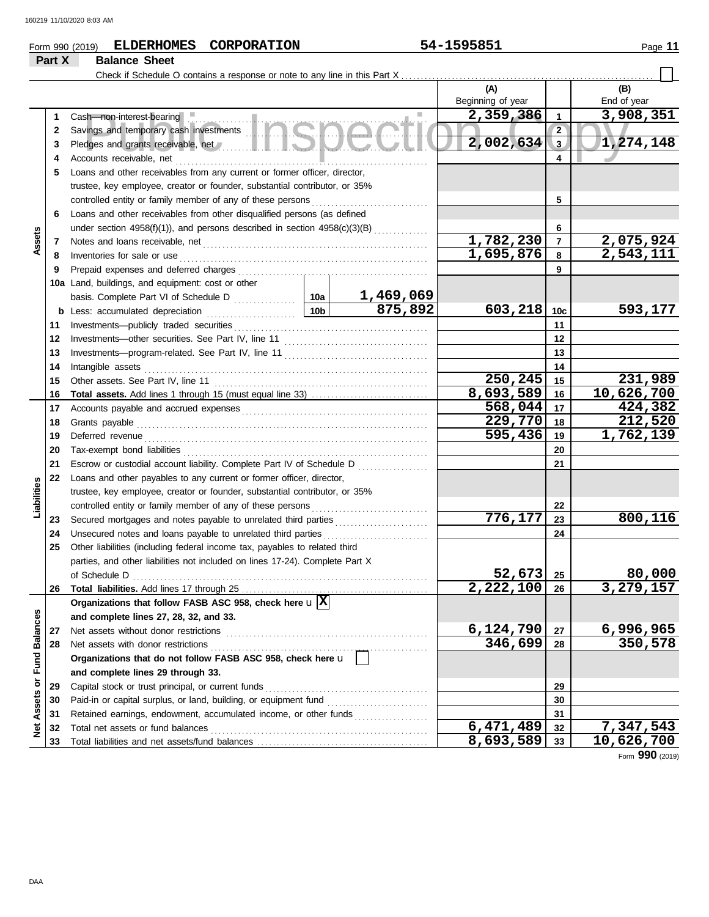Form 990 (2019) **ELDERHOMES CORPORATION** **54-1595851** Page **11**

## Part X Balance Sheet

Check if Schedule O contains a response or note to any line in this Part X . . . . . ☐

| | | | | | (A) Beginning of year | | (B) End of year |
|---|---|---|---|---|---|---|---|
| **Assets** | 1 | Cash—non-interest-bearing | | | 2,359,386 | 1 | 3,908,351 |
| | 2 | Savings and temporary cash investments | | | | 2 | |
| | 3 | Pledges and grants receivable, net | | | 2,002,634 | 3 | 1,274,148 |
| | 4 | Accounts receivable, net | | | | 4 | |
| | 5 | Loans and other receivables from any current or former officer, director, trustee, key employee, creator or founder, substantial contributor, or 35% controlled entity or family member of any of these persons | | | | 5 | |
| | 6 | Loans and other receivables from other disqualified persons (as defined under section 4958(f)(1)), and persons described in section 4958(c)(3)(B) | | | | 6 | |
| | 7 | Notes and loans receivable, net | | | 1,782,230 | 7 | 2,075,924 |
| | 8 | Inventories for sale or use | | | 1,695,876 | 8 | 2,543,111 |
| | 9 | Prepaid expenses and deferred charges | | | | 9 | |
| | 10a | Land, buildings, and equipment: cost or other basis. Complete Part VI of Schedule D | 10a | 1,469,069 | | | |
| | b | Less: accumulated depreciation | 10b | 875,892 | 603,218 | 10c | 593,177 |
| | 11 | Investments—publicly traded securities | | | | 11 | |
| | 12 | Investments—other securities. See Part IV, line 11 | | | | 12 | |
| | 13 | Investments—program-related. See Part IV, line 11 | | | | 13 | |
| | 14 | Intangible assets | | | | 14 | |
| | 15 | Other assets. See Part IV, line 11 | | | 250,245 | 15 | 231,989 |
| | 16 | **Total assets.** Add lines 1 through 15 (must equal line 33) | | | 8,693,589 | 16 | 10,626,700 |
| **Liabilities** | 17 | Accounts payable and accrued expenses | | | 568,044 | 17 | 424,382 |
| | 18 | Grants payable | | | 229,770 | 18 | 212,520 |
| | 19 | Deferred revenue | | | 595,436 | 19 | 1,762,139 |
| | 20 | Tax-exempt bond liabilities | | | | 20 | |
| | 21 | Escrow or custodial account liability. Complete Part IV of Schedule D | | | | 21 | |
| | 22 | Loans and other payables to any current or former officer, director, trustee, key employee, creator or founder, substantial contributor, or 35% controlled entity or family member of any of these persons | | | | 22 | |
| | 23 | Secured mortgages and notes payable to unrelated third parties | | | 776,177 | 23 | 800,116 |
| | 24 | Unsecured notes and loans payable to unrelated third parties | | | | 24 | |
| | 25 | Other liabilities (including federal income tax, payables to related third parties, and other liabilities not included on lines 17-24). Complete Part X of Schedule D | | | 52,673 | 25 | 80,000 |
| | 26 | **Total liabilities.** Add lines 17 through 25 | | | 2,222,100 | 26 | 3,279,157 |
| **Net Assets or Fund Balances** | | **Organizations that follow FASB ASC 958, check here** ☒ **and complete lines 27, 28, 32, and 33.** | | | | | |
| | 27 | Net assets without donor restrictions | | | 6,124,790 | 27 | 6,996,965 |
| | 28 | Net assets with donor restrictions | | | 346,699 | 28 | 350,578 |
| | | **Organizations that do not follow FASB ASC 958, check here** ☐ **and complete lines 29 through 33.** | | | | | |
| | 29 | Capital stock or trust principal, or current funds | | | | 29 | |
| | 30 | Paid-in or capital surplus, or land, building, or equipment fund | | | | 30 | |
| | 31 | Retained earnings, endowment, accumulated income, or other funds | | | | 31 | |
| | 32 | Total net assets or fund balances | | | 6,471,489 | 32 | 7,347,543 |
| | 33 | Total liabilities and net assets/fund balances | | | 8,693,589 | 33 | 10,626,700 |

Form **990** (2019)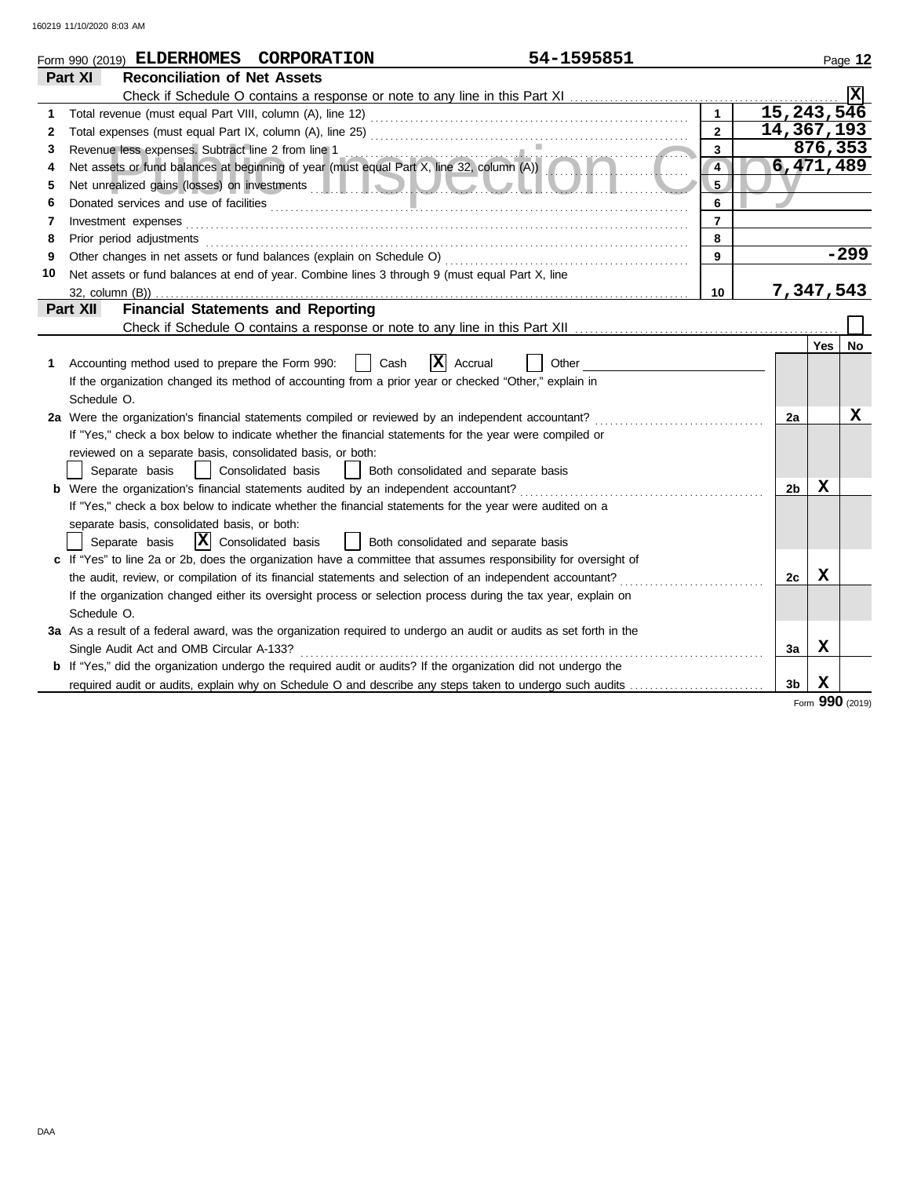Form 990 (2019) **ELDERHOMES CORPORATION** 54-1595851 Page **12**

## Part XI Reconciliation of Net Assets

Check if Schedule O contains a response or note to any line in this Part XI ..... [X]

| | | | |
|---|---|---|---|
| 1 | Total revenue (must equal Part VIII, column (A), line 12) | 1 | 15,243,546 |
| 2 | Total expenses (must equal Part IX, column (A), line 25) | 2 | 14,367,193 |
| 3 | Revenue less expenses. Subtract line 2 from line 1 | 3 | 876,353 |
| 4 | Net assets or fund balances at beginning of year (must equal Part X, line 32, column (A)) | 4 | 6,471,489 |
| 5 | Net unrealized gains (losses) on investments | 5 | |
| 6 | Donated services and use of facilities | 6 | |
| 7 | Investment expenses | 7 | |
| 8 | Prior period adjustments | 8 | |
| 9 | Other changes in net assets or fund balances (explain on Schedule O) | 9 | -299 |
| 10 | Net assets or fund balances at end of year. Combine lines 3 through 9 (must equal Part X, line 32, column (B)) | 10 | 7,347,543 |

## Part XII Financial Statements and Reporting

Check if Schedule O contains a response or note to any line in this Part XII ..... [ ]

| | | | Yes | No |
|---|---|---|---|---|
| 1 | Accounting method used to prepare the Form 990: [ ] Cash [X] Accrual [ ] Other<br>If the organization changed its method of accounting from a prior year or checked "Other," explain in Schedule O. | | | |
| 2a | Were the organization's financial statements compiled or reviewed by an independent accountant? | 2a | | X |
| | If "Yes," check a box below to indicate whether the financial statements for the year were compiled or reviewed on a separate basis, consolidated basis, or both:<br>[ ] Separate basis [ ] Consolidated basis [ ] Both consolidated and separate basis | | | |
| b | Were the organization's financial statements audited by an independent accountant? | 2b | X | |
| | If "Yes," check a box below to indicate whether the financial statements for the year were audited on a separate basis, consolidated basis, or both:<br>[ ] Separate basis [X] Consolidated basis [ ] Both consolidated and separate basis | | | |
| c | If "Yes" to line 2a or 2b, does the organization have a committee that assumes responsibility for oversight of the audit, review, or compilation of its financial statements and selection of an independent accountant? | 2c | X | |
| | If the organization changed either its oversight process or selection process during the tax year, explain on Schedule O. | | | |
| 3a | As a result of a federal award, was the organization required to undergo an audit or audits as set forth in the Single Audit Act and OMB Circular A-133? | 3a | X | |
| b | If "Yes," did the organization undergo the required audit or audits? If the organization did not undergo the required audit or audits, explain why on Schedule O and describe any steps taken to undergo such audits | 3b | X | |

Form **990** (2019)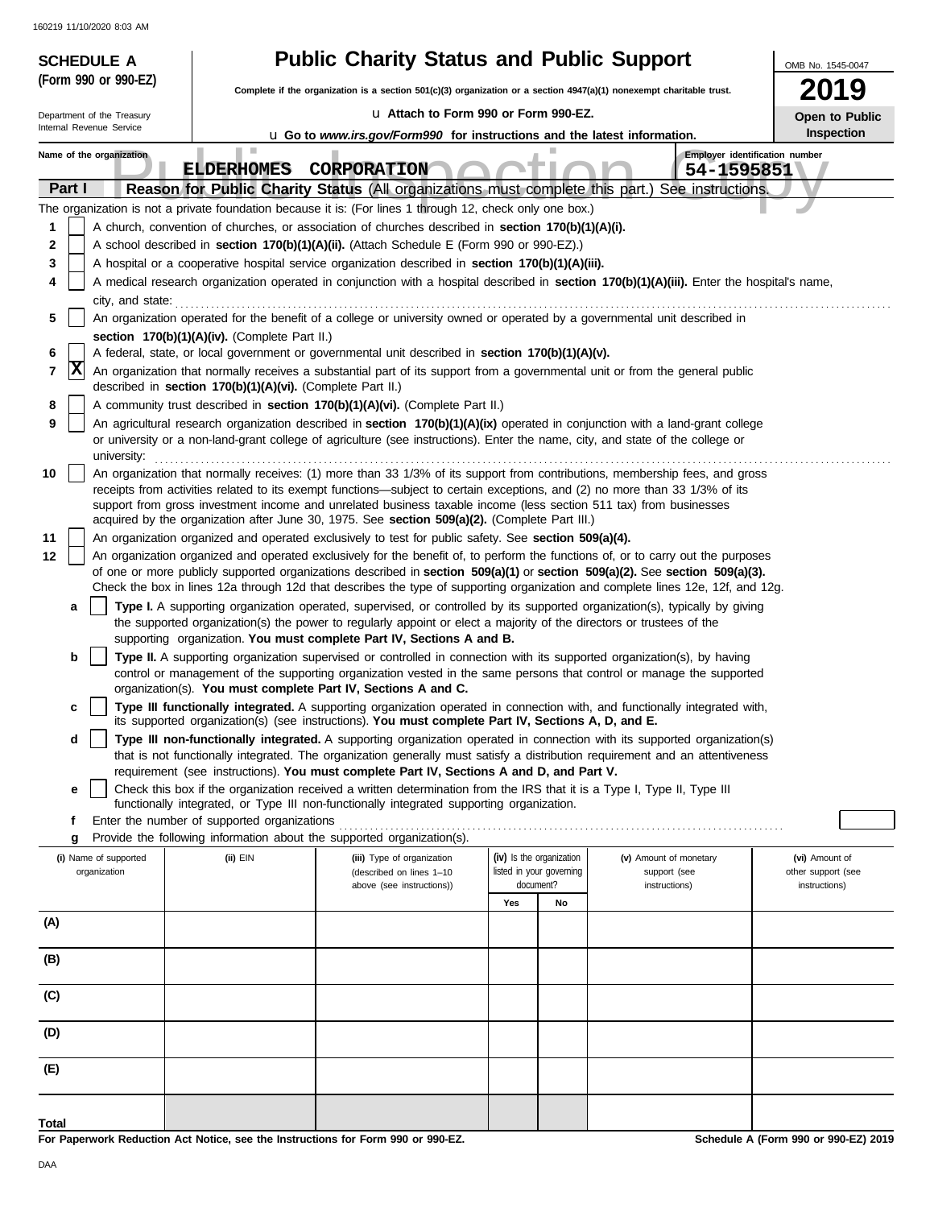160219 11/10/2020 8:03 AM

**SCHEDULE A (Form 990 or 990-EZ)**

Department of the Treasury
Internal Revenue Service

# Public Charity Status and Public Support

**Complete if the organization is a section 501(c)(3) organization or a section 4947(a)(1) nonexempt charitable trust.**

u **Attach to Form 990 or Form 990-EZ.**

u **Go to *www.irs.gov/Form990* for instructions and the latest information.**

OMB No. 1545-0047

**2019**

**Open to Public Inspection**

Name of the organization: **ELDERHOMES CORPORATION**

Employer identification number: **54-1595851**

Public Inspection Copy

## Part I — Reason for Public Charity Status (All organizations must complete this part.) See instructions.

The organization is not a private foundation because it is: (For lines 1 through 12, check only one box.)

1. [ ] A church, convention of churches, or association of churches described in **section 170(b)(1)(A)(i).**
2. [ ] A school described in **section 170(b)(1)(A)(ii).** (Attach Schedule E (Form 990 or 990-EZ).)
3. [ ] A hospital or a cooperative hospital service organization described in **section 170(b)(1)(A)(iii).**
4. [ ] A medical research organization operated in conjunction with a hospital described in **section 170(b)(1)(A)(iii).** Enter the hospital's name, city, and state:
5. [ ] An organization operated for the benefit of a college or university owned or operated by a governmental unit described in **section 170(b)(1)(A)(iv).** (Complete Part II.)
6. [ ] A federal, state, or local government or governmental unit described in **section 170(b)(1)(A)(v).**
7. [X] An organization that normally receives a substantial part of its support from a governmental unit or from the general public described in **section 170(b)(1)(A)(vi).** (Complete Part II.)
8. [ ] A community trust described in **section 170(b)(1)(A)(vi).** (Complete Part II.)
9. [ ] An agricultural research organization described in **section 170(b)(1)(A)(ix)** operated in conjunction with a land-grant college or university or a non-land-grant college of agriculture (see instructions). Enter the name, city, and state of the college or university:
10. [ ] An organization that normally receives: (1) more than 33 1/3% of its support from contributions, membership fees, and gross receipts from activities related to its exempt functions—subject to certain exceptions, and (2) no more than 33 1/3% of its support from gross investment income and unrelated business taxable income (less section 511 tax) from businesses acquired by the organization after June 30, 1975. See **section 509(a)(2).** (Complete Part III.)
11. [ ] An organization organized and operated exclusively to test for public safety. See **section 509(a)(4).**
12. [ ] An organization organized and operated exclusively for the benefit of, to perform the functions of, or to carry out the purposes of one or more publicly supported organizations described in **section 509(a)(1)** or **section 509(a)(2).** See **section 509(a)(3).** Check the box in lines 12a through 12d that describes the type of supporting organization and complete lines 12e, 12f, and 12g.
   - **a** [ ] **Type I.** A supporting organization operated, supervised, or controlled by its supported organization(s), typically by giving the supported organization(s) the power to regularly appoint or elect a majority of the directors or trustees of the supporting organization. **You must complete Part IV, Sections A and B.**
   - **b** [ ] **Type II.** A supporting organization supervised or controlled in connection with its supported organization(s), by having control or management of the supporting organization vested in the same persons that control or manage the supported organization(s). **You must complete Part IV, Sections A and C.**
   - **c** [ ] **Type III functionally integrated.** A supporting organization operated in connection with, and functionally integrated with, its supported organization(s) (see instructions). **You must complete Part IV, Sections A, D, and E.**
   - **d** [ ] **Type III non-functionally integrated.** A supporting organization operated in connection with its supported organization(s) that is not functionally integrated. The organization generally must satisfy a distribution requirement and an attentiveness requirement (see instructions). **You must complete Part IV, Sections A and D, and Part V.**
   - **e** [ ] Check this box if the organization received a written determination from the IRS that it is a Type I, Type II, Type III functionally integrated, or Type III non-functionally integrated supporting organization.
   - **f** Enter the number of supported organizations
   - **g** Provide the following information about the supported organization(s).

| (i) Name of supported organization | (ii) EIN | (iii) Type of organization (described on lines 1–10 above (see instructions)) | (iv) Is the organization listed in your governing document? Yes | No | (v) Amount of monetary support (see instructions) | (vi) Amount of other support (see instructions) |
|---|---|---|---|---|---|---|
| (A) | | | | | | |
| (B) | | | | | | |
| (C) | | | | | | |
| (D) | | | | | | |
| (E) | | | | | | |
| **Total** | | | | | | |

**For Paperwork Reduction Act Notice, see the Instructions for Form 990 or 990-EZ.**

**Schedule A (Form 990 or 990-EZ) 2019**

DAA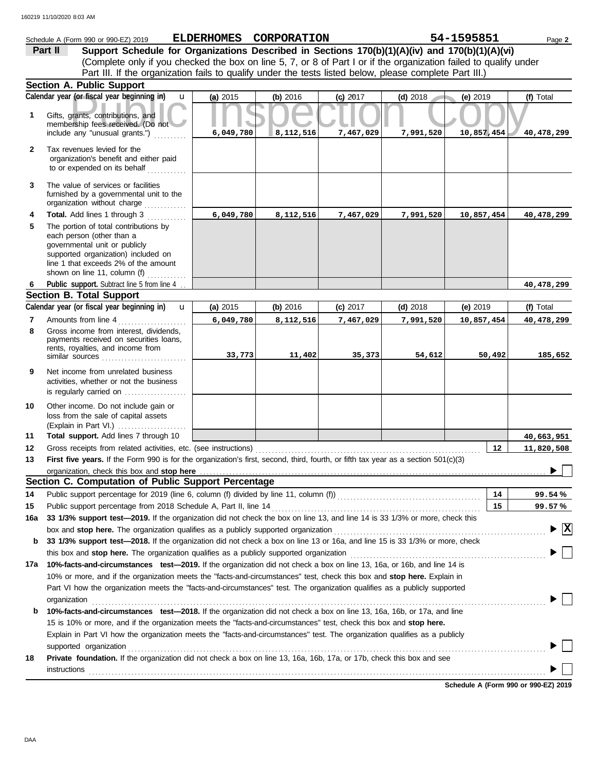Schedule A (Form 990 or 990-EZ) 2019 **ELDERHOMES CORPORATION** **54-1595851** Page **2**

## Part II Support Schedule for Organizations Described in Sections 170(b)(1)(A)(iv) and 170(b)(1)(A)(vi)

(Complete only if you checked the box on line 5, 7, or 8 of Part I or if the organization failed to qualify under Part III. If the organization fails to qualify under the tests listed below, please complete Part III.)

### Section A. Public Support

| | Calendar year (or fiscal year beginning in) | (a) 2015 | (b) 2016 | (c) 2017 | (d) 2018 | (e) 2019 | (f) Total |
|---|---|---|---|---|---|---|---|
| 1 | Gifts, grants, contributions, and membership fees received. (Do not include any "unusual grants.") | 6,049,780 | 8,112,516 | 7,467,029 | 7,991,520 | 10,857,454 | 40,478,299 |
| 2 | Tax revenues levied for the organization's benefit and either paid to or expended on its behalf | | | | | | |
| 3 | The value of services or facilities furnished by a governmental unit to the organization without charge | | | | | | |
| 4 | **Total.** Add lines 1 through 3 | 6,049,780 | 8,112,516 | 7,467,029 | 7,991,520 | 10,857,454 | 40,478,299 |
| 5 | The portion of total contributions by each person (other than a governmental unit or publicly supported organization) included on line 1 that exceeds 2% of the amount shown on line 11, column (f) | | | | | | |
| 6 | **Public support.** Subtract line 5 from line 4 | | | | | | 40,478,299 |

### Section B. Total Support

| | Calendar year (or fiscal year beginning in) | (a) 2015 | (b) 2016 | (c) 2017 | (d) 2018 | (e) 2019 | (f) Total |
|---|---|---|---|---|---|---|---|
| 7 | Amounts from line 4 | 6,049,780 | 8,112,516 | 7,467,029 | 7,991,520 | 10,857,454 | 40,478,299 |
| 8 | Gross income from interest, dividends, payments received on securities loans, rents, royalties, and income from similar sources | 33,773 | 11,402 | 35,373 | 54,612 | 50,492 | 185,652 |
| 9 | Net income from unrelated business activities, whether or not the business is regularly carried on | | | | | | |
| 10 | Other income. Do not include gain or loss from the sale of capital assets (Explain in Part VI.) | | | | | | |
| 11 | **Total support.** Add lines 7 through 10 | | | | | | 40,663,951 |

12 Gross receipts from related activities, etc. (see instructions) — **12** — 11,820,508

13 **First five years.** If the Form 990 is for the organization's first, second, third, fourth, or fifth tax year as a section 501(c)(3) organization, check this box and **stop here** ☐

### Section C. Computation of Public Support Percentage

14 Public support percentage for 2019 (line 6, column (f) divided by line 11, column (f)) — **14** — 99.54 %

15 Public support percentage from 2018 Schedule A, Part II, line 14 — **15** — 99.57 %

16a **33 1/3% support test—2019.** If the organization did not check the box on line 13, and line 14 is 33 1/3% or more, check this box and **stop here.** The organization qualifies as a publicly supported organization ☒

b **33 1/3% support test—2018.** If the organization did not check a box on line 13 or 16a, and line 15 is 33 1/3% or more, check this box and **stop here.** The organization qualifies as a publicly supported organization ☐

17a **10%-facts-and-circumstances test—2019.** If the organization did not check a box on line 13, 16a, or 16b, and line 14 is 10% or more, and if the organization meets the "facts-and-circumstances" test, check this box and **stop here.** Explain in Part VI how the organization meets the "facts-and-circumstances" test. The organization qualifies as a publicly supported organization ☐

b **10%-facts-and-circumstances test—2018.** If the organization did not check a box on line 13, 16a, 16b, or 17a, and line 15 is 10% or more, and if the organization meets the "facts-and-circumstances" test, check this box and **stop here.** Explain in Part VI how the organization meets the "facts-and-circumstances" test. The organization qualifies as a publicly supported organization ☐

18 **Private foundation.** If the organization did not check a box on line 13, 16a, 16b, 17a, or 17b, check this box and see instructions ☐

**Schedule A (Form 990 or 990-EZ) 2019**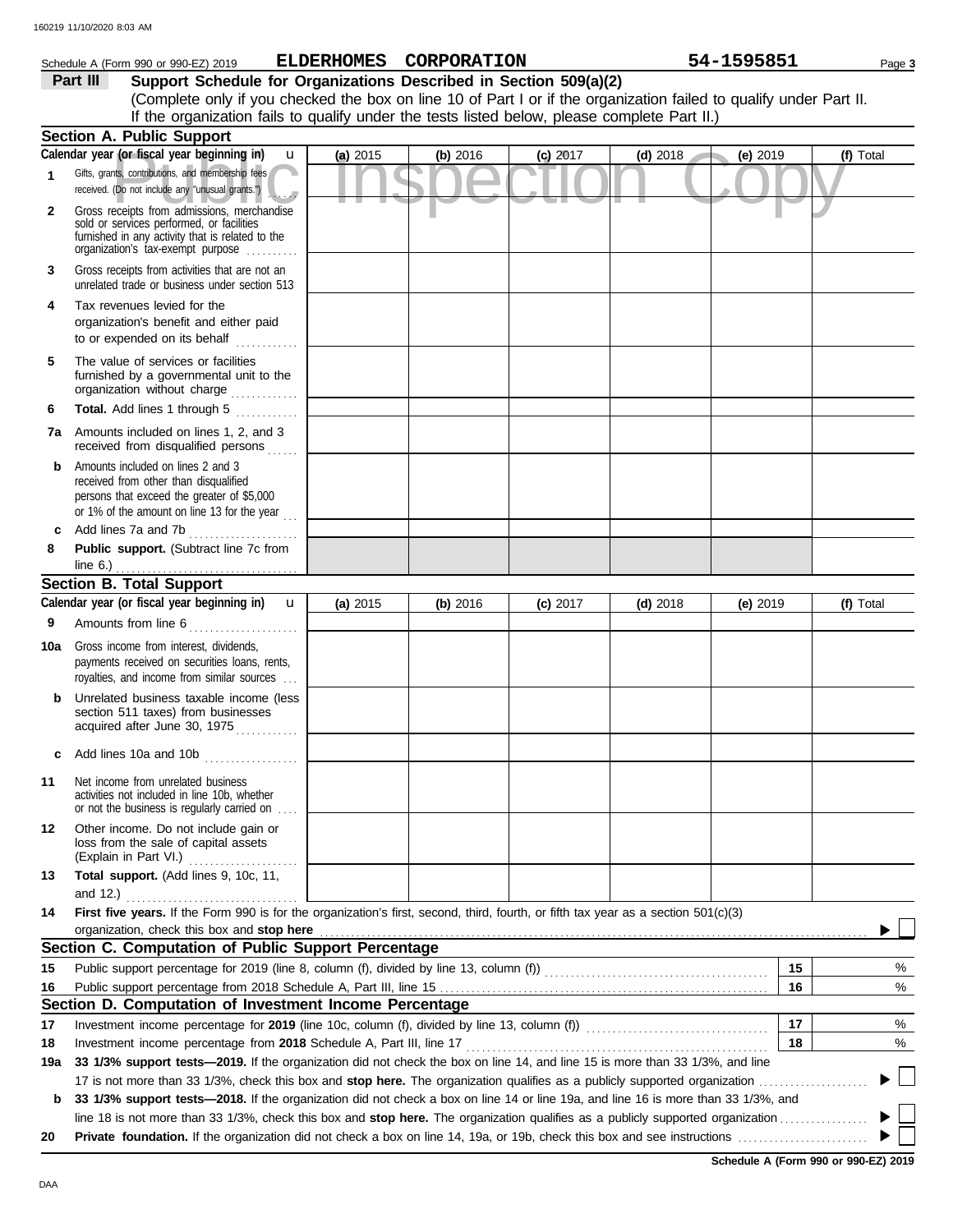Schedule A (Form 990 or 990-EZ) 2019 **ELDERHOMES CORPORATION** **54-1595851** Page **3**

## Part III Support Schedule for Organizations Described in Section 509(a)(2)

(Complete only if you checked the box on line 10 of Part I or if the organization failed to qualify under Part II. If the organization fails to qualify under the tests listed below, please complete Part II.)

### Section A. Public Support

| Calendar year (or fiscal year beginning in) | (a) 2015 | (b) 2016 | (c) 2017 | (d) 2018 | (e) 2019 | (f) Total |
|---|---|---|---|---|---|---|
| **1** Gifts, grants, contributions, and membership fees received. (Do not include any "unusual grants.") | | | | | | |
| **2** Gross receipts from admissions, merchandise sold or services performed, or facilities furnished in any activity that is related to the organization's tax-exempt purpose | | | | | | |
| **3** Gross receipts from activities that are not an unrelated trade or business under section 513 | | | | | | |
| **4** Tax revenues levied for the organization's benefit and either paid to or expended on its behalf | | | | | | |
| **5** The value of services or facilities furnished by a governmental unit to the organization without charge | | | | | | |
| **6** **Total.** Add lines 1 through 5 | | | | | | |
| **7a** Amounts included on lines 1, 2, and 3 received from disqualified persons | | | | | | |
| **b** Amounts included on lines 2 and 3 received from other than disqualified persons that exceed the greater of $5,000 or 1% of the amount on line 13 for the year | | | | | | |
| **c** Add lines 7a and 7b | | | | | | |
| **8** **Public support.** (Subtract line 7c from line 6.) | | | | | | |

### Section B. Total Support

| Calendar year (or fiscal year beginning in) | (a) 2015 | (b) 2016 | (c) 2017 | (d) 2018 | (e) 2019 | (f) Total |
|---|---|---|---|---|---|---|
| **9** Amounts from line 6 | | | | | | |
| **10a** Gross income from interest, dividends, payments received on securities loans, rents, royalties, and income from similar sources | | | | | | |
| **b** Unrelated business taxable income (less section 511 taxes) from businesses acquired after June 30, 1975 | | | | | | |
| **c** Add lines 10a and 10b | | | | | | |
| **11** Net income from unrelated business activities not included in line 10b, whether or not the business is regularly carried on | | | | | | |
| **12** Other income. Do not include gain or loss from the sale of capital assets (Explain in Part VI.) | | | | | | |
| **13** **Total support.** (Add lines 9, 10c, 11, and 12.) | | | | | | |

**14** **First five years.** If the Form 990 is for the organization's first, second, third, fourth, or fifth tax year as a section 501(c)(3) organization, check this box and **stop here** ☐

### Section C. Computation of Public Support Percentage

| | | | |
|---|---|---|---|
| **15** | Public support percentage for 2019 (line 8, column (f), divided by line 13, column (f)) | 15 | % |
| **16** | Public support percentage from 2018 Schedule A, Part III, line 15 | 16 | % |

### Section D. Computation of Investment Income Percentage

| | | | |
|---|---|---|---|
| **17** | Investment income percentage for **2019** (line 10c, column (f), divided by line 13, column (f)) | 17 | % |
| **18** | Investment income percentage from **2018** Schedule A, Part III, line 17 | 18 | % |

**19a** **33 1/3% support tests—2019.** If the organization did not check the box on line 14, and line 15 is more than 33 1/3%, and line 17 is not more than 33 1/3%, check this box and **stop here.** The organization qualifies as a publicly supported organization ☐

**b** **33 1/3% support tests—2018.** If the organization did not check a box on line 14 or line 19a, and line 16 is more than 33 1/3%, and line 18 is not more than 33 1/3%, check this box and **stop here.** The organization qualifies as a publicly supported organization ☐

**20** **Private foundation.** If the organization did not check a box on line 14, 19a, or 19b, check this box and see instructions ☐

**Schedule A (Form 990 or 990-EZ) 2019**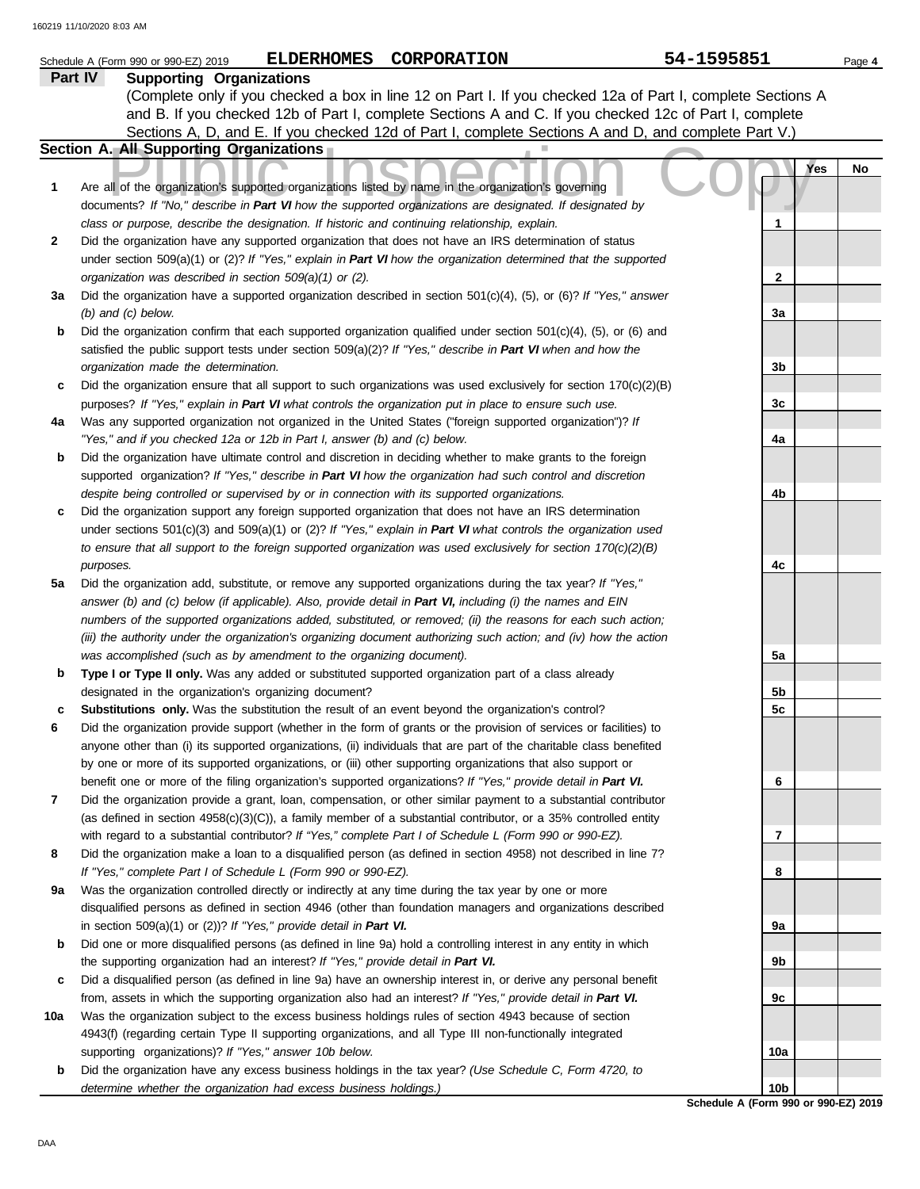Schedule A (Form 990 or 990-EZ) 2019 **ELDERHOMES CORPORATION** **54-1595851** Page **4**

## Part IV Supporting Organizations

(Complete only if you checked a box in line 12 on Part I. If you checked 12a of Part I, complete Sections A and B. If you checked 12b of Part I, complete Sections A and C. If you checked 12c of Part I, complete Sections A, D, and E. If you checked 12d of Part I, complete Sections A and D, and complete Part V.)

### Section A. All Supporting Organizations

| | | | Yes | No |
|---|---|---|---|---|
| **1** | Are all of the organization's supported organizations listed by name in the organization's governing documents? *If "No," describe in **Part VI** how the supported organizations are designated. If designated by class or purpose, describe the designation. If historic and continuing relationship, explain.* | **1** | | |
| **2** | Did the organization have any supported organization that does not have an IRS determination of status under section 509(a)(1) or (2)? *If "Yes," explain in **Part VI** how the organization determined that the supported organization was described in section 509(a)(1) or (2).* | **2** | | |
| **3a** | Did the organization have a supported organization described in section 501(c)(4), (5), or (6)? *If "Yes," answer (b) and (c) below.* | **3a** | | |
| **b** | Did the organization confirm that each supported organization qualified under section 501(c)(4), (5), or (6) and satisfied the public support tests under section 509(a)(2)? *If "Yes," describe in **Part VI** when and how the organization made the determination.* | **3b** | | |
| **c** | Did the organization ensure that all support to such organizations was used exclusively for section 170(c)(2)(B) purposes? *If "Yes," explain in **Part VI** what controls the organization put in place to ensure such use.* | **3c** | | |
| **4a** | Was any supported organization not organized in the United States ("foreign supported organization")? *If "Yes," and if you checked 12a or 12b in Part I, answer (b) and (c) below.* | **4a** | | |
| **b** | Did the organization have ultimate control and discretion in deciding whether to make grants to the foreign supported organization? *If "Yes," describe in **Part VI** how the organization had such control and discretion despite being controlled or supervised by or in connection with its supported organizations.* | **4b** | | |
| **c** | Did the organization support any foreign supported organization that does not have an IRS determination under sections 501(c)(3) and 509(a)(1) or (2)? *If "Yes," explain in **Part VI** what controls the organization used to ensure that all support to the foreign supported organization was used exclusively for section 170(c)(2)(B) purposes.* | **4c** | | |
| **5a** | Did the organization add, substitute, or remove any supported organizations during the tax year? *If "Yes," answer (b) and (c) below (if applicable). Also, provide detail in **Part VI,** including (i) the names and EIN numbers of the supported organizations added, substituted, or removed; (ii) the reasons for each such action; (iii) the authority under the organization's organizing document authorizing such action; and (iv) how the action was accomplished (such as by amendment to the organizing document).* | **5a** | | |
| **b** | **Type I or Type II only.** Was any added or substituted supported organization part of a class already designated in the organization's organizing document? | **5b** | | |
| **c** | **Substitutions only.** Was the substitution the result of an event beyond the organization's control? | **5c** | | |
| **6** | Did the organization provide support (whether in the form of grants or the provision of services or facilities) to anyone other than (i) its supported organizations, (ii) individuals that are part of the charitable class benefited by one or more of its supported organizations, or (iii) other supporting organizations that also support or benefit one or more of the filing organization's supported organizations? *If "Yes," provide detail in **Part VI.*** | **6** | | |
| **7** | Did the organization provide a grant, loan, compensation, or other similar payment to a substantial contributor (as defined in section 4958(c)(3)(C)), a family member of a substantial contributor, or a 35% controlled entity with regard to a substantial contributor? *If "Yes," complete Part I of Schedule L (Form 990 or 990-EZ).* | **7** | | |
| **8** | Did the organization make a loan to a disqualified person (as defined in section 4958) not described in line 7? *If "Yes," complete Part I of Schedule L (Form 990 or 990-EZ).* | **8** | | |
| **9a** | Was the organization controlled directly or indirectly at any time during the tax year by one or more disqualified persons as defined in section 4946 (other than foundation managers and organizations described in section 509(a)(1) or (2))? *If "Yes," provide detail in **Part VI.*** | **9a** | | |
| **b** | Did one or more disqualified persons (as defined in line 9a) hold a controlling interest in any entity in which the supporting organization had an interest? *If "Yes," provide detail in **Part VI.*** | **9b** | | |
| **c** | Did a disqualified person (as defined in line 9a) have an ownership interest in, or derive any personal benefit from, assets in which the supporting organization also had an interest? *If "Yes," provide detail in **Part VI.*** | **9c** | | |
| **10a** | Was the organization subject to the excess business holdings rules of section 4943 because of section 4943(f) (regarding certain Type II supporting organizations, and all Type III non-functionally integrated supporting organizations)? *If "Yes," answer 10b below.* | **10a** | | |
| **b** | Did the organization have any excess business holdings in the tax year? *(Use Schedule C, Form 4720, to determine whether the organization had excess business holdings.)* | **10b** | | |

**Schedule A (Form 990 or 990-EZ) 2019**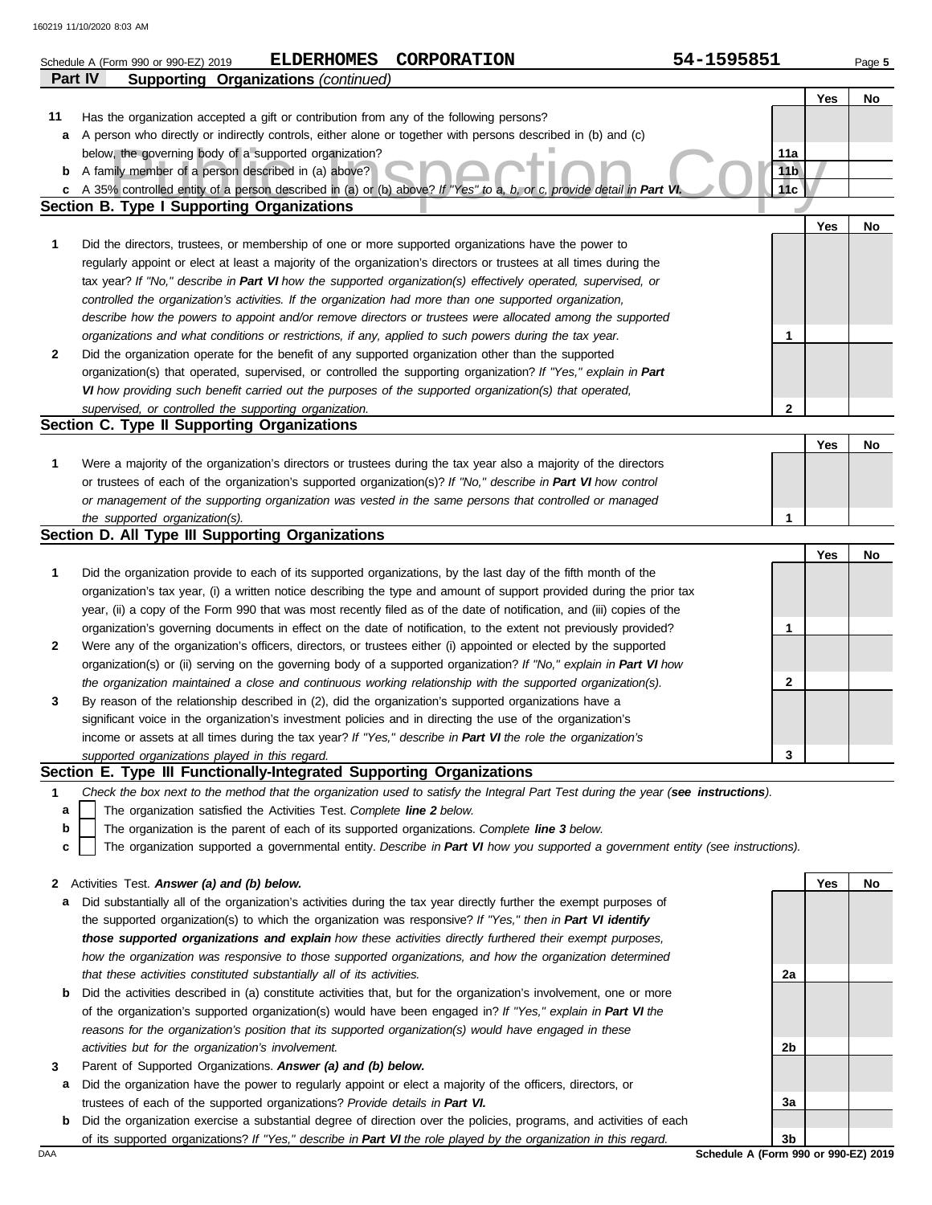Schedule A (Form 990 or 990-EZ) 2019 **ELDERHOMES CORPORATION** 54-1595851 Page **5**

**Part IV Supporting Organizations** *(continued)*

| | | | Yes | No |
|---|---|---|---|---|
| **11** | Has the organization accepted a gift or contribution from any of the following persons? | | | |
| **a** | A person who directly or indirectly controls, either alone or together with persons described in (b) and (c) below, the governing body of a supported organization? | 11a | | |
| **b** | A family member of a person described in (a) above? | 11b | | |
| **c** | A 35% controlled entity of a person described in (a) or (b) above? *If "Yes" to a, b, or c, provide detail in* ***Part VI.*** | 11c | | |

**Section B. Type I Supporting Organizations**

| | | | Yes | No |
|---|---|---|---|---|
| **1** | Did the directors, trustees, or membership of one or more supported organizations have the power to regularly appoint or elect at least a majority of the organization's directors or trustees at all times during the tax year? *If "No," describe in* ***Part VI*** *how the supported organization(s) effectively operated, supervised, or controlled the organization's activities. If the organization had more than one supported organization, describe how the powers to appoint and/or remove directors or trustees were allocated among the supported organizations and what conditions or restrictions, if any, applied to such powers during the tax year.* | 1 | | |
| **2** | Did the organization operate for the benefit of any supported organization other than the supported organization(s) that operated, supervised, or controlled the supporting organization? *If "Yes," explain in* ***Part VI*** *how providing such benefit carried out the purposes of the supported organization(s) that operated, supervised, or controlled the supporting organization.* | 2 | | |

**Section C. Type II Supporting Organizations**

| | | | Yes | No |
|---|---|---|---|---|
| **1** | Were a majority of the organization's directors or trustees during the tax year also a majority of the directors or trustees of each of the organization's supported organization(s)? *If "No," describe in* ***Part VI*** *how control or management of the supporting organization was vested in the same persons that controlled or managed the supported organization(s).* | 1 | | |

**Section D. All Type III Supporting Organizations**

| | | | Yes | No |
|---|---|---|---|---|
| **1** | Did the organization provide to each of its supported organizations, by the last day of the fifth month of the organization's tax year, (i) a written notice describing the type and amount of support provided during the prior tax year, (ii) a copy of the Form 990 that was most recently filed as of the date of notification, and (iii) copies of the organization's governing documents in effect on the date of notification, to the extent not previously provided? | 1 | | |
| **2** | Were any of the organization's officers, directors, or trustees either (i) appointed or elected by the supported organization(s) or (ii) serving on the governing body of a supported organization? *If "No," explain in* ***Part VI*** *how the organization maintained a close and continuous working relationship with the supported organization(s).* | 2 | | |
| **3** | By reason of the relationship described in (2), did the organization's supported organizations have a significant voice in the organization's investment policies and in directing the use of the organization's income or assets at all times during the tax year? *If "Yes," describe in* ***Part VI*** *the role the organization's supported organizations played in this regard.* | 3 | | |

**Section E. Type III Functionally-Integrated Supporting Organizations**

**1** *Check the box next to the method that the organization used to satisfy the Integral Part Test during the year (**see instructions**).*

- **a** ☐ The organization satisfied the Activities Test. *Complete* ***line 2*** *below.*
- **b** ☐ The organization is the parent of each of its supported organizations. *Complete* ***line 3*** *below.*
- **c** ☐ The organization supported a governmental entity. *Describe in* ***Part VI*** *how you supported a government entity (see instructions).*

| | | | Yes | No |
|---|---|---|---|---|
| **2** | Activities Test. ***Answer (a) and (b) below.*** | | | |
| **a** | Did substantially all of the organization's activities during the tax year directly further the exempt purposes of the supported organization(s) to which the organization was responsive? *If "Yes," then in* ***Part VI identify those supported organizations and explain*** *how these activities directly furthered their exempt purposes, how the organization was responsive to those supported organizations, and how the organization determined that these activities constituted substantially all of its activities.* | 2a | | |
| **b** | Did the activities described in (a) constitute activities that, but for the organization's involvement, one or more of the organization's supported organization(s) would have been engaged in? *If "Yes," explain in* ***Part VI*** *the reasons for the organization's position that its supported organization(s) would have engaged in these activities but for the organization's involvement.* | 2b | | |
| **3** | Parent of Supported Organizations. ***Answer (a) and (b) below.*** | | | |
| **a** | Did the organization have the power to regularly appoint or elect a majority of the officers, directors, or trustees of each of the supported organizations? *Provide details in* ***Part VI.*** | 3a | | |
| **b** | Did the organization exercise a substantial degree of direction over the policies, programs, and activities of each of its supported organizations? *If "Yes," describe in* ***Part VI*** *the role played by the organization in this regard.* | 3b | | |

DAA **Schedule A (Form 990 or 990-EZ) 2019**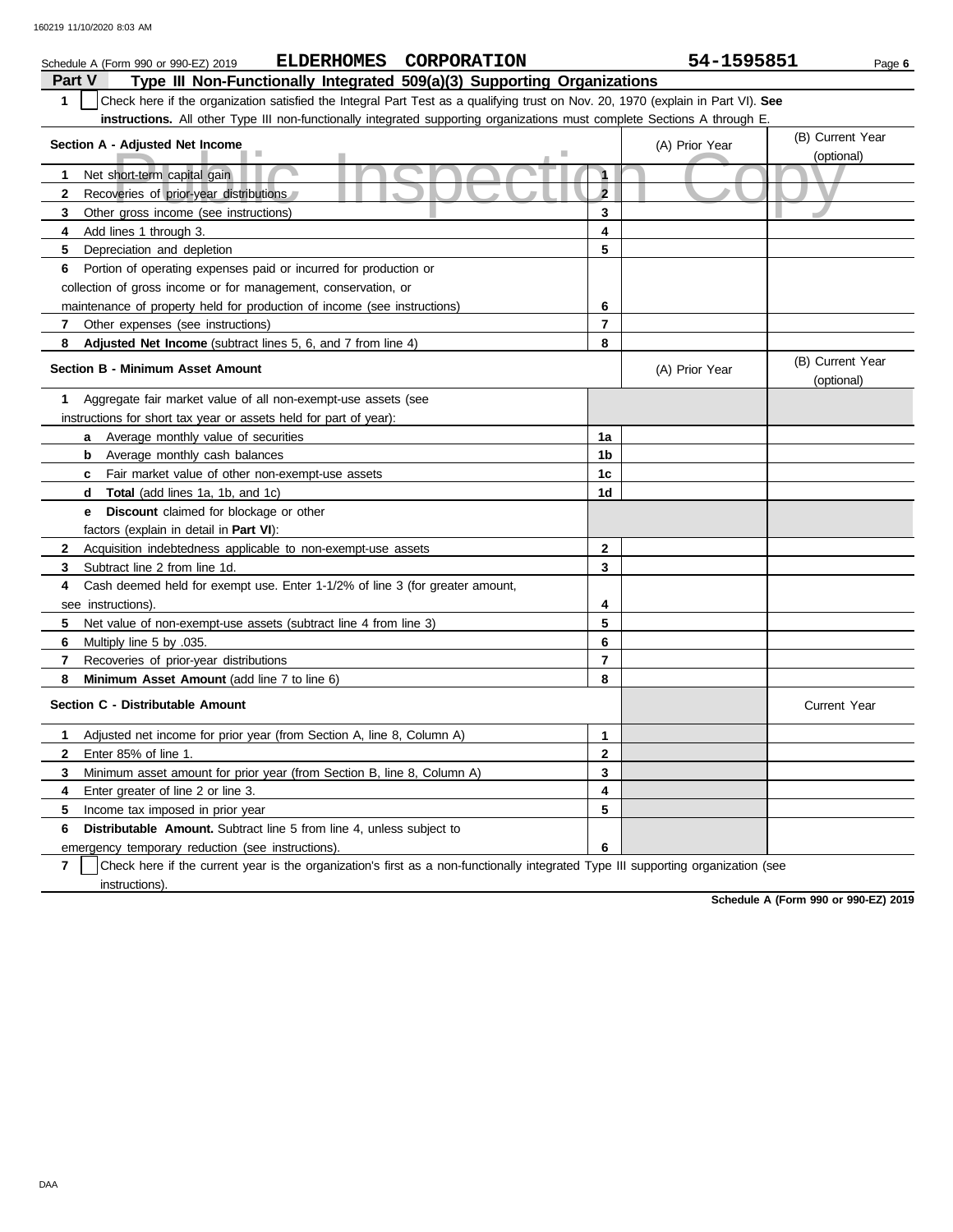Schedule A (Form 990 or 990-EZ) 2019 **ELDERHOMES CORPORATION** **54-1595851** Page **6**

## Part V Type III Non-Functionally Integrated 509(a)(3) Supporting Organizations

**1** ☐ Check here if the organization satisfied the Integral Part Test as a qualifying trust on Nov. 20, 1970 (explain in Part VI). **See instructions.** All other Type III non-functionally integrated supporting organizations must complete Sections A through E.

| Section A - Adjusted Net Income | | (A) Prior Year | (B) Current Year (optional) |
|---|---|---|---|
| **1** Net short-term capital gain | 1 | | |
| **2** Recoveries of prior-year distributions | 2 | | |
| **3** Other gross income (see instructions) | 3 | | |
| **4** Add lines 1 through 3. | 4 | | |
| **5** Depreciation and depletion | 5 | | |
| **6** Portion of operating expenses paid or incurred for production or collection of gross income or for management, conservation, or maintenance of property held for production of income (see instructions) | 6 | | |
| **7** Other expenses (see instructions) | 7 | | |
| **8** **Adjusted Net Income** (subtract lines 5, 6, and 7 from line 4) | 8 | | |

| Section B - Minimum Asset Amount | | (A) Prior Year | (B) Current Year (optional) |
|---|---|---|---|
| **1** Aggregate fair market value of all non-exempt-use assets (see instructions for short tax year or assets held for part of year): | | | |
| **a** Average monthly value of securities | 1a | | |
| **b** Average monthly cash balances | 1b | | |
| **c** Fair market value of other non-exempt-use assets | 1c | | |
| **d** **Total** (add lines 1a, 1b, and 1c) | 1d | | |
| **e** **Discount** claimed for blockage or other factors (explain in detail in **Part VI**): | | | |
| **2** Acquisition indebtedness applicable to non-exempt-use assets | 2 | | |
| **3** Subtract line 2 from line 1d. | 3 | | |
| **4** Cash deemed held for exempt use. Enter 1-1/2% of line 3 (for greater amount, see instructions). | 4 | | |
| **5** Net value of non-exempt-use assets (subtract line 4 from line 3) | 5 | | |
| **6** Multiply line 5 by .035. | 6 | | |
| **7** Recoveries of prior-year distributions | 7 | | |
| **8** **Minimum Asset Amount** (add line 7 to line 6) | 8 | | |

| Section C - Distributable Amount | | | Current Year |
|---|---|---|---|
| **1** Adjusted net income for prior year (from Section A, line 8, Column A) | 1 | | |
| **2** Enter 85% of line 1. | 2 | | |
| **3** Minimum asset amount for prior year (from Section B, line 8, Column A) | 3 | | |
| **4** Enter greater of line 2 or line 3. | 4 | | |
| **5** Income tax imposed in prior year | 5 | | |
| **6** **Distributable Amount.** Subtract line 5 from line 4, unless subject to emergency temporary reduction (see instructions). | 6 | | |

**7** ☐ Check here if the current year is the organization's first as a non-functionally integrated Type III supporting organization (see instructions).

**Schedule A (Form 990 or 990-EZ) 2019**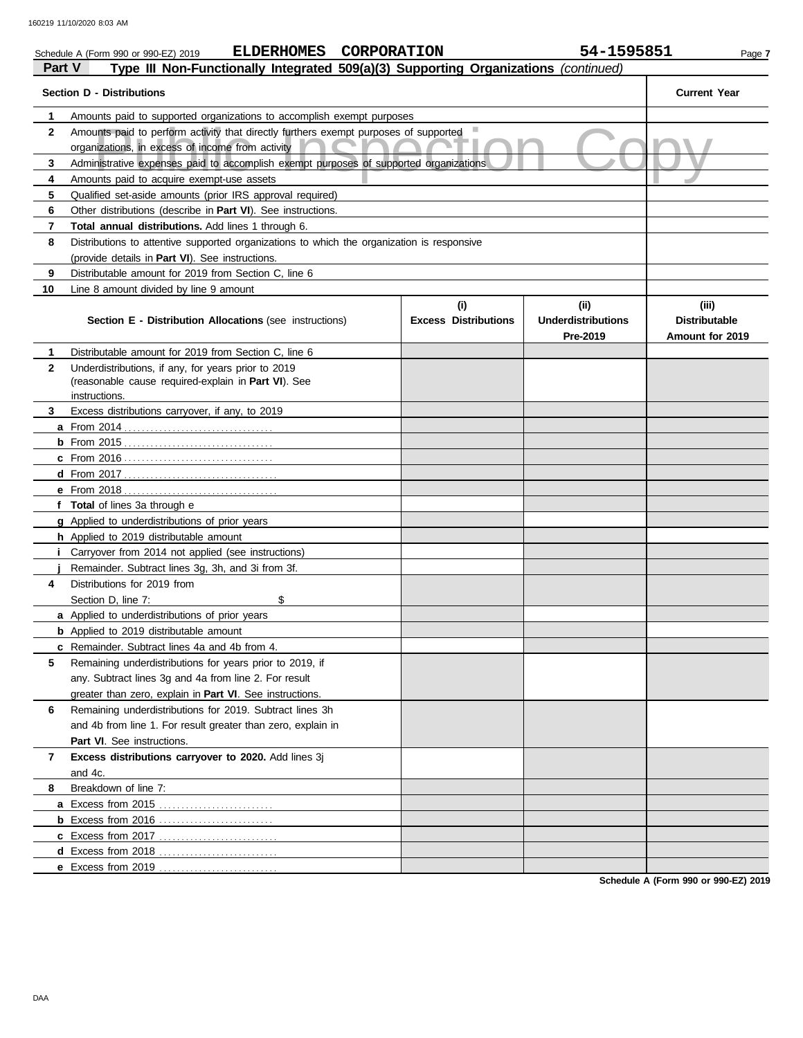Schedule A (Form 990 or 990-EZ) 2019 **ELDERHOMES CORPORATION** **54-1595851**

## Part V Type III Non-Functionally Integrated 509(a)(3) Supporting Organizations *(continued)*

| Section D - Distributions | | Current Year |
|---|---|---|
| 1 | Amounts paid to supported organizations to accomplish exempt purposes | |
| 2 | Amounts paid to perform activity that directly furthers exempt purposes of supported organizations, in excess of income from activity | |
| 3 | Administrative expenses paid to accomplish exempt purposes of supported organizations | |
| 4 | Amounts paid to acquire exempt-use assets | |
| 5 | Qualified set-aside amounts (prior IRS approval required) | |
| 6 | Other distributions (describe in **Part VI**). See instructions. | |
| 7 | **Total annual distributions.** Add lines 1 through 6. | |
| 8 | Distributions to attentive supported organizations to which the organization is responsive (provide details in **Part VI**). See instructions. | |
| 9 | Distributable amount for 2019 from Section C, line 6 | |
| 10 | Line 8 amount divided by line 9 amount | |

| | **Section E - Distribution Allocations** (see instructions) | (i) Excess Distributions | (ii) Underdistributions Pre-2019 | (iii) Distributable Amount for 2019 |
|---|---|---|---|---|
| 1 | Distributable amount for 2019 from Section C, line 6 | | | |
| 2 | Underdistributions, if any, for years prior to 2019 (reasonable cause required-explain in **Part VI**). See instructions. | | | |
| 3 | Excess distributions carryover, if any, to 2019 | | | |
| a | From 2014 | | | |
| b | From 2015 | | | |
| c | From 2016 | | | |
| d | From 2017 | | | |
| e | From 2018 | | | |
| f | **Total** of lines 3a through e | | | |
| g | Applied to underdistributions of prior years | | | |
| h | Applied to 2019 distributable amount | | | |
| i | Carryover from 2014 not applied (see instructions) | | | |
| j | Remainder. Subtract lines 3g, 3h, and 3i from 3f. | | | |
| 4 | Distributions for 2019 from Section D, line 7: $ | | | |
| a | Applied to underdistributions of prior years | | | |
| b | Applied to 2019 distributable amount | | | |
| c | Remainder. Subtract lines 4a and 4b from 4. | | | |
| 5 | Remaining underdistributions for years prior to 2019, if any. Subtract lines 3g and 4a from line 2. For result greater than zero, explain in **Part VI**. See instructions. | | | |
| 6 | Remaining underdistributions for 2019. Subtract lines 3h and 4b from line 1. For result greater than zero, explain in **Part VI**. See instructions. | | | |
| 7 | **Excess distributions carryover to 2020.** Add lines 3j and 4c. | | | |
| 8 | Breakdown of line 7: | | | |
| a | Excess from 2015 | | | |
| b | Excess from 2016 | | | |
| c | Excess from 2017 | | | |
| d | Excess from 2018 | | | |
| e | Excess from 2019 | | | |

**Schedule A (Form 990 or 990-EZ) 2019**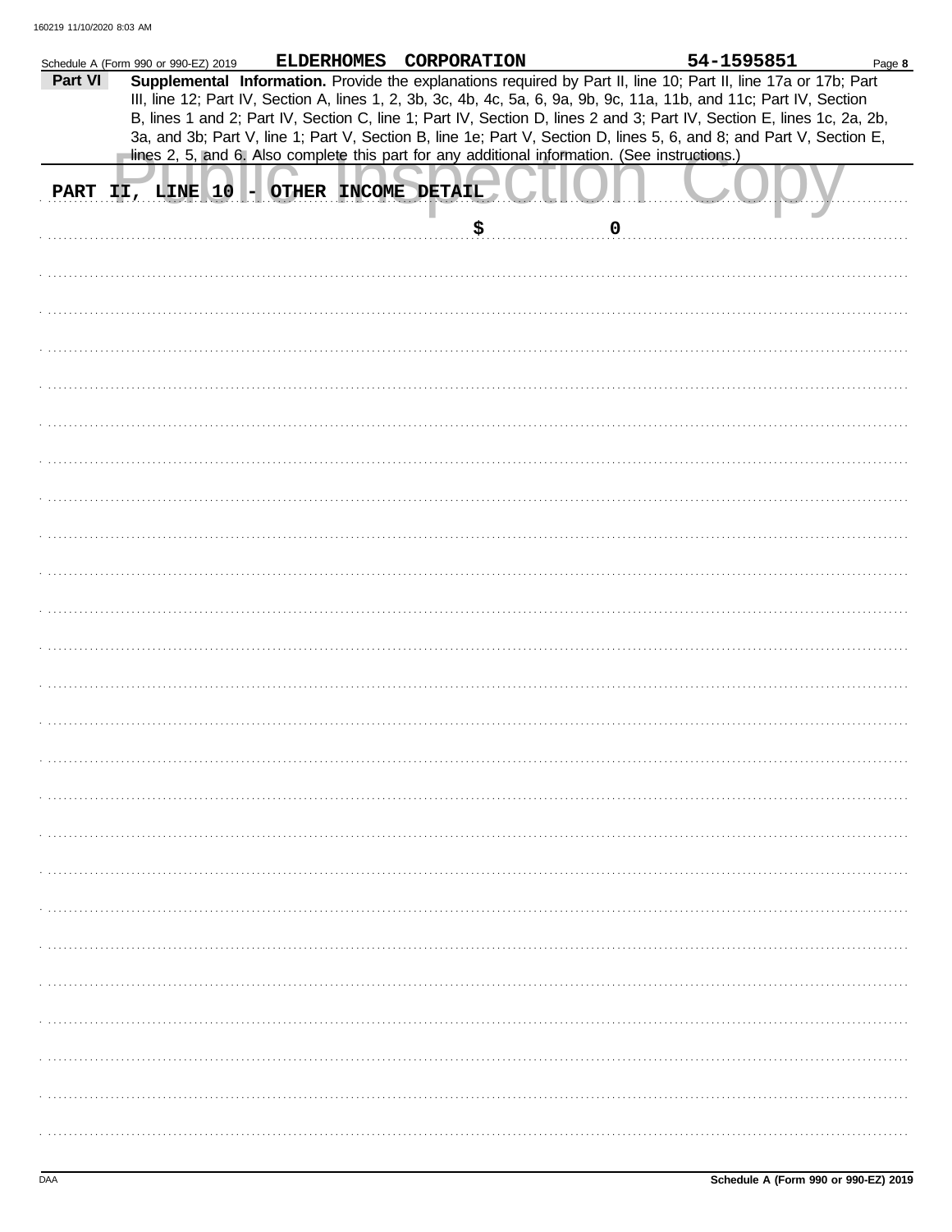Schedule A (Form 990 or 990-EZ) 2019 **ELDERHOMES CORPORATION** **54-1595851**

**Part VI** **Supplemental Information.** Provide the explanations required by Part II, line 10; Part II, line 17a or 17b; Part III, line 12; Part IV, Section A, lines 1, 2, 3b, 3c, 4b, 4c, 5a, 6, 9a, 9b, 9c, 11a, 11b, and 11c; Part IV, Section B, lines 1 and 2; Part IV, Section C, line 1; Part IV, Section D, lines 2 and 3; Part IV, Section E, lines 1c, 2a, 2b, 3a, and 3b; Part V, line 1; Part V, Section B, line 1e; Part V, Section D, lines 5, 6, and 8; and Part V, Section E, lines 2, 5, and 6. Also complete this part for any additional information. (See instructions.)

PART II, LINE 10 - OTHER INCOME DETAIL

$ 0

Schedule A (Form 990 or 990-EZ) 2019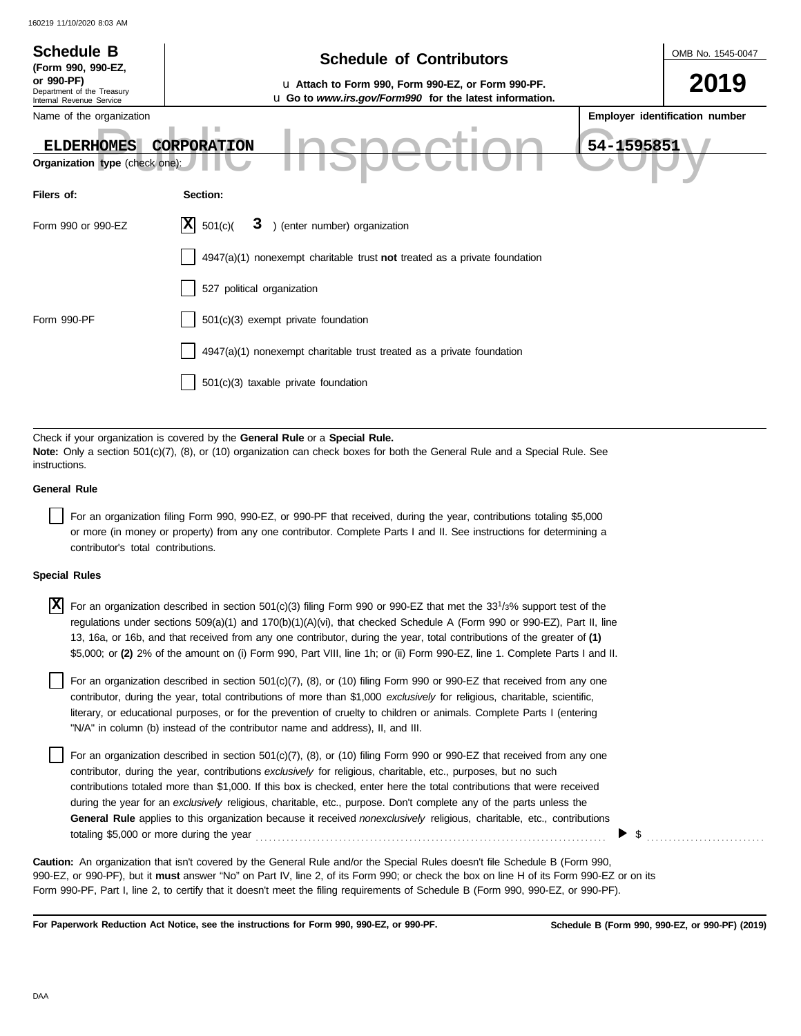**Schedule B**
**(Form 990, 990-EZ, or 990-PF)**
Department of the Treasury
Internal Revenue Service

# Schedule of Contributors

u **Attach to Form 990, Form 990-EZ, or Form 990-PF.**
u **Go to *www.irs.gov/Form990* for the latest information.**

OMB No. 1545-0047

**2019**

Name of the organization: **ELDERHOMES CORPORATION**

**Employer identification number:** **54-1595851**

Public Inspection Copy

**Organization type** (check one):

| Filers of: | Section: |
|---|---|
| Form 990 or 990-EZ | [X] 501(c)( 3 ) (enter number) organization |
| | [ ] 4947(a)(1) nonexempt charitable trust **not** treated as a private foundation |
| | [ ] 527 political organization |
| Form 990-PF | [ ] 501(c)(3) exempt private foundation |
| | [ ] 4947(a)(1) nonexempt charitable trust treated as a private foundation |
| | [ ] 501(c)(3) taxable private foundation |

Check if your organization is covered by the **General Rule** or a **Special Rule.**
**Note:** Only a section 501(c)(7), (8), or (10) organization can check boxes for both the General Rule and a Special Rule. See instructions.

**General Rule**

[ ] For an organization filing Form 990, 990-EZ, or 990-PF that received, during the year, contributions totaling $5,000 or more (in money or property) from any one contributor. Complete Parts I and II. See instructions for determining a contributor's total contributions.

**Special Rules**

[X] For an organization described in section 501(c)(3) filing Form 990 or 990-EZ that met the $33^1/_3$% support test of the regulations under sections 509(a)(1) and 170(b)(1)(A)(vi), that checked Schedule A (Form 990 or 990-EZ), Part II, line 13, 16a, or 16b, and that received from any one contributor, during the year, total contributions of the greater of **(1)** $5,000; or **(2)** 2% of the amount on (i) Form 990, Part VIII, line 1h; or (ii) Form 990-EZ, line 1. Complete Parts I and II.

[ ] For an organization described in section 501(c)(7), (8), or (10) filing Form 990 or 990-EZ that received from any one contributor, during the year, total contributions of more than $1,000 *exclusively* for religious, charitable, scientific, literary, or educational purposes, or for the prevention of cruelty to children or animals. Complete Parts I (entering "N/A" in column (b) instead of the contributor name and address), II, and III.

[ ] For an organization described in section 501(c)(7), (8), or (10) filing Form 990 or 990-EZ that received from any one contributor, during the year, contributions *exclusively* for religious, charitable, etc., purposes, but no such contributions totaled more than $1,000. If this box is checked, enter here the total contributions that were received during the year for an *exclusively* religious, charitable, etc., purpose. Don't complete any of the parts unless the **General Rule** applies to this organization because it received *nonexclusively* religious, charitable, etc., contributions totaling $5,000 or more during the year . . . . . . . . . . ▶ $ . . . . . . . . . .

**Caution:** An organization that isn't covered by the General Rule and/or the Special Rules doesn't file Schedule B (Form 990, 990-EZ, or 990-PF), but it **must** answer "No" on Part IV, line 2, of its Form 990; or check the box on line H of its Form 990-EZ or on its Form 990-PF, Part I, line 2, to certify that it doesn't meet the filing requirements of Schedule B (Form 990, 990-EZ, or 990-PF).

**For Paperwork Reduction Act Notice, see the instructions for Form 990, 990-EZ, or 990-PF.** **Schedule B (Form 990, 990-EZ, or 990-PF) (2019)**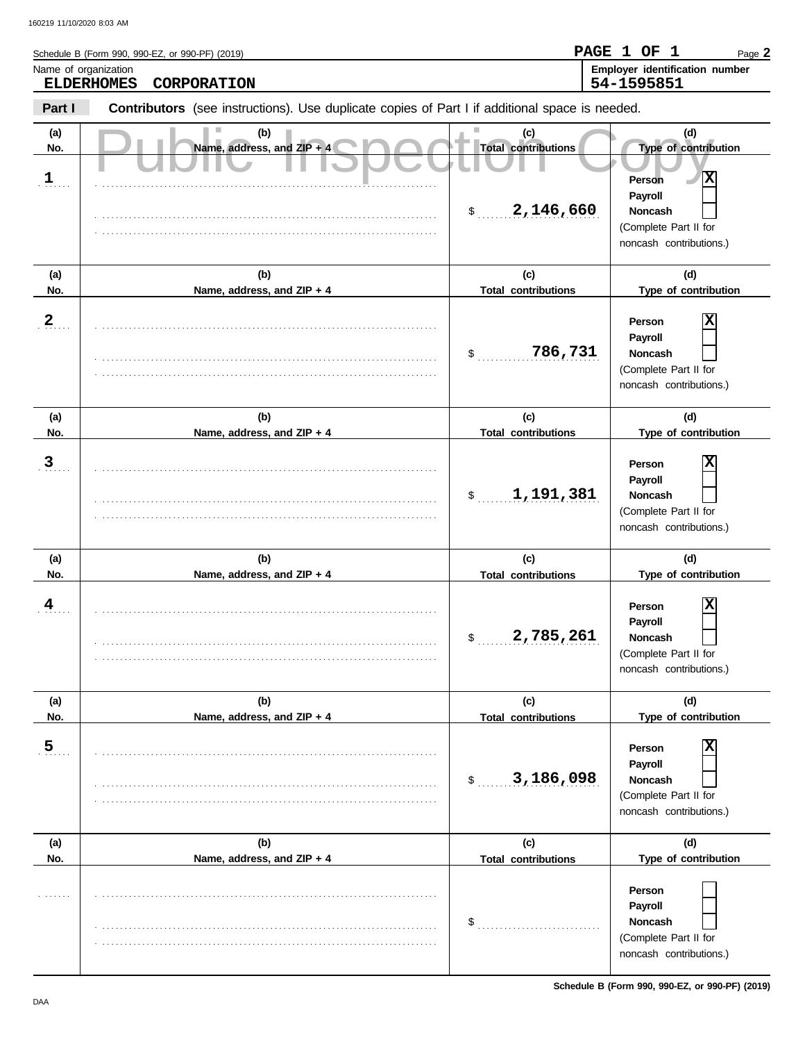Schedule B (Form 990, 990-EZ, or 990-PF) (2019)

**PAGE 1 OF 1**

Name of organization: **ELDERHOMES CORPORATION**

Employer identification number: **54-1595851**

**Part I** **Contributors** (see instructions). Use duplicate copies of Part I if additional space is needed.

Public Inspection Copy

| (a) No. | (b) Name, address, and ZIP + 4 | (c) Total contributions | (d) Type of contribution |
|---|---|---|---|
| 1 | | $ 2,146,660 | Person [X] Payroll [ ] Noncash [ ] (Complete Part II for noncash contributions.) |
| 2 | | $ 786,731 | Person [X] Payroll [ ] Noncash [ ] (Complete Part II for noncash contributions.) |
| 3 | | $ 1,191,381 | Person [X] Payroll [ ] Noncash [ ] (Complete Part II for noncash contributions.) |
| 4 | | $ 2,785,261 | Person [X] Payroll [ ] Noncash [ ] (Complete Part II for noncash contributions.) |
| 5 | | $ 3,186,098 | Person [X] Payroll [ ] Noncash [ ] (Complete Part II for noncash contributions.) |
| | | $ | Person [ ] Payroll [ ] Noncash [ ] (Complete Part II for noncash contributions.) |

Schedule B (Form 990, 990-EZ, or 990-PF) (2019)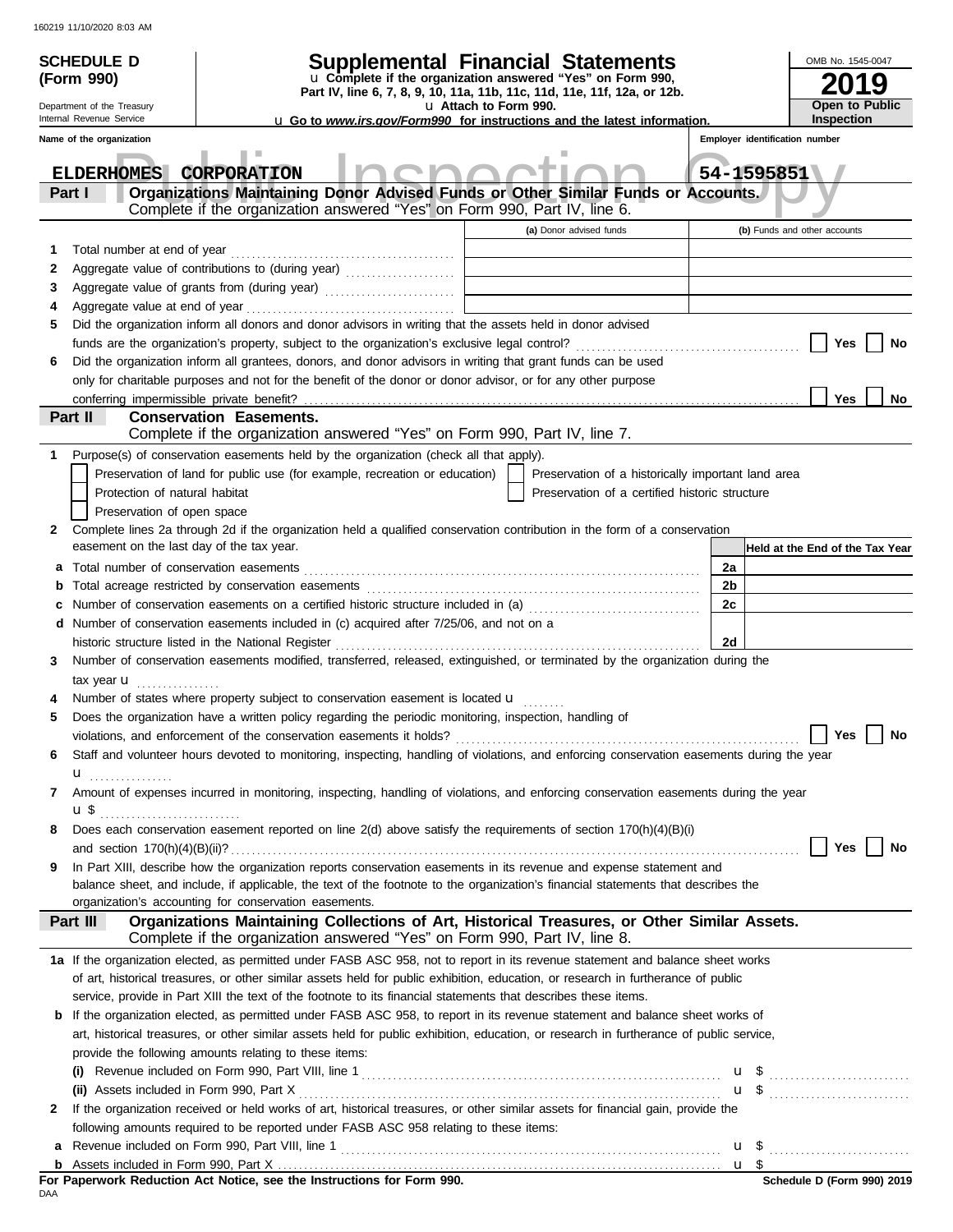**SCHEDULE D (Form 990)**

Department of the Treasury
Internal Revenue Service

# Supplemental Financial Statements

u Complete if the organization answered "Yes" on Form 990, Part IV, line 6, 7, 8, 9, 10, 11a, 11b, 11c, 11d, 11e, 11f, 12a, or 12b.
u Attach to Form 990.
u Go to *www.irs.gov/Form990* for instructions and the latest information.

OMB No. 1545-0047
**2019**
**Open to Public Inspection**

| Name of the organization | Employer identification number |
|---|---|
| ELDERHOMES CORPORATION | 54-1595851 |

## Part I — Organizations Maintaining Donor Advised Funds or Other Similar Funds or Accounts.
Complete if the organization answered "Yes" on Form 990, Part IV, line 6.

| | | (a) Donor advised funds | (b) Funds and other accounts |
|---|---|---|---|
| 1 | Total number at end of year | | |
| 2 | Aggregate value of contributions to (during year) | | |
| 3 | Aggregate value of grants from (during year) | | |
| 4 | Aggregate value at end of year | | |

5 Did the organization inform all donors and donor advisors in writing that the assets held in donor advised funds are the organization's property, subject to the organization's exclusive legal control? ☐ Yes ☐ No

6 Did the organization inform all grantees, donors, and donor advisors in writing that grant funds can be used only for charitable purposes and not for the benefit of the donor or donor advisor, or for any other purpose conferring impermissible private benefit? ☐ Yes ☐ No

## Part II — Conservation Easements.
Complete if the organization answered "Yes" on Form 990, Part IV, line 7.

1 Purpose(s) of conservation easements held by the organization (check all that apply).
- ☐ Preservation of land for public use (for example, recreation or education)
- ☐ Preservation of a historically important land area
- ☐ Protection of natural habitat
- ☐ Preservation of a certified historic structure
- ☐ Preservation of open space

2 Complete lines 2a through 2d if the organization held a qualified conservation contribution in the form of a conservation easement on the last day of the tax year.

| | | | Held at the End of the Tax Year |
|---|---|---|---|
| a | Total number of conservation easements | 2a | |
| b | Total acreage restricted by conservation easements | 2b | |
| c | Number of conservation easements on a certified historic structure included in (a) | 2c | |
| d | Number of conservation easements included in (c) acquired after 7/25/06, and not on a historic structure listed in the National Register | 2d | |

3 Number of conservation easements modified, transferred, released, extinguished, or terminated by the organization during the tax year u

4 Number of states where property subject to conservation easement is located u

5 Does the organization have a written policy regarding the periodic monitoring, inspection, handling of violations, and enforcement of the conservation easements it holds? ☐ Yes ☐ No

6 Staff and volunteer hours devoted to monitoring, inspecting, handling of violations, and enforcing conservation easements during the year u

7 Amount of expenses incurred in monitoring, inspecting, handling of violations, and enforcing conservation easements during the year u $

8 Does each conservation easement reported on line 2(d) above satisfy the requirements of section 170(h)(4)(B)(i) and section 170(h)(4)(B)(ii)? ☐ Yes ☐ No

9 In Part XIII, describe how the organization reports conservation easements in its revenue and expense statement and balance sheet, and include, if applicable, the text of the footnote to the organization's financial statements that describes the organization's accounting for conservation easements.

## Part III — Organizations Maintaining Collections of Art, Historical Treasures, or Other Similar Assets.
Complete if the organization answered "Yes" on Form 990, Part IV, line 8.

1a If the organization elected, as permitted under FASB ASC 958, not to report in its revenue statement and balance sheet works of art, historical treasures, or other similar assets held for public exhibition, education, or research in furtherance of public service, provide in Part XIII the text of the footnote to its financial statements that describes these items.

b If the organization elected, as permitted under FASB ASC 958, to report in its revenue statement and balance sheet works of art, historical treasures, or other similar assets held for public exhibition, education, or research in furtherance of public service, provide the following amounts relating to these items:

(i) Revenue included on Form 990, Part VIII, line 1 u $

(ii) Assets included in Form 990, Part X u $

2 If the organization received or held works of art, historical treasures, or other similar assets for financial gain, provide the following amounts required to be reported under FASB ASC 958 relating to these items:

a Revenue included on Form 990, Part VIII, line 1 u $

b Assets included in Form 990, Part X u $

**For Paperwork Reduction Act Notice, see the Instructions for Form 990.**
**Schedule D (Form 990) 2019**

DAA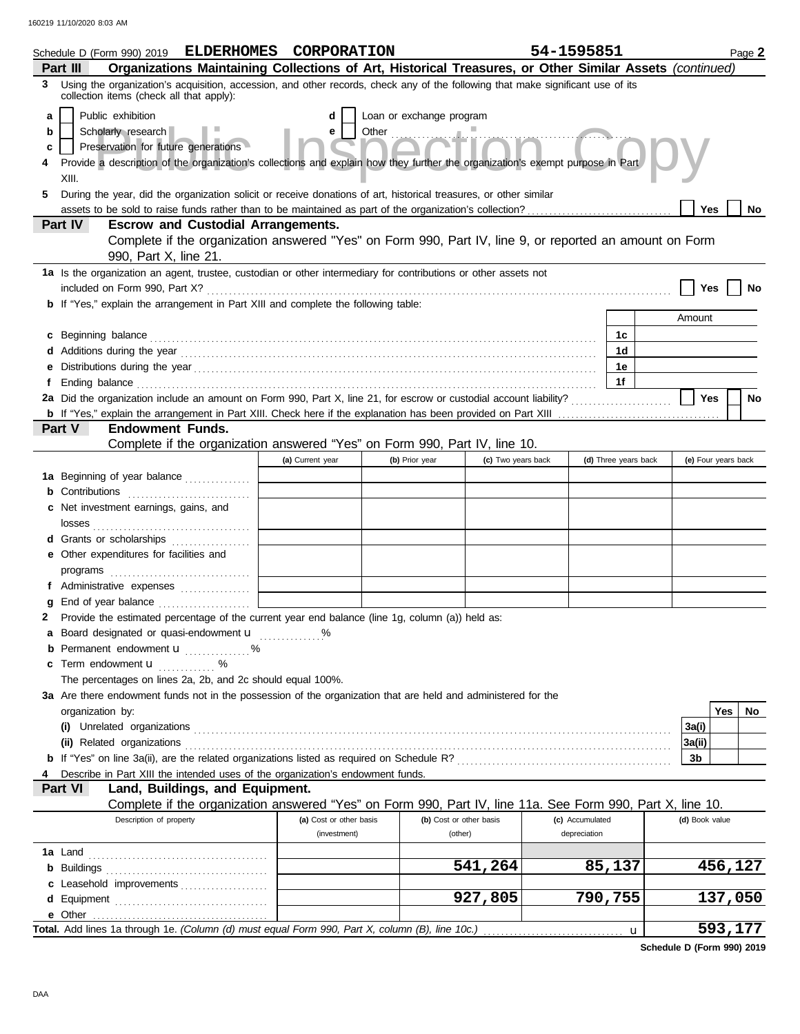Schedule D (Form 990) 2019 **ELDERHOMES CORPORATION** **54-1595851** Page **2**

**Part III** **Organizations Maintaining Collections of Art, Historical Treasures, or Other Similar Assets** *(continued)*

**3** Using the organization's acquisition, accession, and other records, check any of the following that make significant use of its collection items (check all that apply):

- **a** ☐ Public exhibition
- **b** ☐ Scholarly research
- **c** ☐ Preservation for future generations
- **d** ☐ Loan or exchange program
- **e** ☐ Other

**4** Provide a description of the organization's collections and explain how they further the organization's exempt purpose in Part XIII.

**5** During the year, did the organization solicit or receive donations of art, historical treasures, or other similar assets to be sold to raise funds rather than to be maintained as part of the organization's collection? ☐ Yes ☐ No

**Part IV** **Escrow and Custodial Arrangements.**

Complete if the organization answered "Yes" on Form 990, Part IV, line 9, or reported an amount on Form 990, Part X, line 21.

**1a** Is the organization an agent, trustee, custodian or other intermediary for contributions or other assets not included on Form 990, Part X? ☐ Yes ☐ No

**b** If "Yes," explain the arrangement in Part XIII and complete the following table:

| | | Amount |
|---|---|---|
| **c** Beginning balance | 1c | |
| **d** Additions during the year | 1d | |
| **e** Distributions during the year | 1e | |
| **f** Ending balance | 1f | |

**2a** Did the organization include an amount on Form 990, Part X, line 21, for escrow or custodial account liability? ☐ Yes ☐ No

**b** If "Yes," explain the arrangement in Part XIII. Check here if the explanation has been provided on Part XIII ☐

**Part V** **Endowment Funds.**

Complete if the organization answered "Yes" on Form 990, Part IV, line 10.

| | (a) Current year | (b) Prior year | (c) Two years back | (d) Three years back | (e) Four years back |
|---|---|---|---|---|---|
| **1a** Beginning of year balance | | | | | |
| **b** Contributions | | | | | |
| **c** Net investment earnings, gains, and losses | | | | | |
| **d** Grants or scholarships | | | | | |
| **e** Other expenditures for facilities and programs | | | | | |
| **f** Administrative expenses | | | | | |
| **g** End of year balance | | | | | |

**2** Provide the estimated percentage of the current year end balance (line 1g, column (a)) held as:

- **a** Board designated or quasi-endowment u ______ %
- **b** Permanent endowment u ______ %
- **c** Term endowment u ______ %

The percentages on lines 2a, 2b, and 2c should equal 100%.

**3a** Are there endowment funds not in the possession of the organization that are held and administered for the organization by:

| | | Yes | No |
|---|---|---|---|
| **(i)** Unrelated organizations | 3a(i) | | |
| **(ii)** Related organizations | 3a(ii) | | |
| **b** If "Yes" on line 3a(ii), are the related organizations listed as required on Schedule R? | 3b | | |

**4** Describe in Part XIII the intended uses of the organization's endowment funds.

**Part VI** **Land, Buildings, and Equipment.**

Complete if the organization answered "Yes" on Form 990, Part IV, line 11a. See Form 990, Part X, line 10.

| Description of property | (a) Cost or other basis (investment) | (b) Cost or other basis (other) | (c) Accumulated depreciation | (d) Book value |
|---|---|---|---|---|
| **1a** Land | | | | |
| **b** Buildings | | 541,264 | 85,137 | 456,127 |
| **c** Leasehold improvements | | | | |
| **d** Equipment | | 927,805 | 790,755 | 137,050 |
| **e** Other | | | | |
| **Total.** Add lines 1a through 1e. *(Column (d) must equal Form 990, Part X, column (B), line 10c.)* u | | | | 593,177 |

**Schedule D (Form 990) 2019**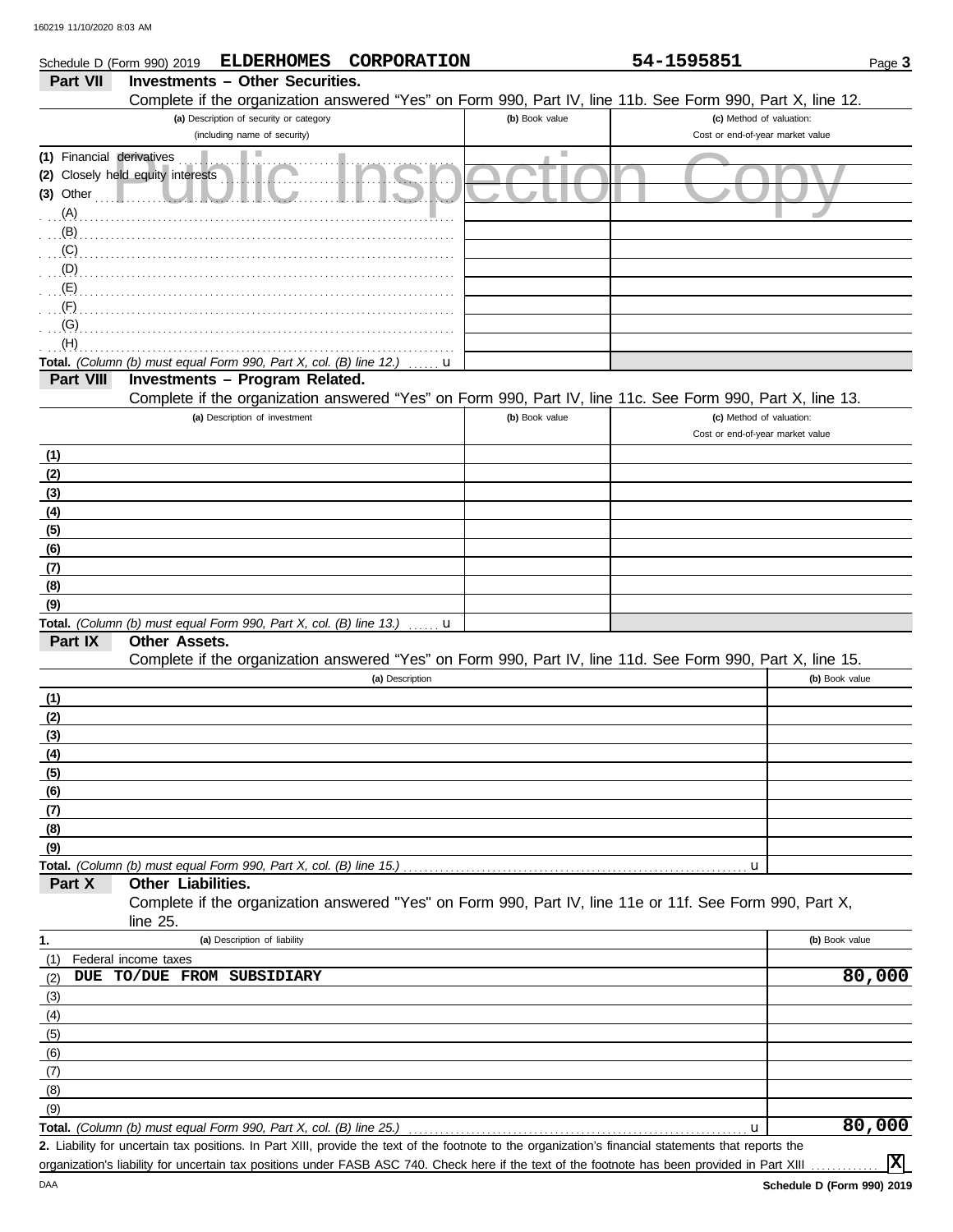Schedule D (Form 990) 2019 **ELDERHOMES CORPORATION** **54-1595851** Page **3**

## Part VII Investments – Other Securities.

Complete if the organization answered "Yes" on Form 990, Part IV, line 11b. See Form 990, Part X, line 12.

| (a) Description of security or category (including name of security) | (b) Book value | (c) Method of valuation: Cost or end-of-year market value |
|---|---|---|
| (1) Financial derivatives | | |
| (2) Closely held equity interests | | |
| (3) Other | | |
| (A) | | |
| (B) | | |
| (C) | | |
| (D) | | |
| (E) | | |
| (F) | | |
| (G) | | |
| (H) | | |
| **Total.** *(Column (b) must equal Form 990, Part X, col. (B) line 12.)* u | | |

## Part VIII Investments – Program Related.

Complete if the organization answered "Yes" on Form 990, Part IV, line 11c. See Form 990, Part X, line 13.

| (a) Description of investment | (b) Book value | (c) Method of valuation: Cost or end-of-year market value |
|---|---|---|
| (1) | | |
| (2) | | |
| (3) | | |
| (4) | | |
| (5) | | |
| (6) | | |
| (7) | | |
| (8) | | |
| (9) | | |
| **Total.** *(Column (b) must equal Form 990, Part X, col. (B) line 13.)* u | | |

## Part IX Other Assets.

Complete if the organization answered "Yes" on Form 990, Part IV, line 11d. See Form 990, Part X, line 15.

| (a) Description | (b) Book value |
|---|---|
| (1) | |
| (2) | |
| (3) | |
| (4) | |
| (5) | |
| (6) | |
| (7) | |
| (8) | |
| (9) | |
| **Total.** *(Column (b) must equal Form 990, Part X, col. (B) line 15.)* u | |

## Part X Other Liabilities.

Complete if the organization answered "Yes" on Form 990, Part IV, line 11e or 11f. See Form 990, Part X, line 25.

| 1. (a) Description of liability | (b) Book value |
|---|---|
| (1) Federal income taxes | |
| (2) DUE TO/DUE FROM SUBSIDIARY | 80,000 |
| (3) | |
| (4) | |
| (5) | |
| (6) | |
| (7) | |
| (8) | |
| (9) | |
| **Total.** *(Column (b) must equal Form 990, Part X, col. (B) line 25.)* u | 80,000 |

**2.** Liability for uncertain tax positions. In Part XIII, provide the text of the footnote to the organization's financial statements that reports the organization's liability for uncertain tax positions under FASB ASC 740. Check here if the text of the footnote has been provided in Part XIII .......... [X]

Schedule D (Form 990) 2019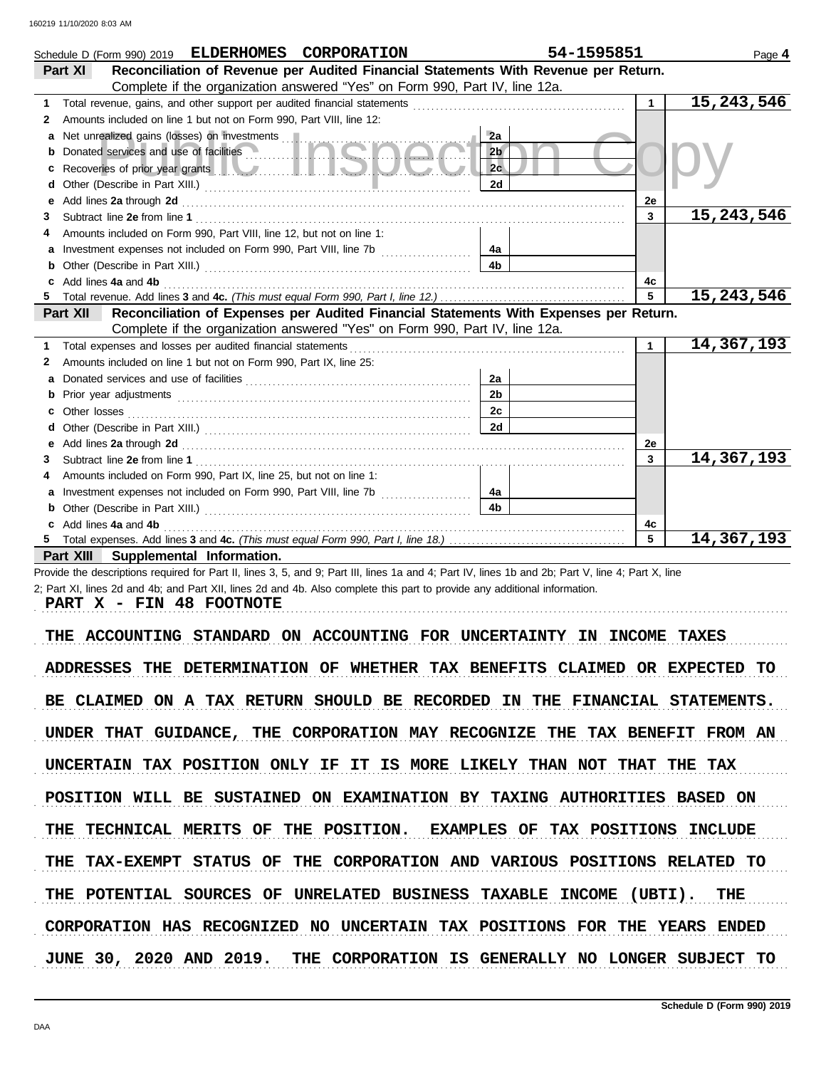Schedule D (Form 990) 2019 **ELDERHOMES CORPORATION** **54-1595851**

## Part XI Reconciliation of Revenue per Audited Financial Statements With Revenue per Return.

Complete if the organization answered "Yes" on Form 990, Part IV, line 12a.

| | | | | | |
|---|---|---|---|---|---|
| **1** | Total revenue, gains, and other support per audited financial statements | | | 1 | 15,243,546 |
| **2** | Amounts included on line 1 but not on Form 990, Part VIII, line 12: | | | | |
| **a** | Net unrealized gains (losses) on investments | 2a | | | |
| **b** | Donated services and use of facilities | 2b | | | |
| **c** | Recoveries of prior year grants | 2c | | | |
| **d** | Other (Describe in Part XIII.) | 2d | | | |
| **e** | Add lines **2a** through **2d** | | | 2e | |
| **3** | Subtract line **2e** from line **1** | | | 3 | 15,243,546 |
| **4** | Amounts included on Form 990, Part VIII, line 12, but not on line 1: | | | | |
| **a** | Investment expenses not included on Form 990, Part VIII, line 7b | 4a | | | |
| **b** | Other (Describe in Part XIII.) | 4b | | | |
| **c** | Add lines **4a** and **4b** | | | 4c | |
| **5** | Total revenue. Add lines **3** and **4c.** *(This must equal Form 990, Part I, line 12.)* | | | 5 | 15,243,546 |

## Part XII Reconciliation of Expenses per Audited Financial Statements With Expenses per Return.

Complete if the organization answered "Yes" on Form 990, Part IV, line 12a.

| | | | | | |
|---|---|---|---|---|---|
| **1** | Total expenses and losses per audited financial statements | | | 1 | 14,367,193 |
| **2** | Amounts included on line 1 but not on Form 990, Part IX, line 25: | | | | |
| **a** | Donated services and use of facilities | 2a | | | |
| **b** | Prior year adjustments | 2b | | | |
| **c** | Other losses | 2c | | | |
| **d** | Other (Describe in Part XIII.) | 2d | | | |
| **e** | Add lines **2a** through **2d** | | | 2e | |
| **3** | Subtract line **2e** from line **1** | | | 3 | 14,367,193 |
| **4** | Amounts included on Form 990, Part IX, line 25, but not on line 1: | | | | |
| **a** | Investment expenses not included on Form 990, Part VIII, line 7b | 4a | | | |
| **b** | Other (Describe in Part XIII.) | 4b | | | |
| **c** | Add lines **4a** and **4b** | | | 4c | |
| **5** | Total expenses. Add lines **3** and **4c.** *(This must equal Form 990, Part I, line 18.)* | | | 5 | 14,367,193 |

## Part XIII Supplemental Information.

Provide the descriptions required for Part II, lines 3, 5, and 9; Part III, lines 1a and 4; Part IV, lines 1b and 2b; Part V, line 4; Part X, line 2; Part XI, lines 2d and 4b; and Part XII, lines 2d and 4b. Also complete this part to provide any additional information.

PART X - FIN 48 FOOTNOTE

THE ACCOUNTING STANDARD ON ACCOUNTING FOR UNCERTAINTY IN INCOME TAXES ADDRESSES THE DETERMINATION OF WHETHER TAX BENEFITS CLAIMED OR EXPECTED TO BE CLAIMED ON A TAX RETURN SHOULD BE RECORDED IN THE FINANCIAL STATEMENTS. UNDER THAT GUIDANCE, THE CORPORATION MAY RECOGNIZE THE TAX BENEFIT FROM AN UNCERTAIN TAX POSITION ONLY IF IT IS MORE LIKELY THAN NOT THAT THE TAX POSITION WILL BE SUSTAINED ON EXAMINATION BY TAXING AUTHORITIES BASED ON THE TECHNICAL MERITS OF THE POSITION. EXAMPLES OF TAX POSITIONS INCLUDE THE TAX-EXEMPT STATUS OF THE CORPORATION AND VARIOUS POSITIONS RELATED TO THE POTENTIAL SOURCES OF UNRELATED BUSINESS TAXABLE INCOME (UBTI). THE CORPORATION HAS RECOGNIZED NO UNCERTAIN TAX POSITIONS FOR THE YEARS ENDED JUNE 30, 2020 AND 2019. THE CORPORATION IS GENERALLY NO LONGER SUBJECT TO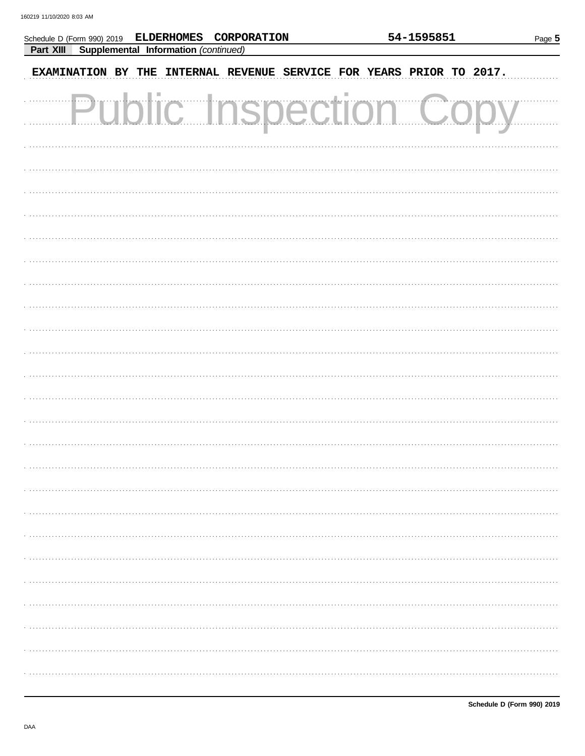Schedule D (Form 990) 2019 **ELDERHOMES CORPORATION** **54-1595851**

**Part XIII Supplemental Information** *(continued)*

EXAMINATION BY THE INTERNAL REVENUE SERVICE FOR YEARS PRIOR TO 2017.

Public Inspection Copy

**Schedule D (Form 990) 2019**

DAA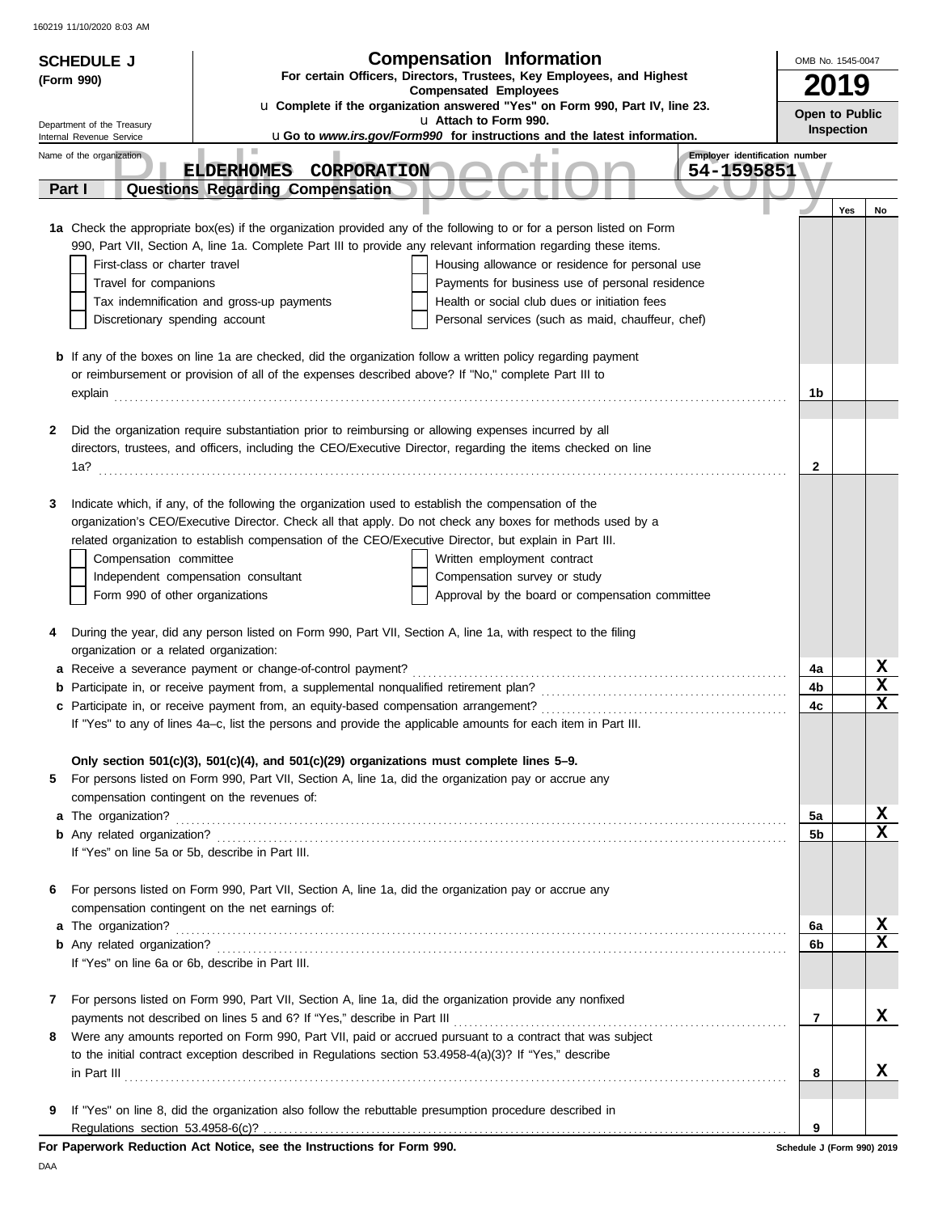# SCHEDULE J (Form 990)

## Compensation Information

**For certain Officers, Directors, Trustees, Key Employees, and Highest Compensated Employees**

u Complete if the organization answered "Yes" on Form 990, Part IV, line 23.
u Attach to Form 990.
u Go to *www.irs.gov/Form990* for instructions and the latest information.

OMB No. 1545-0047

**2019**

**Open to Public Inspection**

Department of the Treasury
Internal Revenue Service

Name of the organization: **ELDERHOMES CORPORATION**

Employer identification number: **54-1595851**

## Part I — Questions Regarding Compensation

| | | | Yes | No |
|---|---|---|---|---|
| **1a** | Check the appropriate box(es) if the organization provided any of the following to or for a person listed on Form 990, Part VII, Section A, line 1a. Complete Part III to provide any relevant information regarding these items.<br>☐ First-class or charter travel ☐ Housing allowance or residence for personal use<br>☐ Travel for companions ☐ Payments for business use of personal residence<br>☐ Tax indemnification and gross-up payments ☐ Health or social club dues or initiation fees<br>☐ Discretionary spending account ☐ Personal services (such as maid, chauffeur, chef) | | | |
| **b** | If any of the boxes on line 1a are checked, did the organization follow a written policy regarding payment or reimbursement or provision of all of the expenses described above? If "No," complete Part III to explain | 1b | | |
| **2** | Did the organization require substantiation prior to reimbursing or allowing expenses incurred by all directors, trustees, and officers, including the CEO/Executive Director, regarding the items checked on line 1a? | 2 | | |
| **3** | Indicate which, if any, of the following the organization used to establish the compensation of the organization's CEO/Executive Director. Check all that apply. Do not check any boxes for methods used by a related organization to establish compensation of the CEO/Executive Director, but explain in Part III.<br>☐ Compensation committee ☐ Written employment contract<br>☐ Independent compensation consultant ☐ Compensation survey or study<br>☐ Form 990 of other organizations ☐ Approval by the board or compensation committee | | | |
| **4** | During the year, did any person listed on Form 990, Part VII, Section A, line 1a, with respect to the filing organization or a related organization: | | | |
| **a** | Receive a severance payment or change-of-control payment? | 4a | | X |
| **b** | Participate in, or receive payment from, a supplemental nonqualified retirement plan? | 4b | | X |
| **c** | Participate in, or receive payment from, an equity-based compensation arrangement? | 4c | | X |
| | If "Yes" to any of lines 4a–c, list the persons and provide the applicable amounts for each item in Part III. | | | |
| | **Only section 501(c)(3), 501(c)(4), and 501(c)(29) organizations must complete lines 5–9.** | | | |
| **5** | For persons listed on Form 990, Part VII, Section A, line 1a, did the organization pay or accrue any compensation contingent on the revenues of: | | | |
| **a** | The organization? | 5a | | X |
| **b** | Any related organization? | 5b | | X |
| | If "Yes" on line 5a or 5b, describe in Part III. | | | |
| **6** | For persons listed on Form 990, Part VII, Section A, line 1a, did the organization pay or accrue any compensation contingent on the net earnings of: | | | |
| **a** | The organization? | 6a | | X |
| **b** | Any related organization? | 6b | | X |
| | If "Yes" on line 6a or 6b, describe in Part III. | | | |
| **7** | For persons listed on Form 990, Part VII, Section A, line 1a, did the organization provide any nonfixed payments not described on lines 5 and 6? If "Yes," describe in Part III | 7 | | X |
| **8** | Were any amounts reported on Form 990, Part VII, paid or accrued pursuant to a contract that was subject to the initial contract exception described in Regulations section 53.4958-4(a)(3)? If "Yes," describe in Part III | 8 | | X |
| **9** | If "Yes" on line 8, did the organization also follow the rebuttable presumption procedure described in Regulations section 53.4958-6(c)? | 9 | | |

**For Paperwork Reduction Act Notice, see the Instructions for Form 990.**

Schedule J (Form 990) 2019

DAA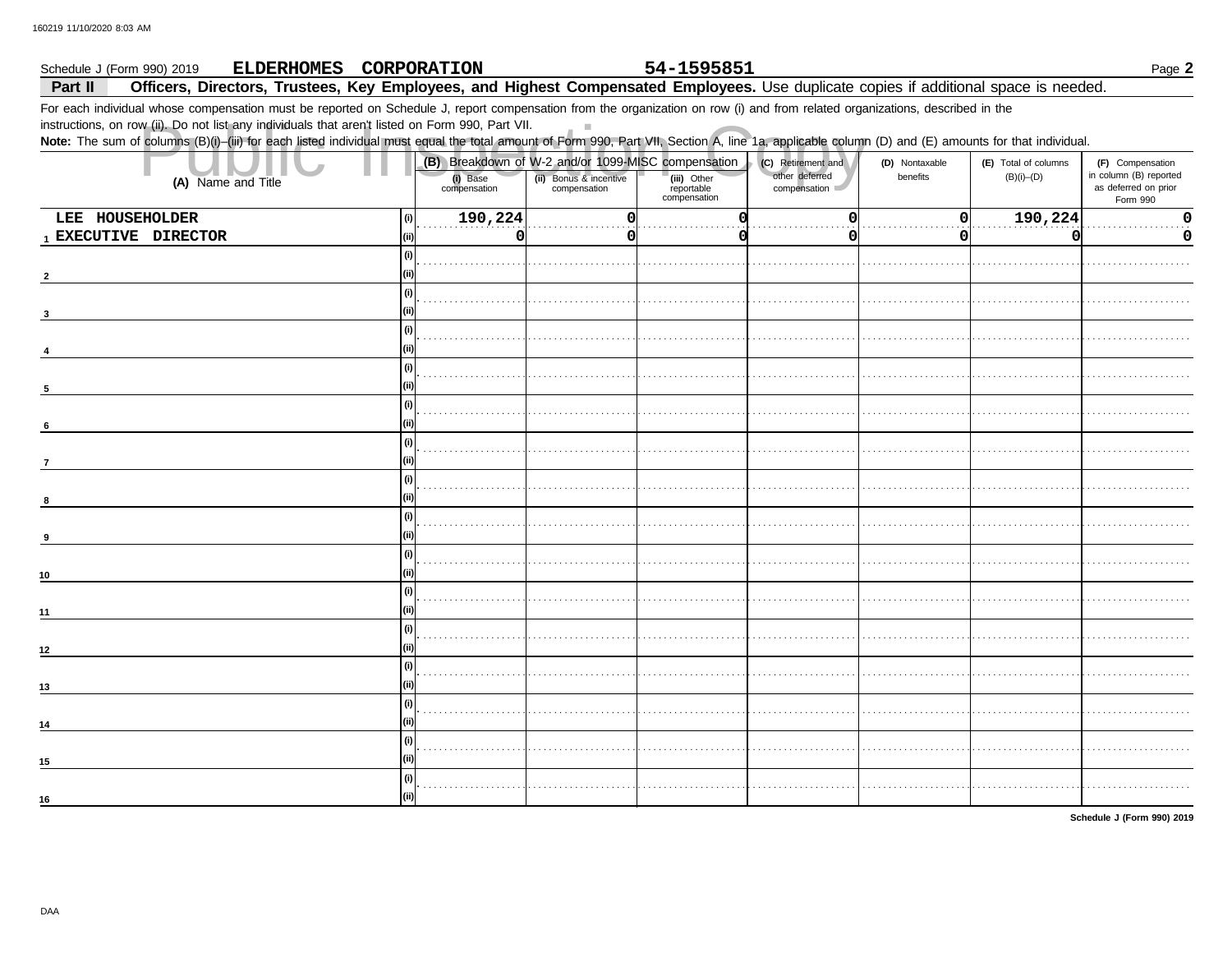Schedule J (Form 990) 2019 **ELDERHOMES CORPORATION** **54-1595851** Page **2**

## Part II Officers, Directors, Trustees, Key Employees, and Highest Compensated Employees. 

Use duplicate copies if additional space is needed.

For each individual whose compensation must be reported on Schedule J, report compensation from the organization on row (i) and from related organizations, described in the instructions, on row (ii). Do not list any individuals that aren't listed on Form 990, Part VII.

**Note:** The sum of columns (B)(i)–(iii) for each listed individual must equal the total amount of Form 990, Part VII, Section A, line 1a, applicable column (D) and (E) amounts for that individual.

Public Inspection Copy

| (A) Name and Title | | (B) Breakdown of W-2 and/or 1099-MISC compensation | | | (C) Retirement and other deferred compensation | (D) Nontaxable benefits | (E) Total of columns (B)(i)–(D) | (F) Compensation in column (B) reported as deferred on prior Form 990 |
|---|---|---|---|---|---|---|---|---|
| | | (i) Base compensation | (ii) Bonus & incentive compensation | (iii) Other reportable compensation | | | | |
| 1 LEE HOUSEHOLDER | (i) | 190,224 | 0 | 0 | 0 | 0 | 190,224 | 0 |
| EXECUTIVE DIRECTOR | (ii) | 0 | 0 | 0 | 0 | 0 | 0 | 0 |
| 2 | (i) | | | | | | | |
| | (ii) | | | | | | | |
| 3 | (i) | | | | | | | |
| | (ii) | | | | | | | |
| 4 | (i) | | | | | | | |
| | (ii) | | | | | | | |
| 5 | (i) | | | | | | | |
| | (ii) | | | | | | | |
| 6 | (i) | | | | | | | |
| | (ii) | | | | | | | |
| 7 | (i) | | | | | | | |
| | (ii) | | | | | | | |
| 8 | (i) | | | | | | | |
| | (ii) | | | | | | | |
| 9 | (i) | | | | | | | |
| | (ii) | | | | | | | |
| 10 | (i) | | | | | | | |
| | (ii) | | | | | | | |
| 11 | (i) | | | | | | | |
| | (ii) | | | | | | | |
| 12 | (i) | | | | | | | |
| | (ii) | | | | | | | |
| 13 | (i) | | | | | | | |
| | (ii) | | | | | | | |
| 14 | (i) | | | | | | | |
| | (ii) | | | | | | | |
| 15 | (i) | | | | | | | |
| | (ii) | | | | | | | |
| 16 | (i) | | | | | | | |
| | (ii) | | | | | | | |

**Schedule J (Form 990) 2019**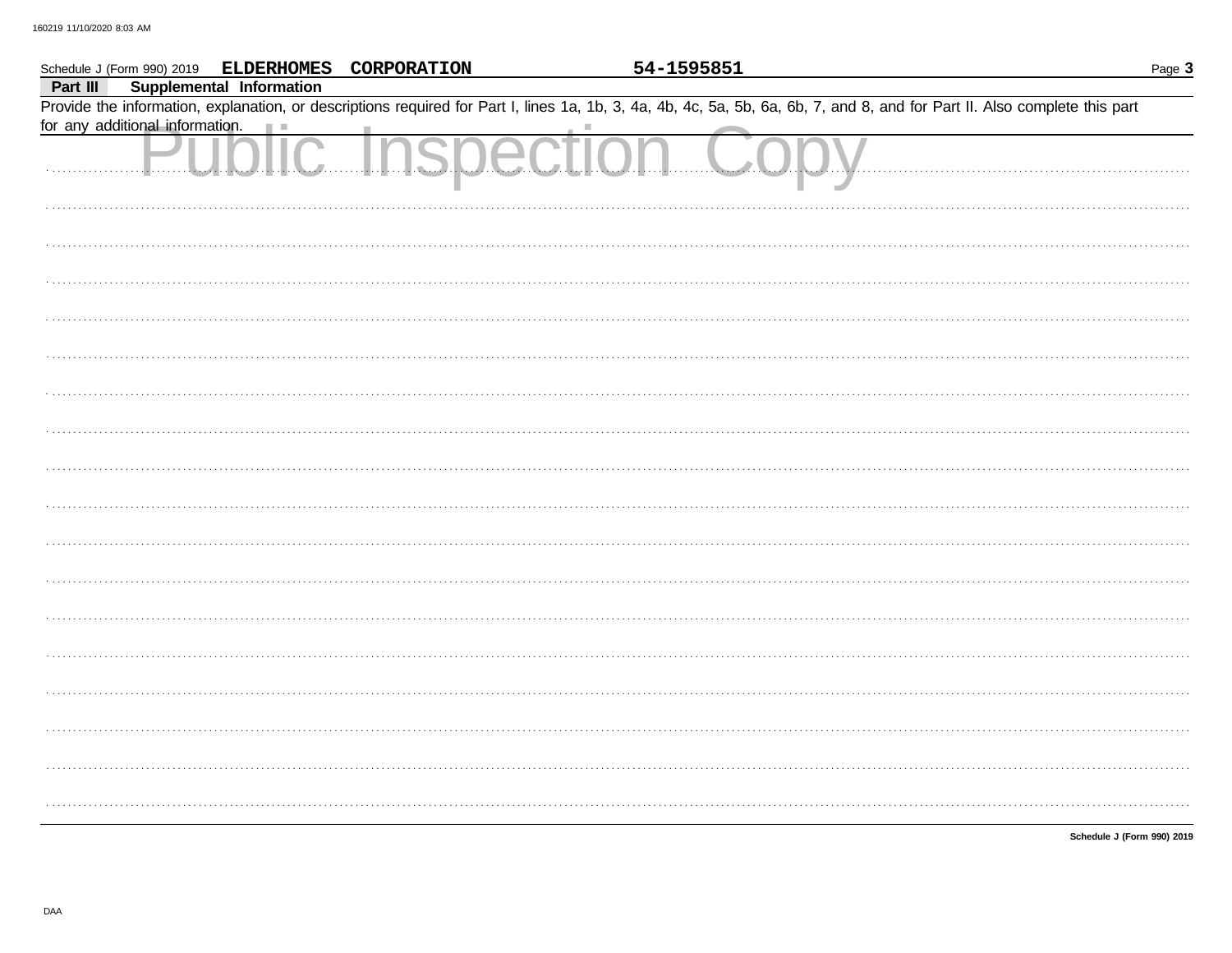Schedule J (Form 990) 2019 **ELDERHOMES CORPORATION** **54-1595851**

## Part III Supplemental Information

Provide the information, explanation, or descriptions required for Part I, lines 1a, 1b, 3, 4a, 4b, 4c, 5a, 5b, 6a, 6b, 7, and 8, and for Part II. Also complete this part for any additional information.

Public Inspection Copy

**Schedule J (Form 990) 2019**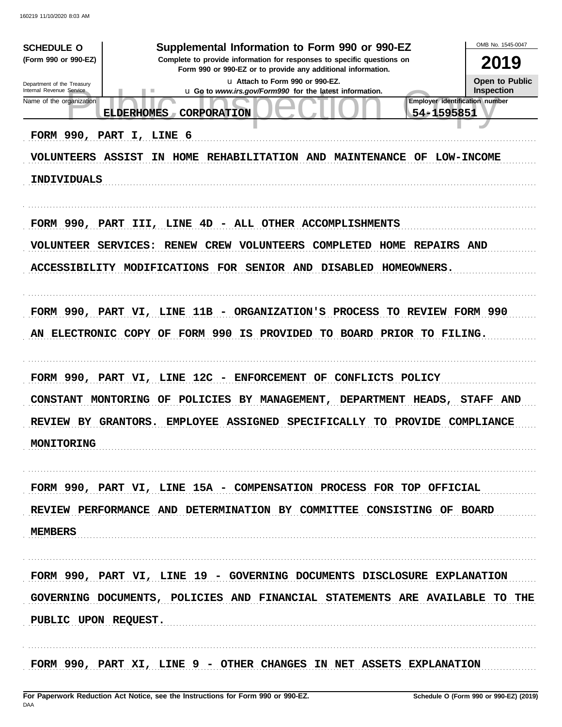**SCHEDULE O**
**(Form 990 or 990-EZ)**

Department of the Treasury
Internal Revenue Service

# Supplemental Information to Form 990 or 990-EZ

**Complete to provide information for responses to specific questions on Form 990 or 990-EZ or to provide any additional information.**

u Attach to Form 990 or 990-EZ.
u Go to *www.irs.gov/Form990* for the latest information.

OMB No. 1545-0047

**2019**

**Open to Public Inspection**

| Name of the organization | Employer identification number |
|---|---|
| ELDERHOMES CORPORATION | 54-1595851 |

FORM 990, PART I, LINE 6

VOLUNTEERS ASSIST IN HOME REHABILITATION AND MAINTENANCE OF LOW-INCOME INDIVIDUALS

FORM 990, PART III, LINE 4D - ALL OTHER ACCOMPLISHMENTS

VOLUNTEER SERVICES: RENEW CREW VOLUNTEERS COMPLETED HOME REPAIRS AND ACCESSIBILITY MODIFICATIONS FOR SENIOR AND DISABLED HOMEOWNERS.

FORM 990, PART VI, LINE 11B - ORGANIZATION'S PROCESS TO REVIEW FORM 990

AN ELECTRONIC COPY OF FORM 990 IS PROVIDED TO BOARD PRIOR TO FILING.

FORM 990, PART VI, LINE 12C - ENFORCEMENT OF CONFLICTS POLICY

CONSTANT MONTORING OF POLICIES BY MANAGEMENT, DEPARTMENT HEADS, STAFF AND REVIEW BY GRANTORS. EMPLOYEE ASSIGNED SPECIFICALLY TO PROVIDE COMPLIANCE MONITORING

FORM 990, PART VI, LINE 15A - COMPENSATION PROCESS FOR TOP OFFICIAL

REVIEW PERFORMANCE AND DETERMINATION BY COMMITTEE CONSISTING OF BOARD MEMBERS

FORM 990, PART VI, LINE 19 - GOVERNING DOCUMENTS DISCLOSURE EXPLANATION

GOVERNING DOCUMENTS, POLICIES AND FINANCIAL STATEMENTS ARE AVAILABLE TO THE PUBLIC UPON REQUEST.

FORM 990, PART XI, LINE 9 - OTHER CHANGES IN NET ASSETS EXPLANATION

**For Paperwork Reduction Act Notice, see the Instructions for Form 990 or 990-EZ.** **Schedule O (Form 990 or 990-EZ) (2019)**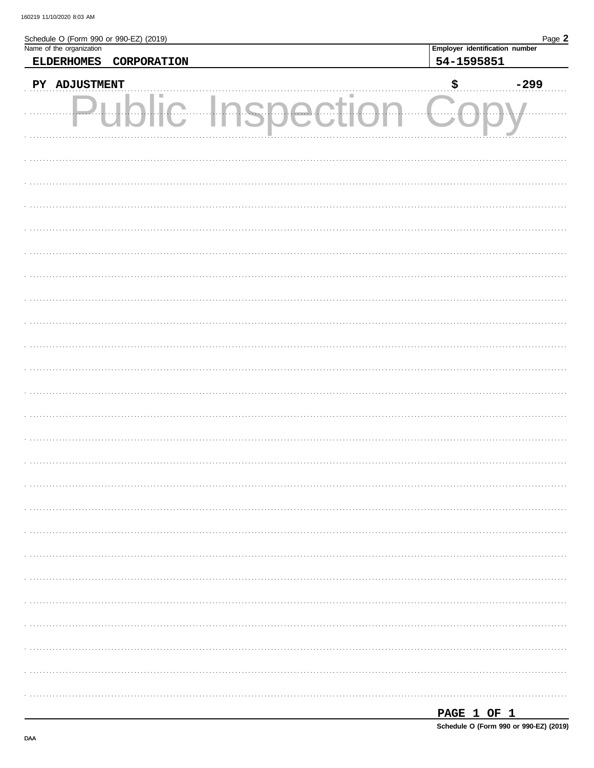Schedule O (Form 990 or 990-EZ) (2019) Page **2**

| Name of the organization | Employer identification number |
| --- | --- |
| ELDERHOMES CORPORATION | 54-1595851 |

PY ADJUSTMENT $ -299

Public Inspection Copy

PAGE 1 OF 1

**Schedule O (Form 990 or 990-EZ) (2019)**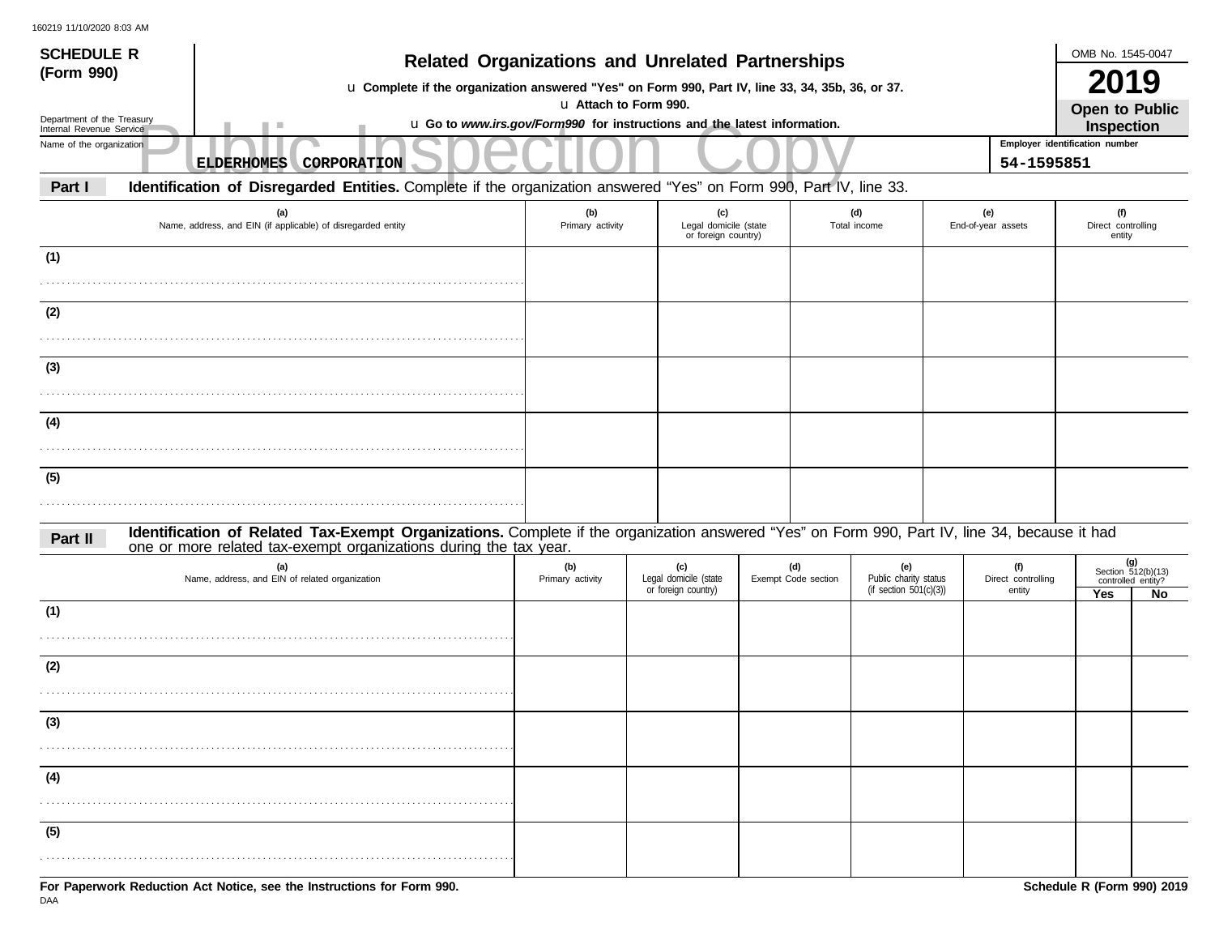160219 11/10/2020 8:03 AM

**SCHEDULE R (Form 990)**

Department of the Treasury
Internal Revenue Service

# Related Organizations and Unrelated Partnerships

u **Complete if the organization answered "Yes" on Form 990, Part IV, line 33, 34, 35b, 36, or 37.**

u **Attach to Form 990.**

u **Go to *www.irs.gov/Form990* for instructions and the latest information.**

OMB No. 1545-0047

**2019**

**Open to Public Inspection**

Public Inspection Copy

Name of the organization: **ELDERHOMES CORPORATION**

Employer identification number: **54-1595851**

## Part I Identification of Disregarded Entities.

Complete if the organization answered "Yes" on Form 990, Part IV, line 33.

| (a) Name, address, and EIN (if applicable) of disregarded entity | (b) Primary activity | (c) Legal domicile (state or foreign country) | (d) Total income | (e) End-of-year assets | (f) Direct controlling entity |
|---|---|---|---|---|---|
| (1) | | | | | |
| (2) | | | | | |
| (3) | | | | | |
| (4) | | | | | |
| (5) | | | | | |

## Part II Identification of Related Tax-Exempt Organizations.

Complete if the organization answered "Yes" on Form 990, Part IV, line 34, because it had one or more related tax-exempt organizations during the tax year.

| (a) Name, address, and EIN of related organization | (b) Primary activity | (c) Legal domicile (state or foreign country) | (d) Exempt Code section | (e) Public charity status (if section 501(c)(3)) | (f) Direct controlling entity | (g) Section 512(b)(13) controlled entity? | |
|---|---|---|---|---|---|---|---|
| | | | | | | Yes | No |
| (1) | | | | | | | |
| (2) | | | | | | | |
| (3) | | | | | | | |
| (4) | | | | | | | |
| (5) | | | | | | | |

**For Paperwork Reduction Act Notice, see the Instructions for Form 990.**

DAA

**Schedule R (Form 990) 2019**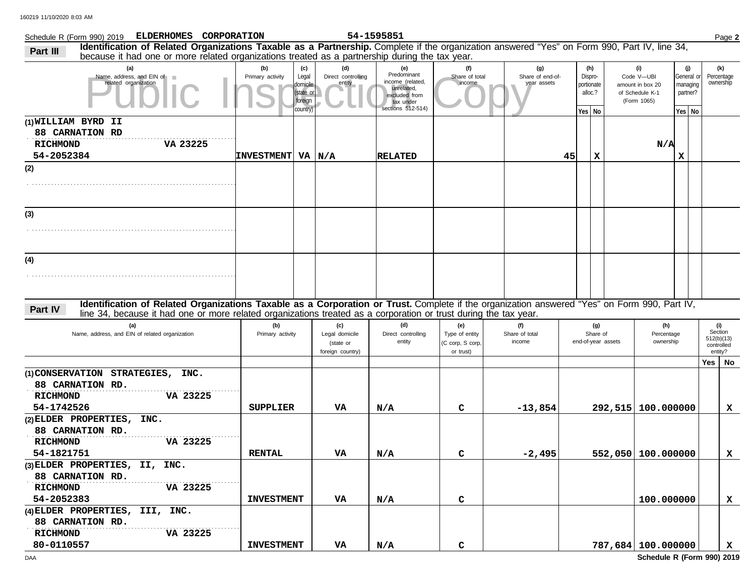Schedule R (Form 990) 2019 **ELDERHOMES CORPORATION** **54-1595851** Page **2**

## Part III Identification of Related Organizations Taxable as a Partnership.

Complete if the organization answered "Yes" on Form 990, Part IV, line 34, because it had one or more related organizations treated as a partnership during the tax year.

| (a) Name, address, and EIN of related organization | (b) Primary activity | (c) Legal domicile (state or foreign country) | (d) Direct controlling entity | (e) Predominant income (related, unrelated, excluded from tax under sections 512-514) | (f) Share of total income | (g) Share of end-of-year assets | (h) Disproportionate alloc.? Yes | (h) No | (i) Code V—UBI amount in box 20 of Schedule K-1 (Form 1065) | (j) General or managing partner? Yes | (j) No | (k) Percentage ownership |
|---|---|---|---|---|---|---|---|---|---|---|---|---|
| (1) WILLIAM BYRD II<br>88 CARNATION RD<br>RICHMOND VA 23225<br>54-2052384 | INVESTMENT | VA | N/A | RELATED | | 45 | | X | N/A | X | | |
| (2) | | | | | | | | | | | | |
| (3) | | | | | | | | | | | | |
| (4) | | | | | | | | | | | | |

## Part IV Identification of Related Organizations Taxable as a Corporation or Trust.

Complete if the organization answered "Yes" on Form 990, Part IV, line 34, because it had one or more related organizations treated as a corporation or trust during the tax year.

| (a) Name, address, and EIN of related organization | (b) Primary activity | (c) Legal domicile (state or foreign country) | (d) Direct controlling entity | (e) Type of entity (C corp, S corp, or trust) | (f) Share of total income | (g) Share of end-of-year assets | (h) Percentage ownership | (i) Section 512(b)(13) controlled entity? Yes | (i) No |
|---|---|---|---|---|---|---|---|---|---|
| (1) CONSERVATION STRATEGIES, INC.<br>88 CARNATION RD.<br>RICHMOND VA 23225<br>54-1742526 | SUPPLIER | VA | N/A | C | -13,854 | 292,515 | 100.000000 | | X |
| (2) ELDER PROPERTIES, INC.<br>88 CARNATION RD.<br>RICHMOND VA 23225<br>54-1821751 | RENTAL | VA | N/A | C | -2,495 | 552,050 | 100.000000 | | X |
| (3) ELDER PROPERTIES, II, INC.<br>88 CARNATION RD.<br>RICHMOND VA 23225<br>54-2052383 | INVESTMENT | VA | N/A | C | | | 100.000000 | | X |
| (4) ELDER PROPERTIES, III, INC.<br>88 CARNATION RD.<br>RICHMOND VA 23225<br>80-0110557 | INVESTMENT | VA | N/A | C | | 787,684 | 100.000000 | | X |

**Schedule R (Form 990) 2019**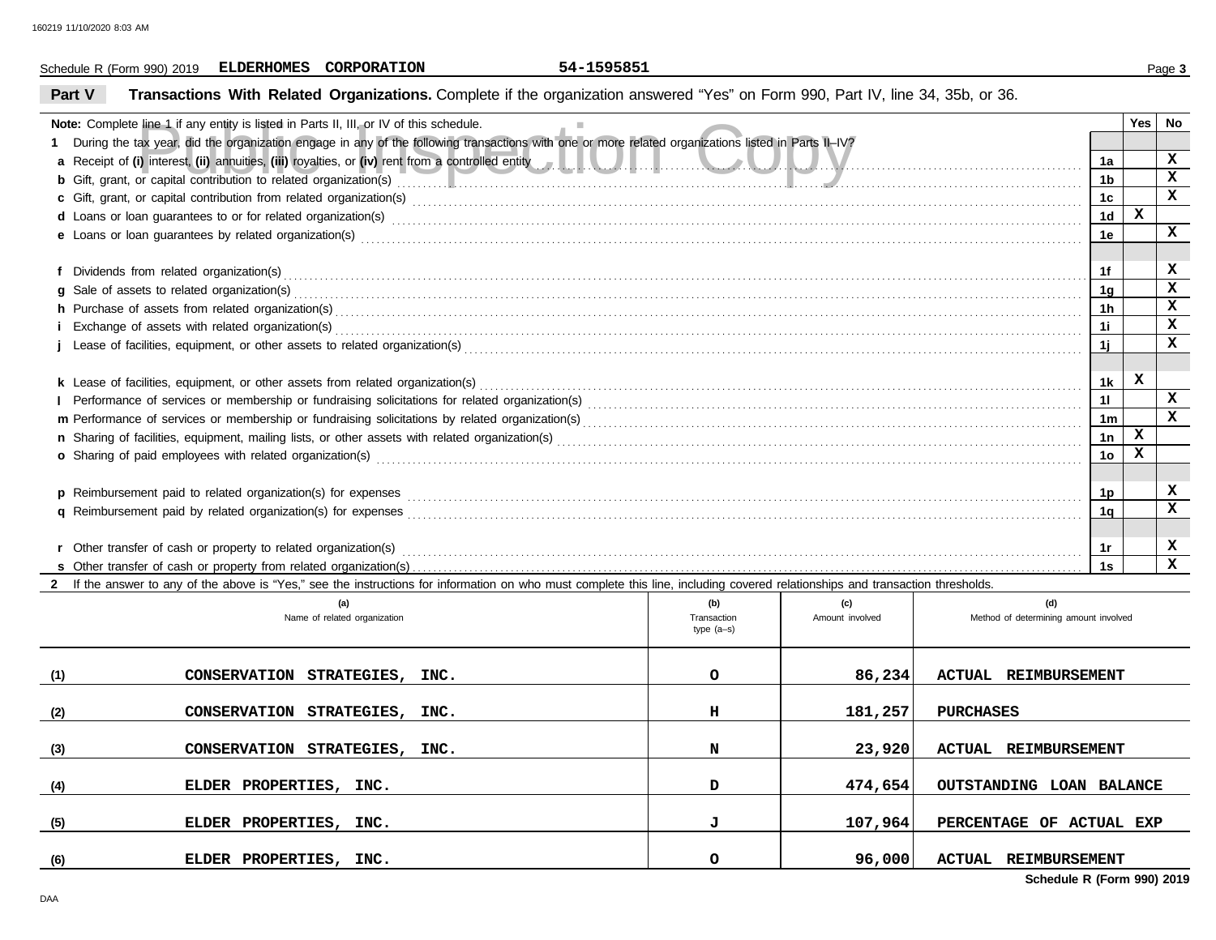Schedule R (Form 990) 2019 **ELDERHOMES CORPORATION** 54-1595851

## Part V Transactions With Related Organizations.

Complete if the organization answered "Yes" on Form 990, Part IV, line 34, 35b, or 36.

**Note:** Complete line 1 if any entity is listed in Parts II, III, or IV of this schedule.

| | | | Yes | No |
|---|---|---|---|---|
| **1** | During the tax year, did the organization engage in any of the following transactions with one or more related organizations listed in Parts II–IV? | | | |
| **a** | Receipt of **(i)** interest, **(ii)** annuities, **(iii)** royalties, or **(iv)** rent from a controlled entity | 1a | | X |
| **b** | Gift, grant, or capital contribution to related organization(s) | 1b | | X |
| **c** | Gift, grant, or capital contribution from related organization(s) | 1c | | X |
| **d** | Loans or loan guarantees to or for related organization(s) | 1d | X | |
| **e** | Loans or loan guarantees by related organization(s) | 1e | | X |
| **f** | Dividends from related organization(s) | 1f | | X |
| **g** | Sale of assets to related organization(s) | 1g | | X |
| **h** | Purchase of assets from related organization(s) | 1h | | X |
| **i** | Exchange of assets with related organization(s) | 1i | | X |
| **j** | Lease of facilities, equipment, or other assets to related organization(s) | 1j | | X |
| **k** | Lease of facilities, equipment, or other assets from related organization(s) | 1k | X | |
| **l** | Performance of services or membership or fundraising solicitations for related organization(s) | 1l | | X |
| **m** | Performance of services or membership or fundraising solicitations by related organization(s) | 1m | | X |
| **n** | Sharing of facilities, equipment, mailing lists, or other assets with related organization(s) | 1n | X | |
| **o** | Sharing of paid employees with related organization(s) | 1o | X | |
| **p** | Reimbursement paid to related organization(s) for expenses | 1p | | X |
| **q** | Reimbursement paid by related organization(s) for expenses | 1q | | X |
| **r** | Other transfer of cash or property to related organization(s) | 1r | | X |
| **s** | Other transfer of cash or property from related organization(s) | 1s | | X |

**2** If the answer to any of the above is "Yes," see the instructions for information on who must complete this line, including covered relationships and transaction thresholds.

| | (a) Name of related organization | (b) Transaction type (a–s) | (c) Amount involved | (d) Method of determining amount involved |
|---|---|---|---|---|
| (1) | CONSERVATION STRATEGIES, INC. | O | 86,234 | ACTUAL REIMBURSEMENT |
| (2) | CONSERVATION STRATEGIES, INC. | H | 181,257 | PURCHASES |
| (3) | CONSERVATION STRATEGIES, INC. | N | 23,920 | ACTUAL REIMBURSEMENT |
| (4) | ELDER PROPERTIES, INC. | D | 474,654 | OUTSTANDING LOAN BALANCE |
| (5) | ELDER PROPERTIES, INC. | J | 107,964 | PERCENTAGE OF ACTUAL EXP |
| (6) | ELDER PROPERTIES, INC. | O | 96,000 | ACTUAL REIMBURSEMENT |

**Schedule R (Form 990) 2019**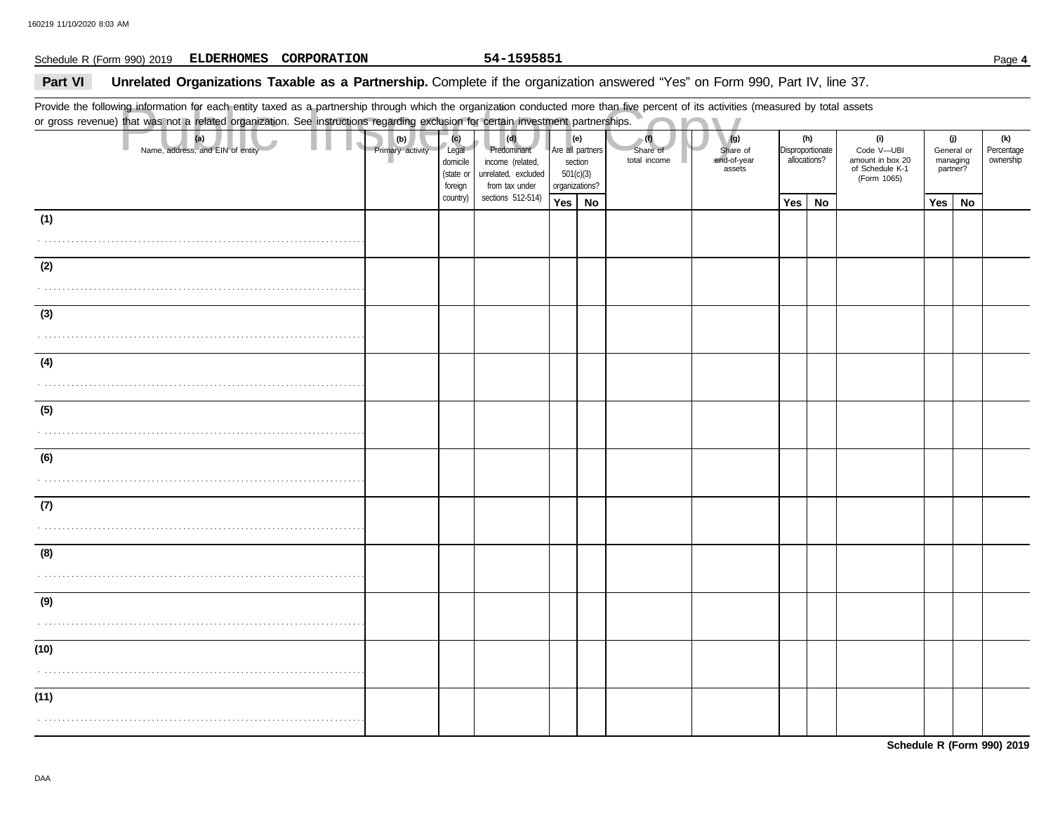Schedule R (Form 990) 2019 **ELDERHOMES CORPORATION** **54-1595851**

## Part VI Unrelated Organizations Taxable as a Partnership. Complete if the organization answered "Yes" on Form 990, Part IV, line 37.

Provide the following information for each entity taxed as a partnership through which the organization conducted more than five percent of its activities (measured by total assets or gross revenue) that was not a related organization. See instructions regarding exclusion for certain investment partnerships.

| (a) Name, address, and EIN of entity | (b) Primary activity | (c) Legal domicile (state or foreign country) | (d) Predominant income (related, unrelated, excluded from tax under sections 512-514) | (e) Are all partners section 501(c)(3) organizations? | | (f) Share of total income | (g) Share of end-of-year assets | (h) Disproportionate allocations? | | (i) Code V—UBI amount in box 20 of Schedule K-1 (Form 1065) | (j) General or managing partner? | | (k) Percentage ownership |
|---|---|---|---|---|---|---|---|---|---|---|---|---|---|
| | | | | Yes | No | | | Yes | No | | Yes | No | |
| (1) | | | | | | | | | | | | | |
| (2) | | | | | | | | | | | | | |
| (3) | | | | | | | | | | | | | |
| (4) | | | | | | | | | | | | | |
| (5) | | | | | | | | | | | | | |
| (6) | | | | | | | | | | | | | |
| (7) | | | | | | | | | | | | | |
| (8) | | | | | | | | | | | | | |
| (9) | | | | | | | | | | | | | |
| (10) | | | | | | | | | | | | | |
| (11) | | | | | | | | | | | | | |

**Schedule R (Form 990) 2019**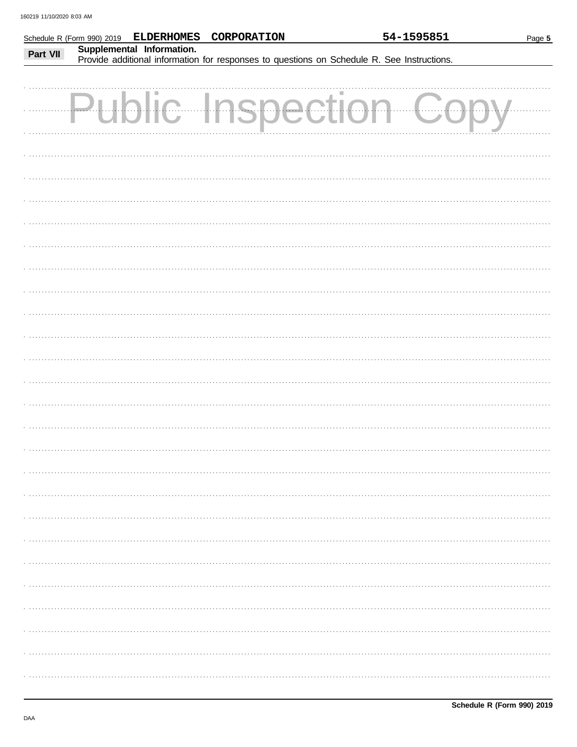Schedule R (Form 990) 2019 **ELDERHOMES CORPORATION** **54-1595851**

## Part VII Supplemental Information.

Provide additional information for responses to questions on Schedule R. See Instructions.

Public Inspection Copy

**Schedule R (Form 990) 2019**